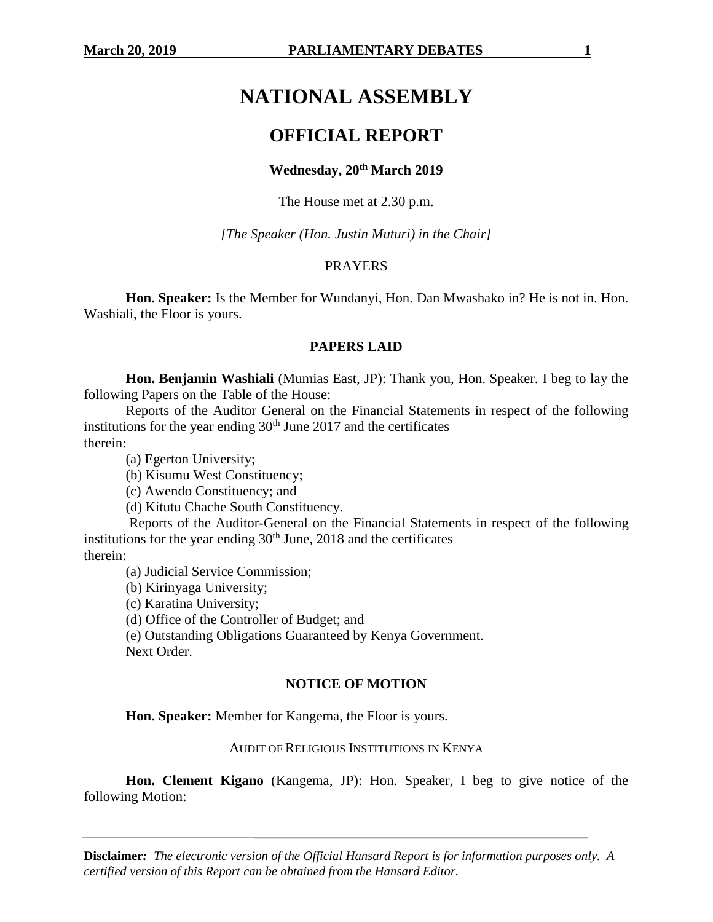# NATIONAL ASSEMBLY

# OFFICIAL REPORT

**Wednesday, 20th March 2019**

The House met at 2.30 p.m.

*[The Speaker (Hon. Justin Muturi) in the Chair]*

PRAYERS

**Hon. Speaker:** Is the Member for Wundanyi, Hon. Dan Mwashako in? He is not in. Hon. Washiali, the Floor is yours.

## PAPERS LAID

**Hon. Benjamin Washiali** (Mumias East, JP): Thank you, Hon. Speaker. I beg to lay the following Papers on the Table of the House:

Reports of the Auditor General on the Financial Statements in respect of the following institutions for the year ending 30th June 2017 and the certificates therein:

(a) Egerton University;

(b) Kisumu West Constituency;

(c) Awendo Constituency; and

(d) Kitutu Chache South Constituency.

Reports of the Auditor-General on the Financial Statements in respect of the following institutions for the year ending 30th June, 2018 and the certificates therein:

(a) Judicial Service Commission;

(b) Kirinyaga University;

(c) Karatina University;

(d) Office of the Controller of Budget; and

(e) Outstanding Obligations Guaranteed by Kenya Government.

Next Order.

## NOTICE OF MOTION

**Hon. Speaker:** Member for Kangema, the Floor is yours.

AUDIT OF RELIGIOUS INSTITUTIONS IN KENYA

**Hon. Clement Kigano** (Kangema, JP): Hon. Speaker, I beg to give notice of the following Motion:

**Disclaimer***:* *The electronic version of the Official Hansard Report is for information purposes only. A certified version of this Report can be obtained from the Hansard Editor.*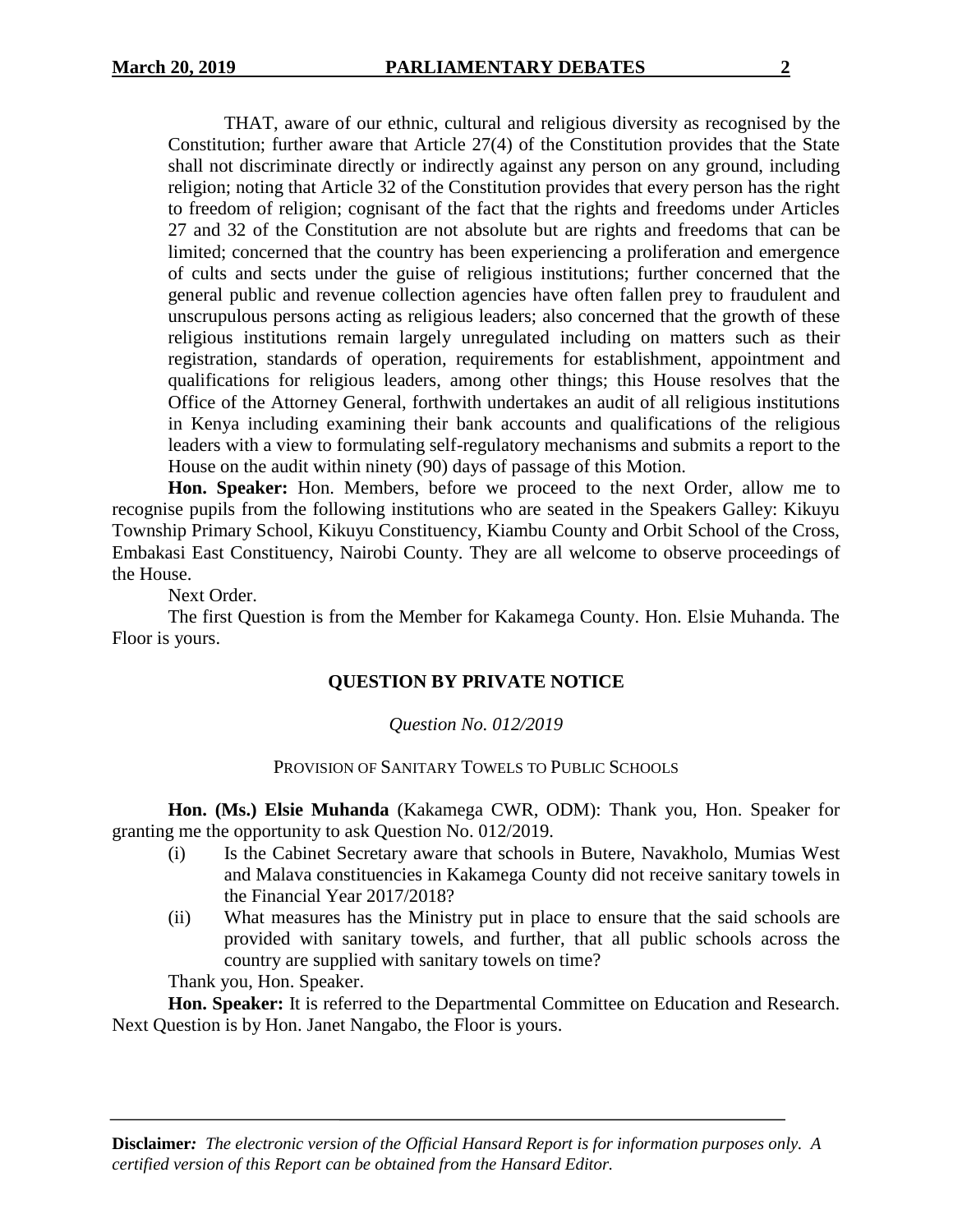THAT, aware of our ethnic, cultural and religious diversity as recognised by the Constitution; further aware that Article 27(4) of the Constitution provides that the State shall not discriminate directly or indirectly against any person on any ground, including religion; noting that Article 32 of the Constitution provides that every person has the right to freedom of religion; cognisant of the fact that the rights and freedoms under Articles 27 and 32 of the Constitution are not absolute but are rights and freedoms that can be limited; concerned that the country has been experiencing a proliferation and emergence of cults and sects under the guise of religious institutions; further concerned that the general public and revenue collection agencies have often fallen prey to fraudulent and unscrupulous persons acting as religious leaders; also concerned that the growth of these religious institutions remain largely unregulated including on matters such as their registration, standards of operation, requirements for establishment, appointment and qualifications for religious leaders, among other things; this House resolves that the Office of the Attorney General, forthwith undertakes an audit of all religious institutions in Kenya including examining their bank accounts and qualifications of the religious leaders with a view to formulating self-regulatory mechanisms and submits a report to the House on the audit within ninety (90) days of passage of this Motion.

**Hon. Speaker:** Hon. Members, before we proceed to the next Order, allow me to recognise pupils from the following institutions who are seated in the Speakers Galley: Kikuyu Township Primary School, Kikuyu Constituency, Kiambu County and Orbit School of the Cross, Embakasi East Constituency, Nairobi County. They are all welcome to observe proceedings of the House.

Next Order.

The first Question is from the Member for Kakamega County. Hon. Elsie Muhanda. The Floor is yours.

## QUESTION BY PRIVATE NOTICE

*Question No. 012/2019*

PROVISION OF SANITARY TOWELS TO PUBLIC SCHOOLS

**Hon. (Ms.) Elsie Muhanda** (Kakamega CWR, ODM): Thank you, Hon. Speaker for granting me the opportunity to ask Question No. 012/2019.

(i) Is the Cabinet Secretary aware that schools in Butere, Navakholo, Mumias West and Malava constituencies in Kakamega County did not receive sanitary towels in the Financial Year 2017/2018?

(ii) What measures has the Ministry put in place to ensure that the said schools are provided with sanitary towels, and further, that all public schools across the country are supplied with sanitary towels on time?

Thank you, Hon. Speaker.

**Hon. Speaker:** It is referred to the Departmental Committee on Education and Research. Next Question is by Hon. Janet Nangabo, the Floor is yours.

**Disclaimer***: The electronic version of the Official Hansard Report is for information purposes only. A certified version of this Report can be obtained from the Hansard Editor.*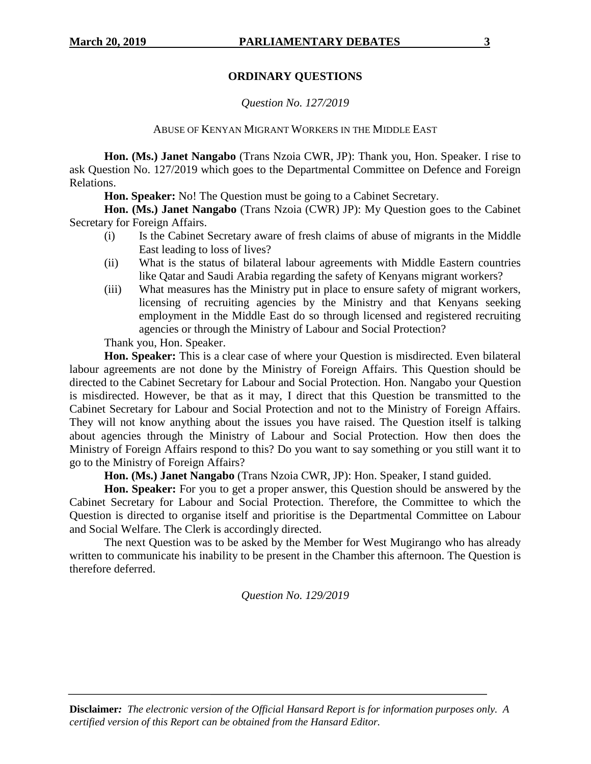## ORDINARY QUESTIONS

*Question No. 127/2019*

ABUSE OF KENYAN MIGRANT WORKERS IN THE MIDDLE EAST

**Hon. (Ms.) Janet Nangabo** (Trans Nzoia CWR, JP): Thank you, Hon. Speaker. I rise to ask Question No. 127/2019 which goes to the Departmental Committee on Defence and Foreign Relations.

**Hon. Speaker:** No! The Question must be going to a Cabinet Secretary.

**Hon. (Ms.) Janet Nangabo** (Trans Nzoia (CWR) JP): My Question goes to the Cabinet Secretary for Foreign Affairs.

(i) Is the Cabinet Secretary aware of fresh claims of abuse of migrants in the Middle East leading to loss of lives?

(ii) What is the status of bilateral labour agreements with Middle Eastern countries like Qatar and Saudi Arabia regarding the safety of Kenyans migrant workers?

(iii) What measures has the Ministry put in place to ensure safety of migrant workers, licensing of recruiting agencies by the Ministry and that Kenyans seeking employment in the Middle East do so through licensed and registered recruiting agencies or through the Ministry of Labour and Social Protection?

Thank you, Hon. Speaker.

**Hon. Speaker:** This is a clear case of where your Question is misdirected. Even bilateral labour agreements are not done by the Ministry of Foreign Affairs. This Question should be directed to the Cabinet Secretary for Labour and Social Protection. Hon. Nangabo your Question is misdirected. However, be that as it may, I direct that this Question be transmitted to the Cabinet Secretary for Labour and Social Protection and not to the Ministry of Foreign Affairs. They will not know anything about the issues you have raised. The Question itself is talking about agencies through the Ministry of Labour and Social Protection. How then does the Ministry of Foreign Affairs respond to this? Do you want to say something or you still want it to go to the Ministry of Foreign Affairs?

**Hon. (Ms.) Janet Nangabo** (Trans Nzoia CWR, JP): Hon. Speaker, I stand guided.

**Hon. Speaker:** For you to get a proper answer, this Question should be answered by the Cabinet Secretary for Labour and Social Protection. Therefore, the Committee to which the Question is directed to organise itself and prioritise is the Departmental Committee on Labour and Social Welfare. The Clerk is accordingly directed.

The next Question was to be asked by the Member for West Mugirango who has already written to communicate his inability to be present in the Chamber this afternoon. The Question is therefore deferred.

*Question No. 129/2019*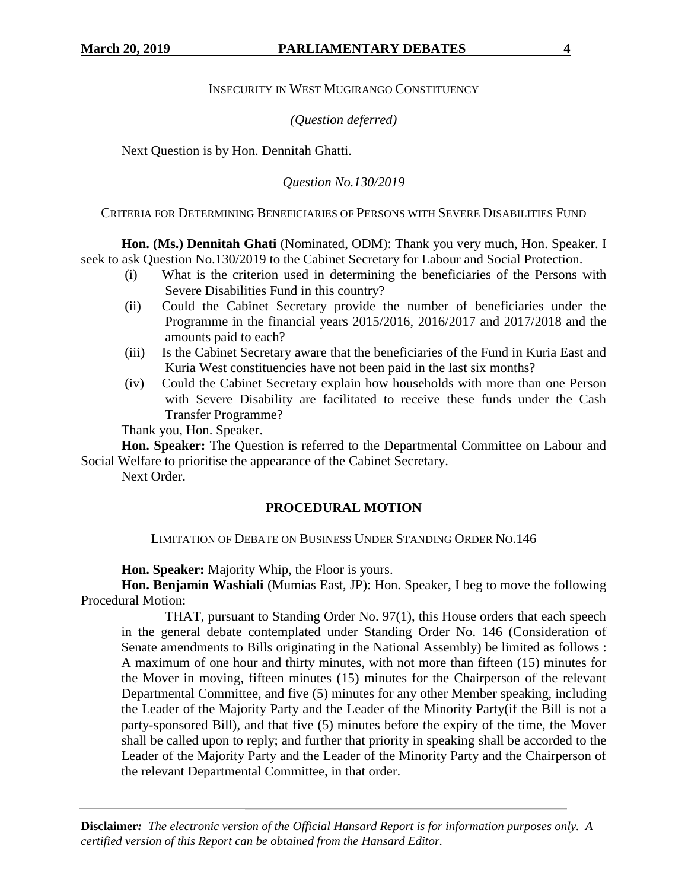INSECURITY IN WEST MUGIRANGO CONSTITUENCY

*(Question deferred)*

Next Question is by Hon. Dennitah Ghatti.

*Question No.130/2019*

CRITERIA FOR DETERMINING BENEFICIARIES OF PERSONS WITH SEVERE DISABILITIES FUND

**Hon. (Ms.) Dennitah Ghati** (Nominated, ODM): Thank you very much, Hon. Speaker. I seek to ask Question No.130/2019 to the Cabinet Secretary for Labour and Social Protection.

(i) What is the criterion used in determining the beneficiaries of the Persons with Severe Disabilities Fund in this country?

(ii) Could the Cabinet Secretary provide the number of beneficiaries under the Programme in the financial years 2015/2016, 2016/2017 and 2017/2018 and the amounts paid to each?

(iii) Is the Cabinet Secretary aware that the beneficiaries of the Fund in Kuria East and Kuria West constituencies have not been paid in the last six months?

(iv) Could the Cabinet Secretary explain how households with more than one Person with Severe Disability are facilitated to receive these funds under the Cash Transfer Programme?

Thank you, Hon. Speaker.

**Hon. Speaker:** The Question is referred to the Departmental Committee on Labour and Social Welfare to prioritise the appearance of the Cabinet Secretary.

Next Order.

## PROCEDURAL MOTION

LIMITATION OF DEBATE ON BUSINESS UNDER STANDING ORDER NO.146

**Hon. Speaker:** Majority Whip, the Floor is yours.

**Hon. Benjamin Washiali** (Mumias East, JP): Hon. Speaker, I beg to move the following Procedural Motion:

> THAT, pursuant to Standing Order No. 97(1), this House orders that each speech in the general debate contemplated under Standing Order No. 146 (Consideration of Senate amendments to Bills originating in the National Assembly) be limited as follows : A maximum of one hour and thirty minutes, with not more than fifteen (15) minutes for the Mover in moving, fifteen minutes (15) minutes for the Chairperson of the relevant Departmental Committee, and five (5) minutes for any other Member speaking, including the Leader of the Majority Party and the Leader of the Minority Party(if the Bill is not a party-sponsored Bill), and that five (5) minutes before the expiry of the time, the Mover shall be called upon to reply; and further that priority in speaking shall be accorded to the Leader of the Majority Party and the Leader of the Minority Party and the Chairperson of the relevant Departmental Committee, in that order.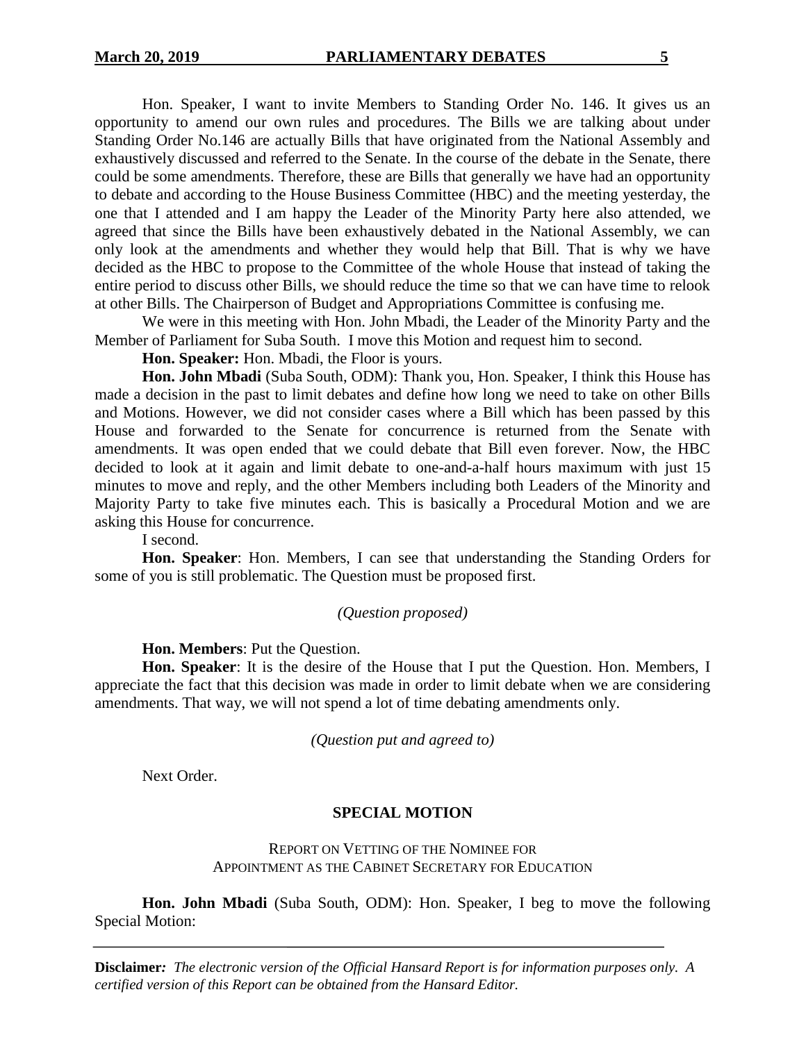Hon. Speaker, I want to invite Members to Standing Order No. 146. It gives us an opportunity to amend our own rules and procedures. The Bills we are talking about under Standing Order No.146 are actually Bills that have originated from the National Assembly and exhaustively discussed and referred to the Senate. In the course of the debate in the Senate, there could be some amendments. Therefore, these are Bills that generally we have had an opportunity to debate and according to the House Business Committee (HBC) and the meeting yesterday, the one that I attended and I am happy the Leader of the Minority Party here also attended, we agreed that since the Bills have been exhaustively debated in the National Assembly, we can only look at the amendments and whether they would help that Bill. That is why we have decided as the HBC to propose to the Committee of the whole House that instead of taking the entire period to discuss other Bills, we should reduce the time so that we can have time to relook at other Bills. The Chairperson of Budget and Appropriations Committee is confusing me.

We were in this meeting with Hon. John Mbadi, the Leader of the Minority Party and the Member of Parliament for Suba South. I move this Motion and request him to second.

**Hon. Speaker:** Hon. Mbadi, the Floor is yours.

**Hon. John Mbadi** (Suba South, ODM): Thank you, Hon. Speaker, I think this House has made a decision in the past to limit debates and define how long we need to take on other Bills and Motions. However, we did not consider cases where a Bill which has been passed by this House and forwarded to the Senate for concurrence is returned from the Senate with amendments. It was open ended that we could debate that Bill even forever. Now, the HBC decided to look at it again and limit debate to one-and-a-half hours maximum with just 15 minutes to move and reply, and the other Members including both Leaders of the Minority and Majority Party to take five minutes each. This is basically a Procedural Motion and we are asking this House for concurrence.

I second.

**Hon. Speaker**: Hon. Members, I can see that understanding the Standing Orders for some of you is still problematic. The Question must be proposed first.

*(Question proposed)*

**Hon. Members**: Put the Question.

**Hon. Speaker**: It is the desire of the House that I put the Question. Hon. Members, I appreciate the fact that this decision was made in order to limit debate when we are considering amendments. That way, we will not spend a lot of time debating amendments only.

*(Question put and agreed to)*

Next Order.

## SPECIAL MOTION

### REPORT ON VETTING OF THE NOMINEE FOR APPOINTMENT AS THE CABINET SECRETARY FOR EDUCATION

**Hon. John Mbadi** (Suba South, ODM): Hon. Speaker, I beg to move the following Special Motion: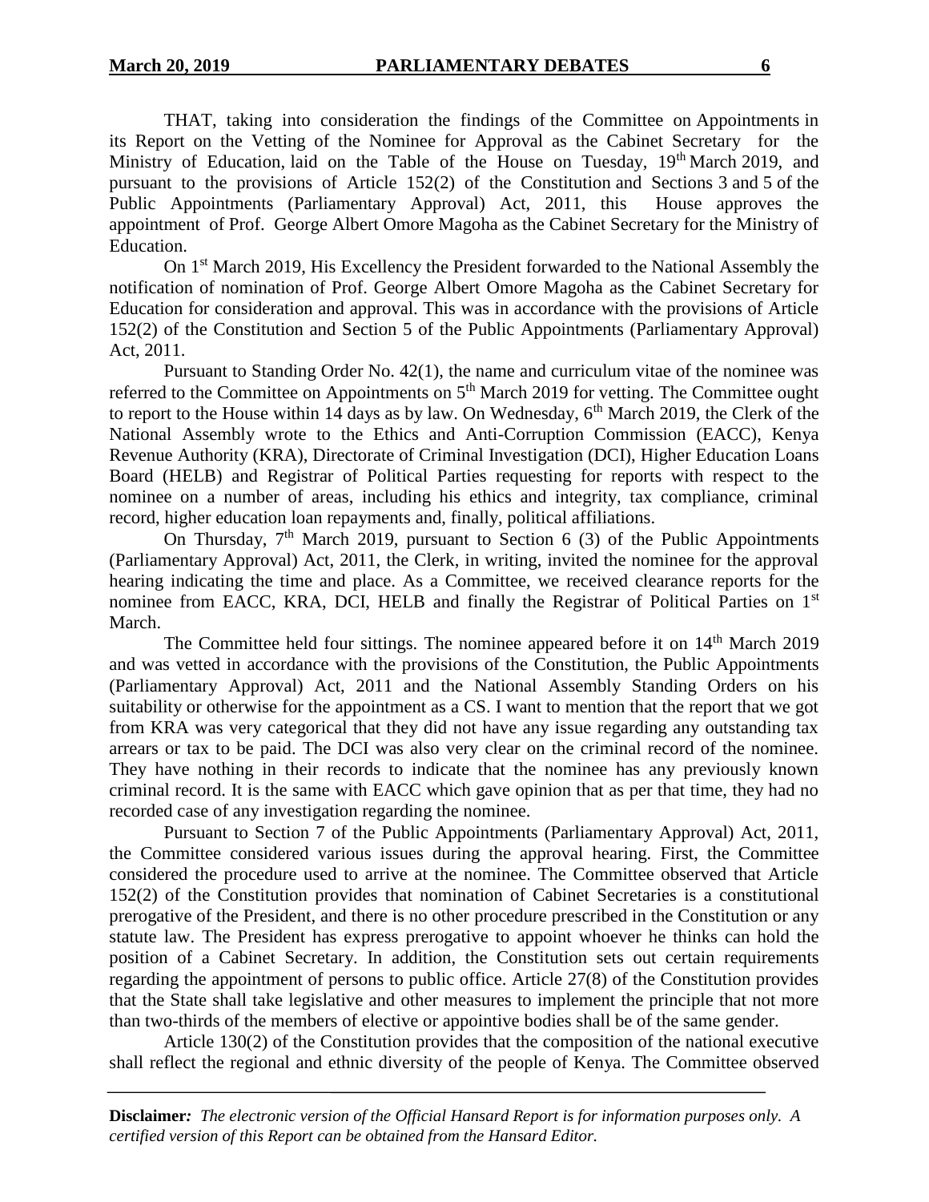THAT, taking into consideration the findings of the Committee on Appointments in its Report on the Vetting of the Nominee for Approval as the Cabinet Secretary for the Ministry of Education, laid on the Table of the House on Tuesday, 19th March 2019, and pursuant to the provisions of Article 152(2) of the Constitution and Sections 3 and 5 of the Public Appointments (Parliamentary Approval) Act, 2011, this House approves the appointment of Prof. George Albert Omore Magoha as the Cabinet Secretary for the Ministry of Education.

On 1st March 2019, His Excellency the President forwarded to the National Assembly the notification of nomination of Prof. George Albert Omore Magoha as the Cabinet Secretary for Education for consideration and approval. This was in accordance with the provisions of Article 152(2) of the Constitution and Section 5 of the Public Appointments (Parliamentary Approval) Act, 2011.

Pursuant to Standing Order No. 42(1), the name and curriculum vitae of the nominee was referred to the Committee on Appointments on 5th March 2019 for vetting. The Committee ought to report to the House within 14 days as by law. On Wednesday, 6th March 2019, the Clerk of the National Assembly wrote to the Ethics and Anti-Corruption Commission (EACC), Kenya Revenue Authority (KRA), Directorate of Criminal Investigation (DCI), Higher Education Loans Board (HELB) and Registrar of Political Parties requesting for reports with respect to the nominee on a number of areas, including his ethics and integrity, tax compliance, criminal record, higher education loan repayments and, finally, political affiliations.

On Thursday, 7th March 2019, pursuant to Section 6 (3) of the Public Appointments (Parliamentary Approval) Act, 2011, the Clerk, in writing, invited the nominee for the approval hearing indicating the time and place. As a Committee, we received clearance reports for the nominee from EACC, KRA, DCI, HELB and finally the Registrar of Political Parties on 1st March.

The Committee held four sittings. The nominee appeared before it on 14th March 2019 and was vetted in accordance with the provisions of the Constitution, the Public Appointments (Parliamentary Approval) Act, 2011 and the National Assembly Standing Orders on his suitability or otherwise for the appointment as a CS. I want to mention that the report that we got from KRA was very categorical that they did not have any issue regarding any outstanding tax arrears or tax to be paid. The DCI was also very clear on the criminal record of the nominee. They have nothing in their records to indicate that the nominee has any previously known criminal record. It is the same with EACC which gave opinion that as per that time, they had no recorded case of any investigation regarding the nominee.

Pursuant to Section 7 of the Public Appointments (Parliamentary Approval) Act, 2011, the Committee considered various issues during the approval hearing. First, the Committee considered the procedure used to arrive at the nominee. The Committee observed that Article 152(2) of the Constitution provides that nomination of Cabinet Secretaries is a constitutional prerogative of the President, and there is no other procedure prescribed in the Constitution or any statute law. The President has express prerogative to appoint whoever he thinks can hold the position of a Cabinet Secretary. In addition, the Constitution sets out certain requirements regarding the appointment of persons to public office. Article 27(8) of the Constitution provides that the State shall take legislative and other measures to implement the principle that not more than two-thirds of the members of elective or appointive bodies shall be of the same gender.

Article 130(2) of the Constitution provides that the composition of the national executive shall reflect the regional and ethnic diversity of the people of Kenya. The Committee observed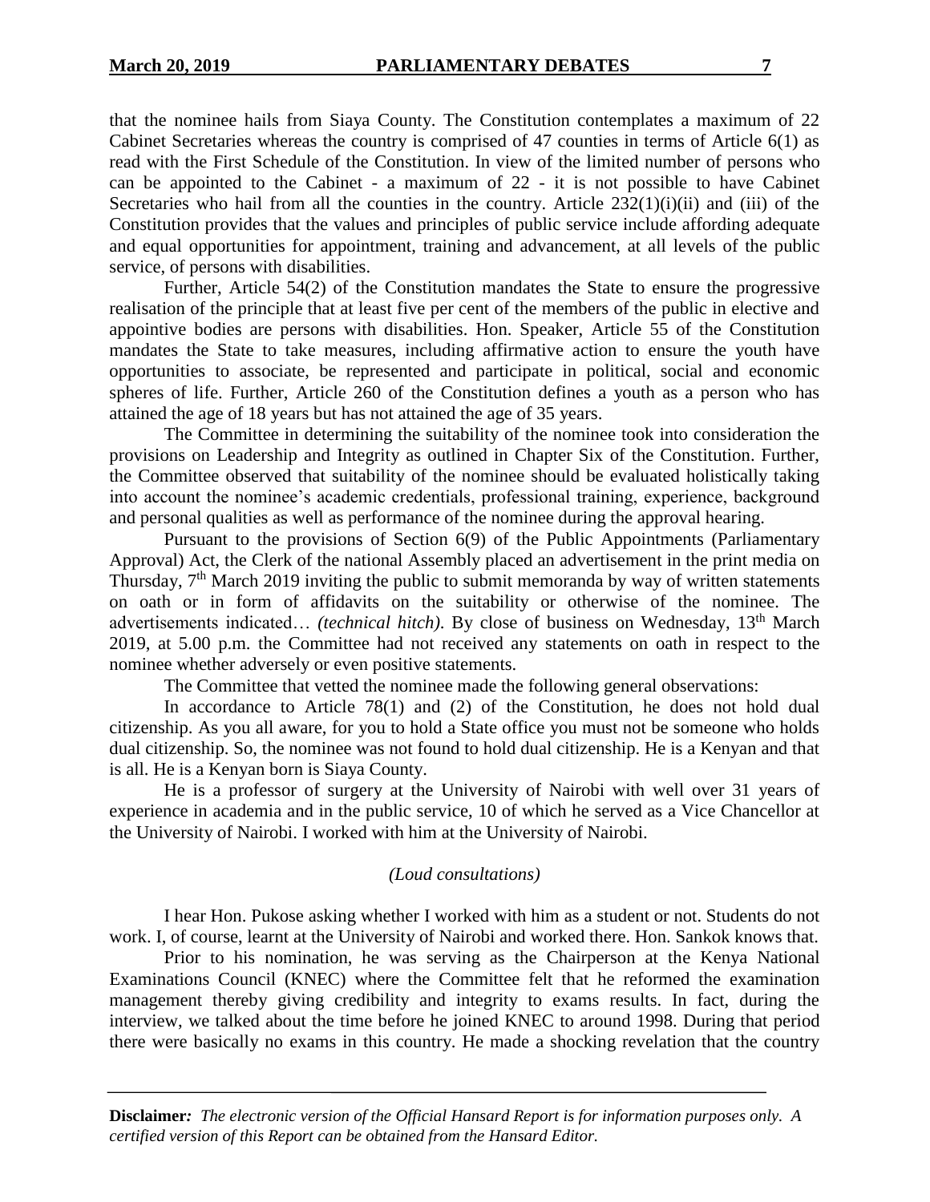that the nominee hails from Siaya County. The Constitution contemplates a maximum of 22 Cabinet Secretaries whereas the country is comprised of 47 counties in terms of Article 6(1) as read with the First Schedule of the Constitution. In view of the limited number of persons who can be appointed to the Cabinet - a maximum of 22 - it is not possible to have Cabinet Secretaries who hail from all the counties in the country. Article 232(1)(i)(ii) and (iii) of the Constitution provides that the values and principles of public service include affording adequate and equal opportunities for appointment, training and advancement, at all levels of the public service, of persons with disabilities.

Further, Article 54(2) of the Constitution mandates the State to ensure the progressive realisation of the principle that at least five per cent of the members of the public in elective and appointive bodies are persons with disabilities. Hon. Speaker, Article 55 of the Constitution mandates the State to take measures, including affirmative action to ensure the youth have opportunities to associate, be represented and participate in political, social and economic spheres of life. Further, Article 260 of the Constitution defines a youth as a person who has attained the age of 18 years but has not attained the age of 35 years.

The Committee in determining the suitability of the nominee took into consideration the provisions on Leadership and Integrity as outlined in Chapter Six of the Constitution. Further, the Committee observed that suitability of the nominee should be evaluated holistically taking into account the nominee's academic credentials, professional training, experience, background and personal qualities as well as performance of the nominee during the approval hearing.

Pursuant to the provisions of Section 6(9) of the Public Appointments (Parliamentary Approval) Act, the Clerk of the national Assembly placed an advertisement in the print media on Thursday, 7th March 2019 inviting the public to submit memoranda by way of written statements on oath or in form of affidavits on the suitability or otherwise of the nominee. The advertisements indicated… *(technical hitch).* By close of business on Wednesday, 13th March 2019, at 5.00 p.m. the Committee had not received any statements on oath in respect to the nominee whether adversely or even positive statements.

The Committee that vetted the nominee made the following general observations:

In accordance to Article 78(1) and (2) of the Constitution, he does not hold dual citizenship. As you all aware, for you to hold a State office you must not be someone who holds dual citizenship. So, the nominee was not found to hold dual citizenship. He is a Kenyan and that is all. He is a Kenyan born is Siaya County.

He is a professor of surgery at the University of Nairobi with well over 31 years of experience in academia and in the public service, 10 of which he served as a Vice Chancellor at the University of Nairobi. I worked with him at the University of Nairobi.

*(Loud consultations)*

I hear Hon. Pukose asking whether I worked with him as a student or not. Students do not work. I, of course, learnt at the University of Nairobi and worked there. Hon. Sankok knows that.

Prior to his nomination, he was serving as the Chairperson at the Kenya National Examinations Council (KNEC) where the Committee felt that he reformed the examination management thereby giving credibility and integrity to exams results. In fact, during the interview, we talked about the time before he joined KNEC to around 1998. During that period there were basically no exams in this country. He made a shocking revelation that the country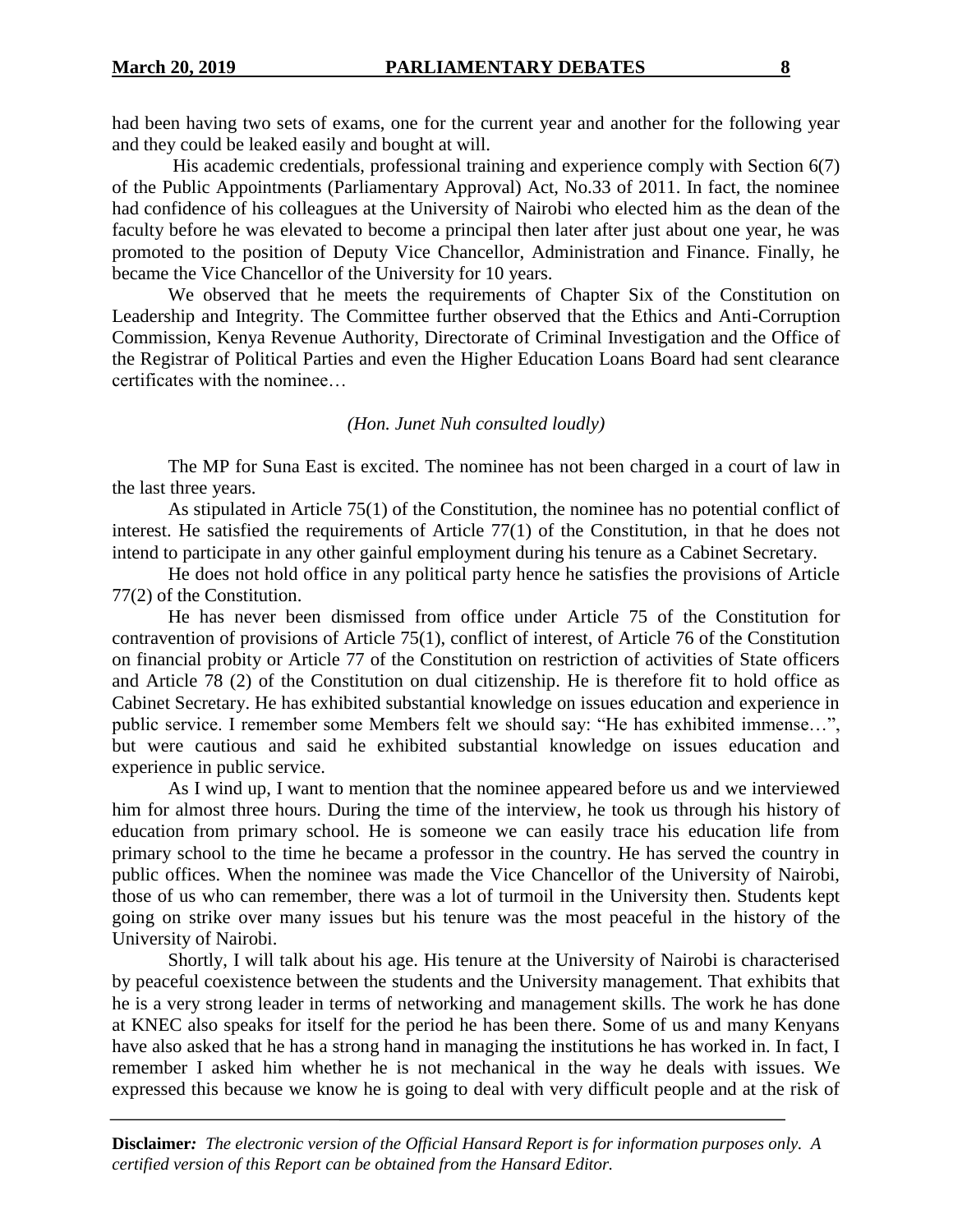had been having two sets of exams, one for the current year and another for the following year and they could be leaked easily and bought at will.

His academic credentials, professional training and experience comply with Section 6(7) of the Public Appointments (Parliamentary Approval) Act, No.33 of 2011. In fact, the nominee had confidence of his colleagues at the University of Nairobi who elected him as the dean of the faculty before he was elevated to become a principal then later after just about one year, he was promoted to the position of Deputy Vice Chancellor, Administration and Finance. Finally, he became the Vice Chancellor of the University for 10 years.

We observed that he meets the requirements of Chapter Six of the Constitution on Leadership and Integrity. The Committee further observed that the Ethics and Anti-Corruption Commission, Kenya Revenue Authority, Directorate of Criminal Investigation and the Office of the Registrar of Political Parties and even the Higher Education Loans Board had sent clearance certificates with the nominee…

*(Hon. Junet Nuh consulted loudly)*

The MP for Suna East is excited. The nominee has not been charged in a court of law in the last three years.

As stipulated in Article 75(1) of the Constitution, the nominee has no potential conflict of interest. He satisfied the requirements of Article 77(1) of the Constitution, in that he does not intend to participate in any other gainful employment during his tenure as a Cabinet Secretary.

He does not hold office in any political party hence he satisfies the provisions of Article 77(2) of the Constitution.

He has never been dismissed from office under Article 75 of the Constitution for contravention of provisions of Article 75(1), conflict of interest, of Article 76 of the Constitution on financial probity or Article 77 of the Constitution on restriction of activities of State officers and Article 78 (2) of the Constitution on dual citizenship. He is therefore fit to hold office as Cabinet Secretary. He has exhibited substantial knowledge on issues education and experience in public service. I remember some Members felt we should say: "He has exhibited immense…", but were cautious and said he exhibited substantial knowledge on issues education and experience in public service.

As I wind up, I want to mention that the nominee appeared before us and we interviewed him for almost three hours. During the time of the interview, he took us through his history of education from primary school. He is someone we can easily trace his education life from primary school to the time he became a professor in the country. He has served the country in public offices. When the nominee was made the Vice Chancellor of the University of Nairobi, those of us who can remember, there was a lot of turmoil in the University then. Students kept going on strike over many issues but his tenure was the most peaceful in the history of the University of Nairobi.

Shortly, I will talk about his age. His tenure at the University of Nairobi is characterised by peaceful coexistence between the students and the University management. That exhibits that he is a very strong leader in terms of networking and management skills. The work he has done at KNEC also speaks for itself for the period he has been there. Some of us and many Kenyans have also asked that he has a strong hand in managing the institutions he has worked in. In fact, I remember I asked him whether he is not mechanical in the way he deals with issues. We expressed this because we know he is going to deal with very difficult people and at the risk of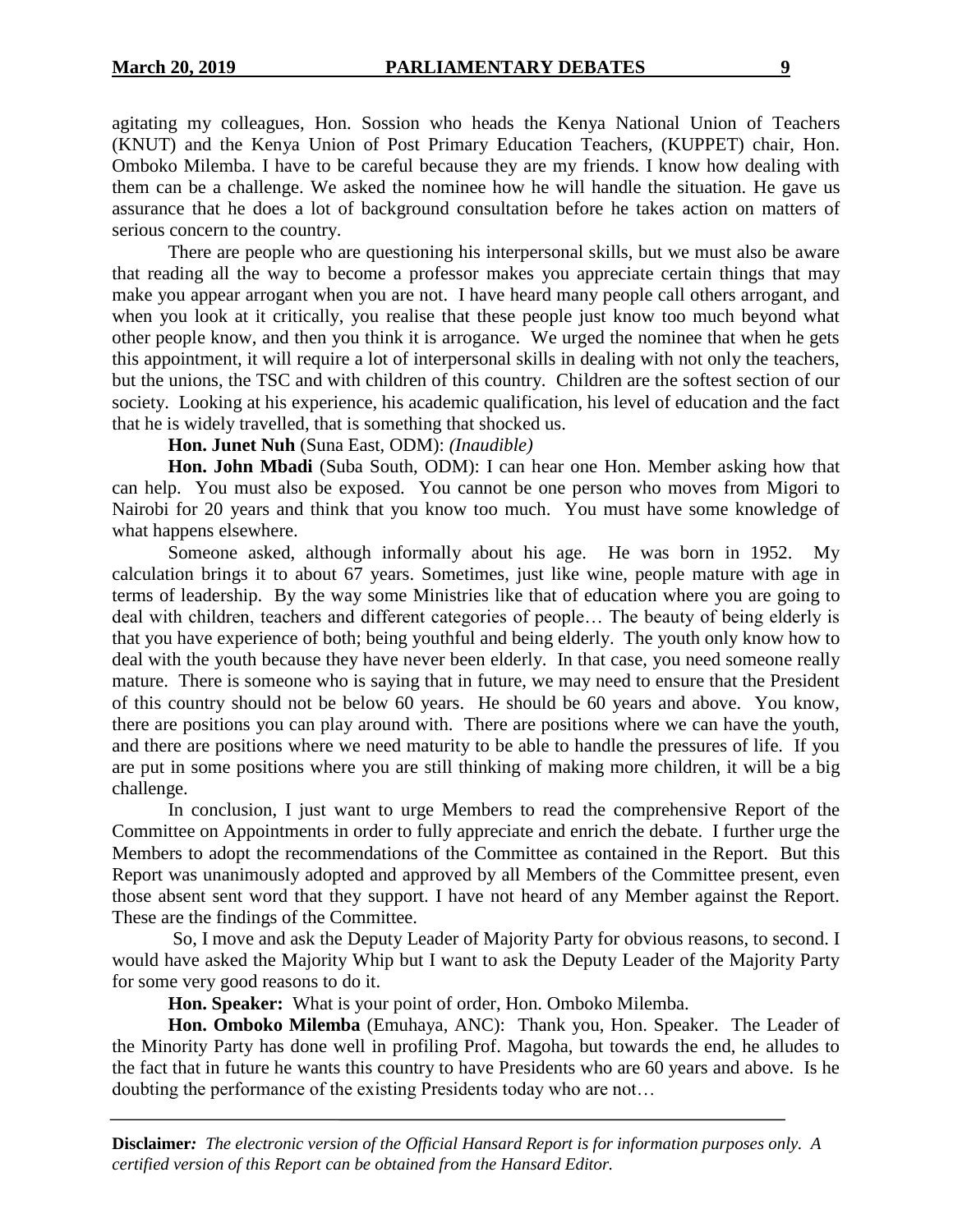agitating my colleagues, Hon. Sossion who heads the Kenya National Union of Teachers (KNUT) and the Kenya Union of Post Primary Education Teachers, (KUPPET) chair, Hon. Omboko Milemba. I have to be careful because they are my friends. I know how dealing with them can be a challenge. We asked the nominee how he will handle the situation. He gave us assurance that he does a lot of background consultation before he takes action on matters of serious concern to the country.

There are people who are questioning his interpersonal skills, but we must also be aware that reading all the way to become a professor makes you appreciate certain things that may make you appear arrogant when you are not. I have heard many people call others arrogant, and when you look at it critically, you realise that these people just know too much beyond what other people know, and then you think it is arrogance. We urged the nominee that when he gets this appointment, it will require a lot of interpersonal skills in dealing with not only the teachers, but the unions, the TSC and with children of this country. Children are the softest section of our society. Looking at his experience, his academic qualification, his level of education and the fact that he is widely travelled, that is something that shocked us.

**Hon. Junet Nuh** (Suna East, ODM): *(Inaudible)*

**Hon. John Mbadi** (Suba South, ODM): I can hear one Hon. Member asking how that can help. You must also be exposed. You cannot be one person who moves from Migori to Nairobi for 20 years and think that you know too much. You must have some knowledge of what happens elsewhere.

Someone asked, although informally about his age. He was born in 1952. My calculation brings it to about 67 years. Sometimes, just like wine, people mature with age in terms of leadership. By the way some Ministries like that of education where you are going to deal with children, teachers and different categories of people… The beauty of being elderly is that you have experience of both; being youthful and being elderly. The youth only know how to deal with the youth because they have never been elderly. In that case, you need someone really mature. There is someone who is saying that in future, we may need to ensure that the President of this country should not be below 60 years. He should be 60 years and above. You know, there are positions you can play around with. There are positions where we can have the youth, and there are positions where we need maturity to be able to handle the pressures of life. If you are put in some positions where you are still thinking of making more children, it will be a big challenge.

In conclusion, I just want to urge Members to read the comprehensive Report of the Committee on Appointments in order to fully appreciate and enrich the debate. I further urge the Members to adopt the recommendations of the Committee as contained in the Report. But this Report was unanimously adopted and approved by all Members of the Committee present, even those absent sent word that they support. I have not heard of any Member against the Report. These are the findings of the Committee.

So, I move and ask the Deputy Leader of Majority Party for obvious reasons, to second. I would have asked the Majority Whip but I want to ask the Deputy Leader of the Majority Party for some very good reasons to do it.

**Hon. Speaker:** What is your point of order, Hon. Omboko Milemba.

**Hon. Omboko Milemba** (Emuhaya, ANC): Thank you, Hon. Speaker. The Leader of the Minority Party has done well in profiling Prof. Magoha, but towards the end, he alludes to the fact that in future he wants this country to have Presidents who are 60 years and above. Is he doubting the performance of the existing Presidents today who are not…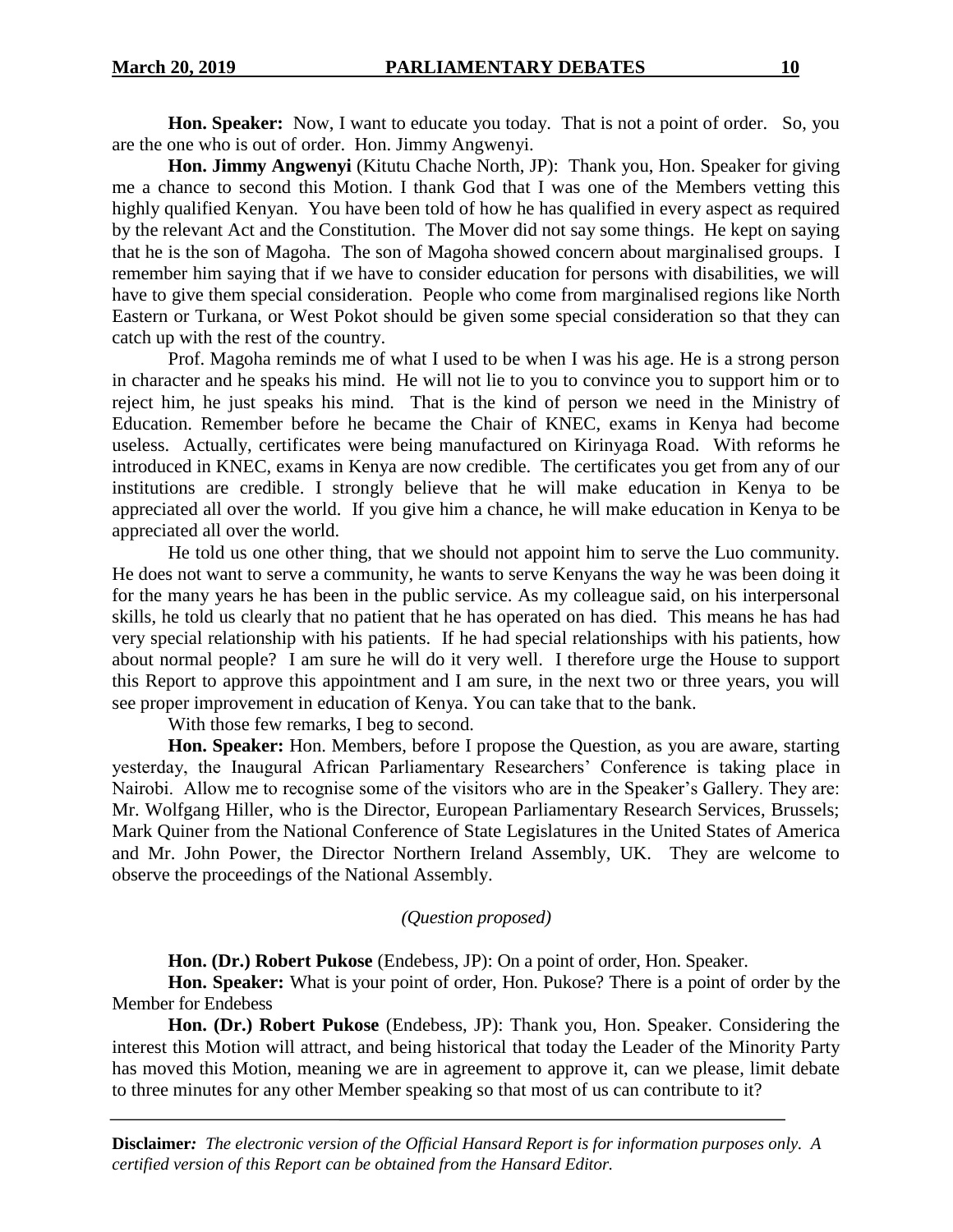**Hon. Speaker:** Now, I want to educate you today. That is not a point of order. So, you are the one who is out of order. Hon. Jimmy Angwenyi.

**Hon. Jimmy Angwenyi** (Kitutu Chache North, JP): Thank you, Hon. Speaker for giving me a chance to second this Motion. I thank God that I was one of the Members vetting this highly qualified Kenyan. You have been told of how he has qualified in every aspect as required by the relevant Act and the Constitution. The Mover did not say some things. He kept on saying that he is the son of Magoha. The son of Magoha showed concern about marginalised groups. I remember him saying that if we have to consider education for persons with disabilities, we will have to give them special consideration. People who come from marginalised regions like North Eastern or Turkana, or West Pokot should be given some special consideration so that they can catch up with the rest of the country.

Prof. Magoha reminds me of what I used to be when I was his age. He is a strong person in character and he speaks his mind. He will not lie to you to convince you to support him or to reject him, he just speaks his mind. That is the kind of person we need in the Ministry of Education. Remember before he became the Chair of KNEC, exams in Kenya had become useless. Actually, certificates were being manufactured on Kirinyaga Road. With reforms he introduced in KNEC, exams in Kenya are now credible. The certificates you get from any of our institutions are credible. I strongly believe that he will make education in Kenya to be appreciated all over the world. If you give him a chance, he will make education in Kenya to be appreciated all over the world.

He told us one other thing, that we should not appoint him to serve the Luo community. He does not want to serve a community, he wants to serve Kenyans the way he was been doing it for the many years he has been in the public service. As my colleague said, on his interpersonal skills, he told us clearly that no patient that he has operated on has died. This means he has had very special relationship with his patients. If he had special relationships with his patients, how about normal people? I am sure he will do it very well. I therefore urge the House to support this Report to approve this appointment and I am sure, in the next two or three years, you will see proper improvement in education of Kenya. You can take that to the bank.

With those few remarks, I beg to second.

**Hon. Speaker:** Hon. Members, before I propose the Question, as you are aware, starting yesterday, the Inaugural African Parliamentary Researchers' Conference is taking place in Nairobi. Allow me to recognise some of the visitors who are in the Speaker's Gallery. They are: Mr. Wolfgang Hiller, who is the Director, European Parliamentary Research Services, Brussels; Mark Quiner from the National Conference of State Legislatures in the United States of America and Mr. John Power, the Director Northern Ireland Assembly, UK. They are welcome to observe the proceedings of the National Assembly.

*(Question proposed)*

**Hon. (Dr.) Robert Pukose** (Endebess, JP): On a point of order, Hon. Speaker.

**Hon. Speaker:** What is your point of order, Hon. Pukose? There is a point of order by the Member for Endebess

**Hon. (Dr.) Robert Pukose** (Endebess, JP): Thank you, Hon. Speaker. Considering the interest this Motion will attract, and being historical that today the Leader of the Minority Party has moved this Motion, meaning we are in agreement to approve it, can we please, limit debate to three minutes for any other Member speaking so that most of us can contribute to it?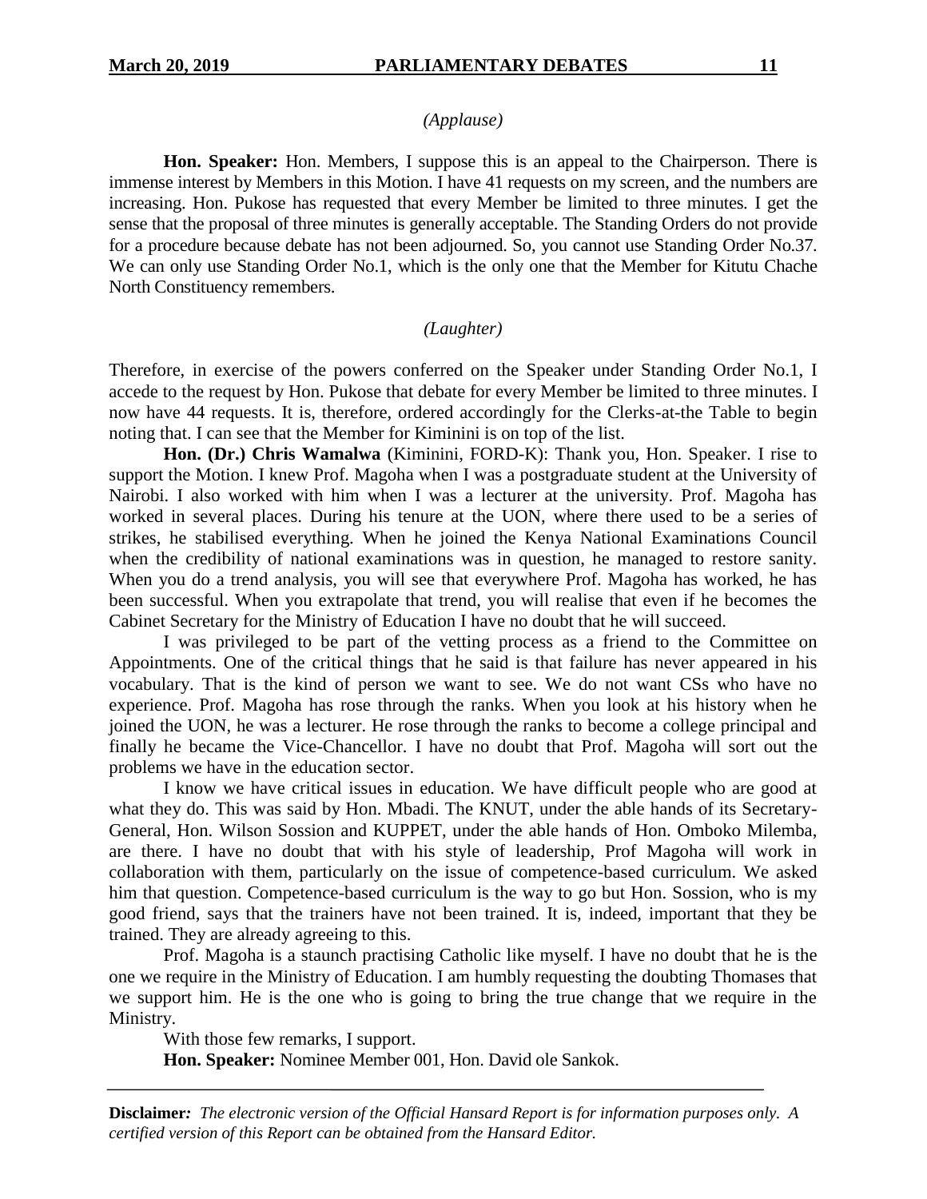*(Applause)*

**Hon. Speaker:** Hon. Members, I suppose this is an appeal to the Chairperson. There is immense interest by Members in this Motion. I have 41 requests on my screen, and the numbers are increasing. Hon. Pukose has requested that every Member be limited to three minutes. I get the sense that the proposal of three minutes is generally acceptable. The Standing Orders do not provide for a procedure because debate has not been adjourned. So, you cannot use Standing Order No.37. We can only use Standing Order No.1, which is the only one that the Member for Kitutu Chache North Constituency remembers.

*(Laughter)*

Therefore, in exercise of the powers conferred on the Speaker under Standing Order No.1, I accede to the request by Hon. Pukose that debate for every Member be limited to three minutes. I now have 44 requests. It is, therefore, ordered accordingly for the Clerks-at-the Table to begin noting that. I can see that the Member for Kiminini is on top of the list.

**Hon. (Dr.) Chris Wamalwa** (Kiminini, FORD-K): Thank you, Hon. Speaker. I rise to support the Motion. I knew Prof. Magoha when I was a postgraduate student at the University of Nairobi. I also worked with him when I was a lecturer at the university. Prof. Magoha has worked in several places. During his tenure at the UON, where there used to be a series of strikes, he stabilised everything. When he joined the Kenya National Examinations Council when the credibility of national examinations was in question, he managed to restore sanity. When you do a trend analysis, you will see that everywhere Prof. Magoha has worked, he has been successful. When you extrapolate that trend, you will realise that even if he becomes the Cabinet Secretary for the Ministry of Education I have no doubt that he will succeed.

I was privileged to be part of the vetting process as a friend to the Committee on Appointments. One of the critical things that he said is that failure has never appeared in his vocabulary. That is the kind of person we want to see. We do not want CSs who have no experience. Prof. Magoha has rose through the ranks. When you look at his history when he joined the UON, he was a lecturer. He rose through the ranks to become a college principal and finally he became the Vice-Chancellor. I have no doubt that Prof. Magoha will sort out the problems we have in the education sector.

I know we have critical issues in education. We have difficult people who are good at what they do. This was said by Hon. Mbadi. The KNUT, under the able hands of its Secretary-General, Hon. Wilson Sossion and KUPPET, under the able hands of Hon. Omboko Milemba, are there. I have no doubt that with his style of leadership, Prof Magoha will work in collaboration with them, particularly on the issue of competence-based curriculum. We asked him that question. Competence-based curriculum is the way to go but Hon. Sossion, who is my good friend, says that the trainers have not been trained. It is, indeed, important that they be trained. They are already agreeing to this.

Prof. Magoha is a staunch practising Catholic like myself. I have no doubt that he is the one we require in the Ministry of Education. I am humbly requesting the doubting Thomases that we support him. He is the one who is going to bring the true change that we require in the Ministry.

With those few remarks, I support.

**Hon. Speaker:** Nominee Member 001, Hon. David ole Sankok.

**Disclaimer***:* *The electronic version of the Official Hansard Report is for information purposes only. A certified version of this Report can be obtained from the Hansard Editor.*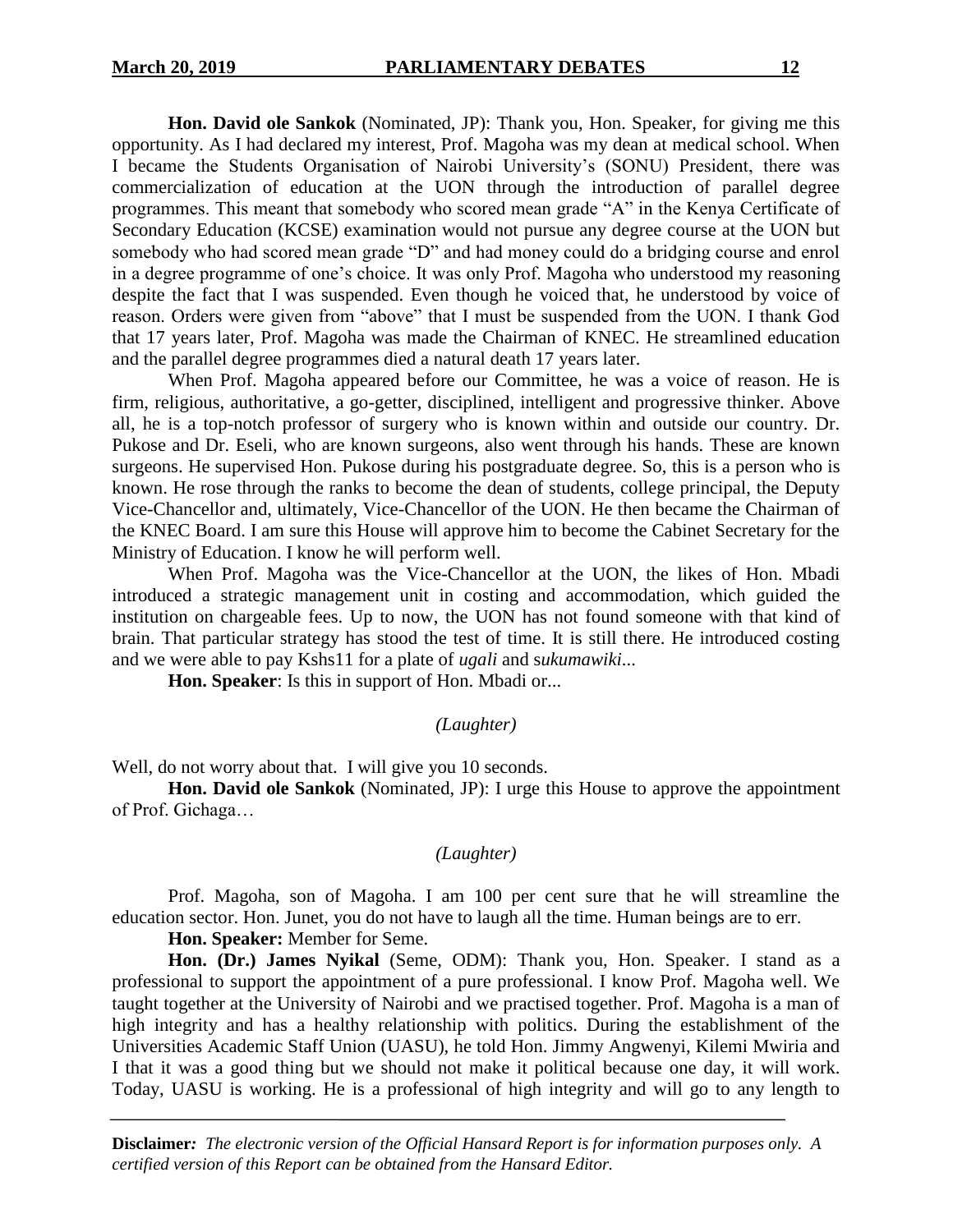**Hon. David ole Sankok** (Nominated, JP): Thank you, Hon. Speaker, for giving me this opportunity. As I had declared my interest, Prof. Magoha was my dean at medical school. When I became the Students Organisation of Nairobi University's (SONU) President, there was commercialization of education at the UON through the introduction of parallel degree programmes. This meant that somebody who scored mean grade "A" in the Kenya Certificate of Secondary Education (KCSE) examination would not pursue any degree course at the UON but somebody who had scored mean grade "D" and had money could do a bridging course and enrol in a degree programme of one's choice. It was only Prof. Magoha who understood my reasoning despite the fact that I was suspended. Even though he voiced that, he understood by voice of reason. Orders were given from "above" that I must be suspended from the UON. I thank God that 17 years later, Prof. Magoha was made the Chairman of KNEC. He streamlined education and the parallel degree programmes died a natural death 17 years later.

When Prof. Magoha appeared before our Committee, he was a voice of reason. He is firm, religious, authoritative, a go-getter, disciplined, intelligent and progressive thinker. Above all, he is a top-notch professor of surgery who is known within and outside our country. Dr. Pukose and Dr. Eseli, who are known surgeons, also went through his hands. These are known surgeons. He supervised Hon. Pukose during his postgraduate degree. So, this is a person who is known. He rose through the ranks to become the dean of students, college principal, the Deputy Vice-Chancellor and, ultimately, Vice-Chancellor of the UON. He then became the Chairman of the KNEC Board. I am sure this House will approve him to become the Cabinet Secretary for the Ministry of Education. I know he will perform well.

When Prof. Magoha was the Vice-Chancellor at the UON, the likes of Hon. Mbadi introduced a strategic management unit in costing and accommodation, which guided the institution on chargeable fees. Up to now, the UON has not found someone with that kind of brain. That particular strategy has stood the test of time. It is still there. He introduced costing and we were able to pay Kshs11 for a plate of *ugali* and s*ukumawiki*...

**Hon. Speaker**: Is this in support of Hon. Mbadi or...

*(Laughter)*

Well, do not worry about that. I will give you 10 seconds.

**Hon. David ole Sankok** (Nominated, JP): I urge this House to approve the appointment of Prof. Gichaga…

*(Laughter)*

Prof. Magoha, son of Magoha. I am 100 per cent sure that he will streamline the education sector. Hon. Junet, you do not have to laugh all the time. Human beings are to err.

**Hon. Speaker:** Member for Seme.

**Hon. (Dr.) James Nyikal** (Seme, ODM): Thank you, Hon. Speaker. I stand as a professional to support the appointment of a pure professional. I know Prof. Magoha well. We taught together at the University of Nairobi and we practised together. Prof. Magoha is a man of high integrity and has a healthy relationship with politics. During the establishment of the Universities Academic Staff Union (UASU), he told Hon. Jimmy Angwenyi, Kilemi Mwiria and I that it was a good thing but we should not make it political because one day, it will work. Today, UASU is working. He is a professional of high integrity and will go to any length to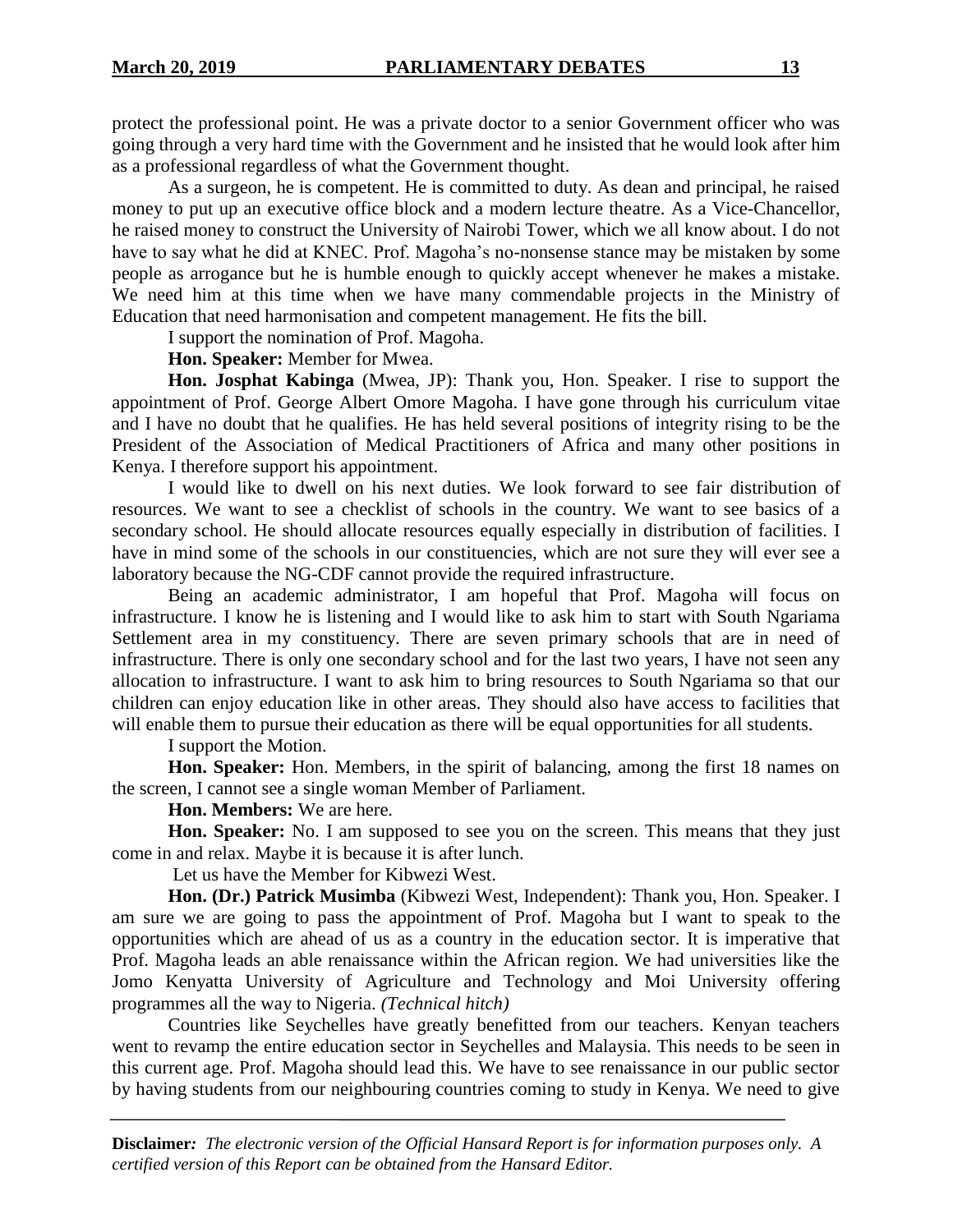protect the professional point. He was a private doctor to a senior Government officer who was going through a very hard time with the Government and he insisted that he would look after him as a professional regardless of what the Government thought.

As a surgeon, he is competent. He is committed to duty. As dean and principal, he raised money to put up an executive office block and a modern lecture theatre. As a Vice-Chancellor, he raised money to construct the University of Nairobi Tower, which we all know about. I do not have to say what he did at KNEC. Prof. Magoha's no-nonsense stance may be mistaken by some people as arrogance but he is humble enough to quickly accept whenever he makes a mistake. We need him at this time when we have many commendable projects in the Ministry of Education that need harmonisation and competent management. He fits the bill.

I support the nomination of Prof. Magoha.

**Hon. Speaker:** Member for Mwea.

**Hon. Josphat Kabinga** (Mwea, JP): Thank you, Hon. Speaker. I rise to support the appointment of Prof. George Albert Omore Magoha. I have gone through his curriculum vitae and I have no doubt that he qualifies. He has held several positions of integrity rising to be the President of the Association of Medical Practitioners of Africa and many other positions in Kenya. I therefore support his appointment.

I would like to dwell on his next duties. We look forward to see fair distribution of resources. We want to see a checklist of schools in the country. We want to see basics of a secondary school. He should allocate resources equally especially in distribution of facilities. I have in mind some of the schools in our constituencies, which are not sure they will ever see a laboratory because the NG-CDF cannot provide the required infrastructure.

Being an academic administrator, I am hopeful that Prof. Magoha will focus on infrastructure. I know he is listening and I would like to ask him to start with South Ngariama Settlement area in my constituency. There are seven primary schools that are in need of infrastructure. There is only one secondary school and for the last two years, I have not seen any allocation to infrastructure. I want to ask him to bring resources to South Ngariama so that our children can enjoy education like in other areas. They should also have access to facilities that will enable them to pursue their education as there will be equal opportunities for all students.

I support the Motion.

**Hon. Speaker:** Hon. Members, in the spirit of balancing, among the first 18 names on the screen, I cannot see a single woman Member of Parliament.

**Hon. Members:** We are here.

**Hon. Speaker:** No. I am supposed to see you on the screen. This means that they just come in and relax. Maybe it is because it is after lunch.

Let us have the Member for Kibwezi West.

**Hon. (Dr.) Patrick Musimba** (Kibwezi West, Independent): Thank you, Hon. Speaker. I am sure we are going to pass the appointment of Prof. Magoha but I want to speak to the opportunities which are ahead of us as a country in the education sector. It is imperative that Prof. Magoha leads an able renaissance within the African region. We had universities like the Jomo Kenyatta University of Agriculture and Technology and Moi University offering programmes all the way to Nigeria. *(Technical hitch)*

Countries like Seychelles have greatly benefitted from our teachers. Kenyan teachers went to revamp the entire education sector in Seychelles and Malaysia. This needs to be seen in this current age. Prof. Magoha should lead this. We have to see renaissance in our public sector by having students from our neighbouring countries coming to study in Kenya. We need to give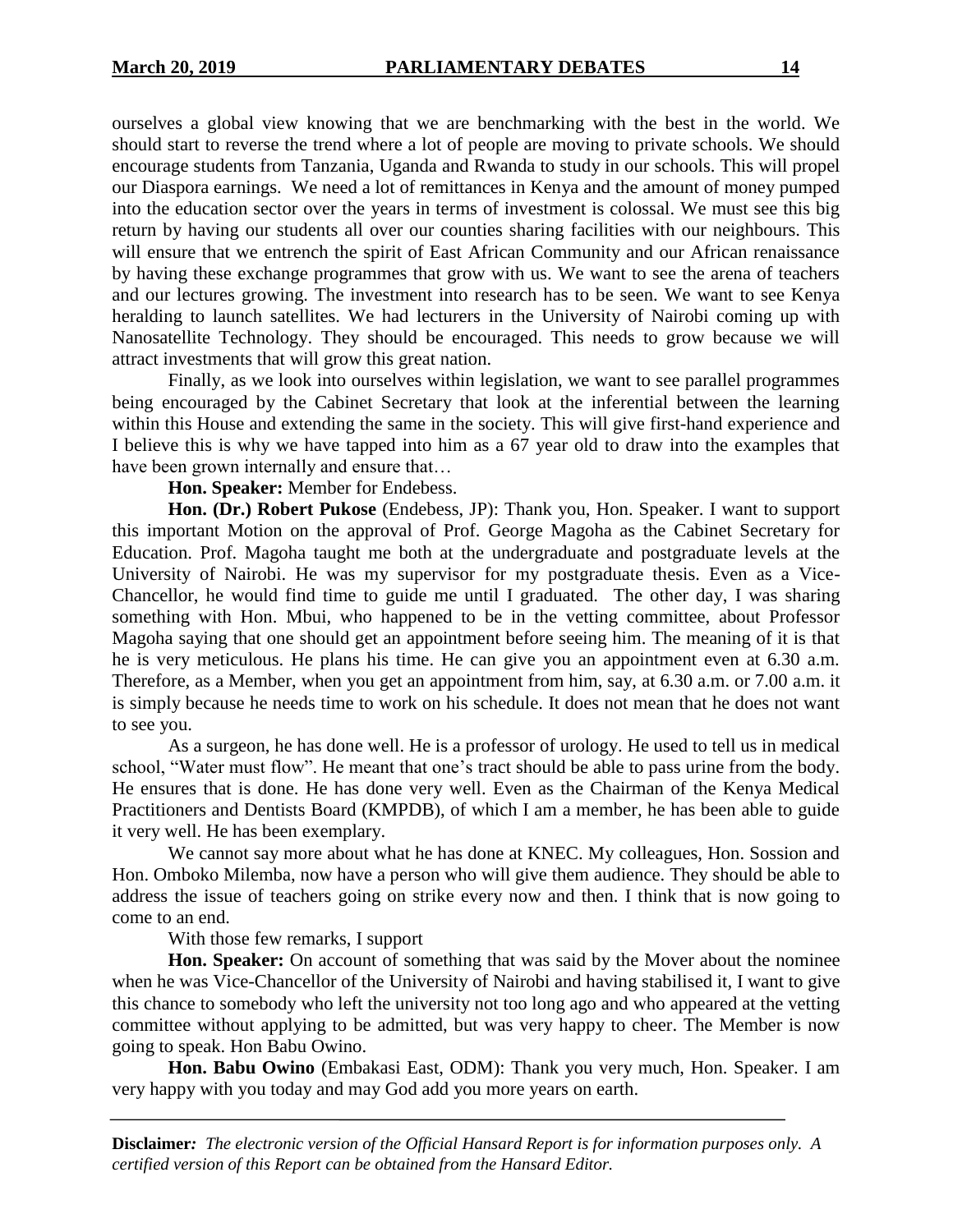ourselves a global view knowing that we are benchmarking with the best in the world. We should start to reverse the trend where a lot of people are moving to private schools. We should encourage students from Tanzania, Uganda and Rwanda to study in our schools. This will propel our Diaspora earnings. We need a lot of remittances in Kenya and the amount of money pumped into the education sector over the years in terms of investment is colossal. We must see this big return by having our students all over our counties sharing facilities with our neighbours. This will ensure that we entrench the spirit of East African Community and our African renaissance by having these exchange programmes that grow with us. We want to see the arena of teachers and our lectures growing. The investment into research has to be seen. We want to see Kenya heralding to launch satellites. We had lecturers in the University of Nairobi coming up with Nanosatellite Technology. They should be encouraged. This needs to grow because we will attract investments that will grow this great nation.

Finally, as we look into ourselves within legislation, we want to see parallel programmes being encouraged by the Cabinet Secretary that look at the inferential between the learning within this House and extending the same in the society. This will give first-hand experience and I believe this is why we have tapped into him as a 67 year old to draw into the examples that have been grown internally and ensure that…

**Hon. Speaker:** Member for Endebess.

**Hon. (Dr.) Robert Pukose** (Endebess, JP): Thank you, Hon. Speaker. I want to support this important Motion on the approval of Prof. George Magoha as the Cabinet Secretary for Education. Prof. Magoha taught me both at the undergraduate and postgraduate levels at the University of Nairobi. He was my supervisor for my postgraduate thesis. Even as a Vice-Chancellor, he would find time to guide me until I graduated. The other day, I was sharing something with Hon. Mbui, who happened to be in the vetting committee, about Professor Magoha saying that one should get an appointment before seeing him. The meaning of it is that he is very meticulous. He plans his time. He can give you an appointment even at 6.30 a.m. Therefore, as a Member, when you get an appointment from him, say, at 6.30 a.m. or 7.00 a.m. it is simply because he needs time to work on his schedule. It does not mean that he does not want to see you.

As a surgeon, he has done well. He is a professor of urology. He used to tell us in medical school, "Water must flow". He meant that one's tract should be able to pass urine from the body. He ensures that is done. He has done very well. Even as the Chairman of the Kenya Medical Practitioners and Dentists Board (KMPDB), of which I am a member, he has been able to guide it very well. He has been exemplary.

We cannot say more about what he has done at KNEC. My colleagues, Hon. Sossion and Hon. Omboko Milemba, now have a person who will give them audience. They should be able to address the issue of teachers going on strike every now and then. I think that is now going to come to an end.

With those few remarks, I support

**Hon. Speaker:** On account of something that was said by the Mover about the nominee when he was Vice-Chancellor of the University of Nairobi and having stabilised it, I want to give this chance to somebody who left the university not too long ago and who appeared at the vetting committee without applying to be admitted, but was very happy to cheer. The Member is now going to speak. Hon Babu Owino.

**Hon. Babu Owino** (Embakasi East, ODM): Thank you very much, Hon. Speaker. I am very happy with you today and may God add you more years on earth.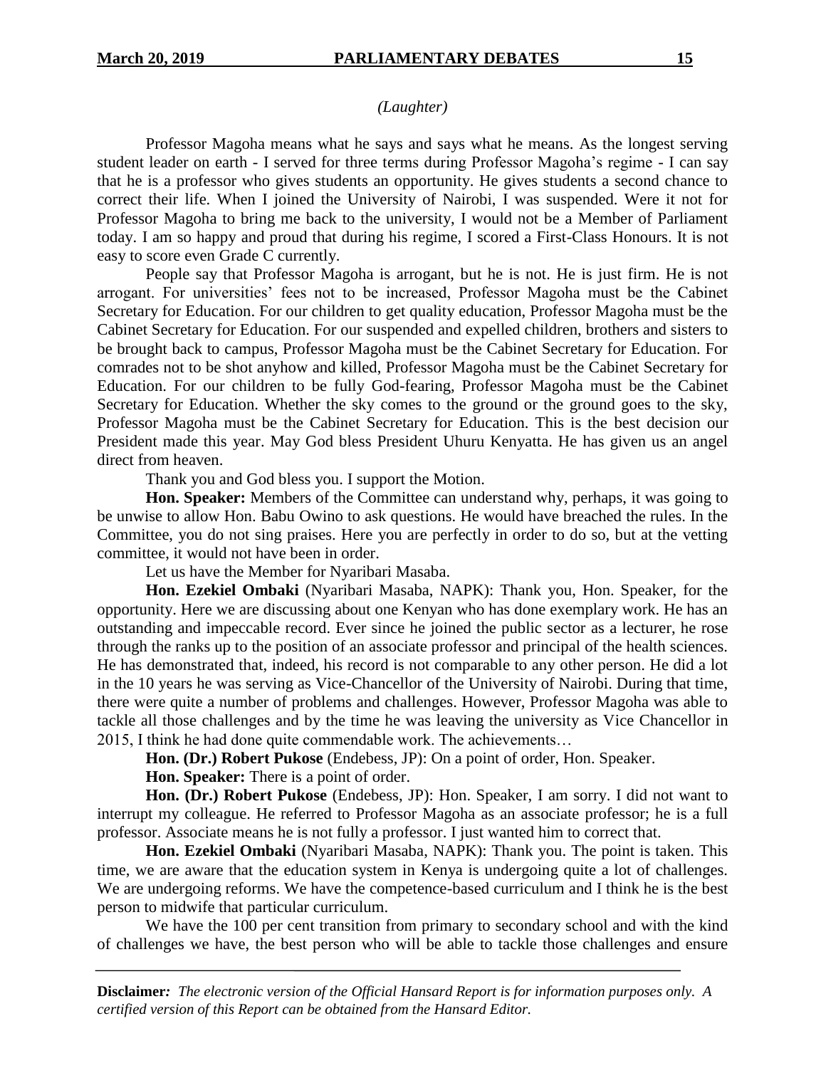*(Laughter)*

Professor Magoha means what he says and says what he means. As the longest serving student leader on earth - I served for three terms during Professor Magoha's regime - I can say that he is a professor who gives students an opportunity. He gives students a second chance to correct their life. When I joined the University of Nairobi, I was suspended. Were it not for Professor Magoha to bring me back to the university, I would not be a Member of Parliament today. I am so happy and proud that during his regime, I scored a First-Class Honours. It is not easy to score even Grade C currently.

People say that Professor Magoha is arrogant, but he is not. He is just firm. He is not arrogant. For universities' fees not to be increased, Professor Magoha must be the Cabinet Secretary for Education. For our children to get quality education, Professor Magoha must be the Cabinet Secretary for Education. For our suspended and expelled children, brothers and sisters to be brought back to campus, Professor Magoha must be the Cabinet Secretary for Education. For comrades not to be shot anyhow and killed, Professor Magoha must be the Cabinet Secretary for Education. For our children to be fully God-fearing, Professor Magoha must be the Cabinet Secretary for Education. Whether the sky comes to the ground or the ground goes to the sky, Professor Magoha must be the Cabinet Secretary for Education. This is the best decision our President made this year. May God bless President Uhuru Kenyatta. He has given us an angel direct from heaven.

Thank you and God bless you. I support the Motion.

**Hon. Speaker:** Members of the Committee can understand why, perhaps, it was going to be unwise to allow Hon. Babu Owino to ask questions. He would have breached the rules. In the Committee, you do not sing praises. Here you are perfectly in order to do so, but at the vetting committee, it would not have been in order.

Let us have the Member for Nyaribari Masaba.

**Hon. Ezekiel Ombaki** (Nyaribari Masaba, NAPK): Thank you, Hon. Speaker, for the opportunity. Here we are discussing about one Kenyan who has done exemplary work. He has an outstanding and impeccable record. Ever since he joined the public sector as a lecturer, he rose through the ranks up to the position of an associate professor and principal of the health sciences. He has demonstrated that, indeed, his record is not comparable to any other person. He did a lot in the 10 years he was serving as Vice-Chancellor of the University of Nairobi. During that time, there were quite a number of problems and challenges. However, Professor Magoha was able to tackle all those challenges and by the time he was leaving the university as Vice Chancellor in 2015, I think he had done quite commendable work. The achievements…

**Hon. (Dr.) Robert Pukose** (Endebess, JP): On a point of order, Hon. Speaker.

**Hon. Speaker:** There is a point of order.

**Hon. (Dr.) Robert Pukose** (Endebess, JP): Hon. Speaker, I am sorry. I did not want to interrupt my colleague. He referred to Professor Magoha as an associate professor; he is a full professor. Associate means he is not fully a professor. I just wanted him to correct that.

**Hon. Ezekiel Ombaki** (Nyaribari Masaba, NAPK): Thank you. The point is taken. This time, we are aware that the education system in Kenya is undergoing quite a lot of challenges. We are undergoing reforms. We have the competence-based curriculum and I think he is the best person to midwife that particular curriculum.

We have the 100 per cent transition from primary to secondary school and with the kind of challenges we have, the best person who will be able to tackle those challenges and ensure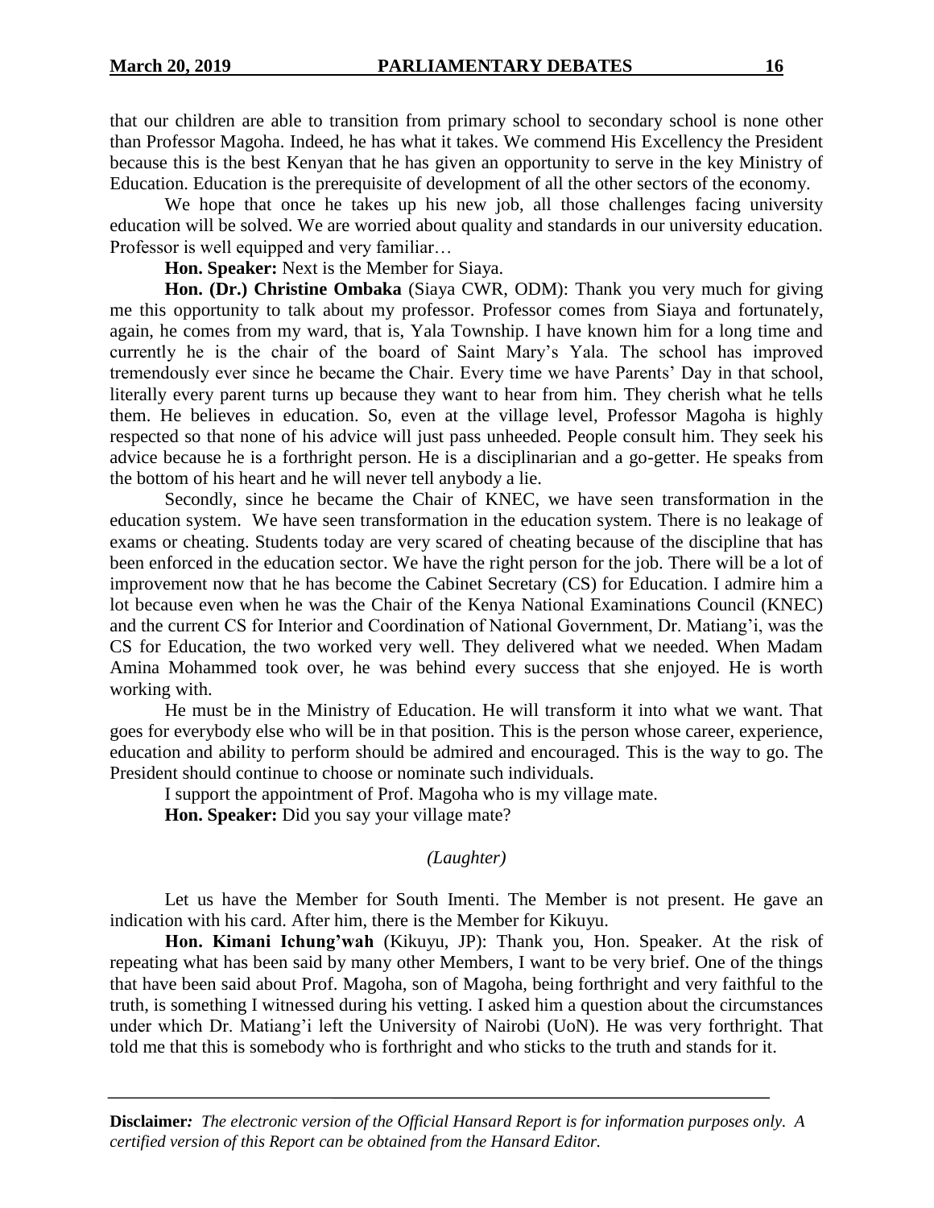that our children are able to transition from primary school to secondary school is none other than Professor Magoha. Indeed, he has what it takes. We commend His Excellency the President because this is the best Kenyan that he has given an opportunity to serve in the key Ministry of Education. Education is the prerequisite of development of all the other sectors of the economy.

We hope that once he takes up his new job, all those challenges facing university education will be solved. We are worried about quality and standards in our university education. Professor is well equipped and very familiar…

**Hon. Speaker:** Next is the Member for Siaya.

**Hon. (Dr.) Christine Ombaka** (Siaya CWR, ODM): Thank you very much for giving me this opportunity to talk about my professor. Professor comes from Siaya and fortunately, again, he comes from my ward, that is, Yala Township. I have known him for a long time and currently he is the chair of the board of Saint Mary's Yala. The school has improved tremendously ever since he became the Chair. Every time we have Parents' Day in that school, literally every parent turns up because they want to hear from him. They cherish what he tells them. He believes in education. So, even at the village level, Professor Magoha is highly respected so that none of his advice will just pass unheeded. People consult him. They seek his advice because he is a forthright person. He is a disciplinarian and a go-getter. He speaks from the bottom of his heart and he will never tell anybody a lie.

Secondly, since he became the Chair of KNEC, we have seen transformation in the education system. We have seen transformation in the education system. There is no leakage of exams or cheating. Students today are very scared of cheating because of the discipline that has been enforced in the education sector. We have the right person for the job. There will be a lot of improvement now that he has become the Cabinet Secretary (CS) for Education. I admire him a lot because even when he was the Chair of the Kenya National Examinations Council (KNEC) and the current CS for Interior and Coordination of National Government, Dr. Matiang'i, was the CS for Education, the two worked very well. They delivered what we needed. When Madam Amina Mohammed took over, he was behind every success that she enjoyed. He is worth working with.

He must be in the Ministry of Education. He will transform it into what we want. That goes for everybody else who will be in that position. This is the person whose career, experience, education and ability to perform should be admired and encouraged. This is the way to go. The President should continue to choose or nominate such individuals.

I support the appointment of Prof. Magoha who is my village mate.

**Hon. Speaker:** Did you say your village mate?

*(Laughter)*

Let us have the Member for South Imenti. The Member is not present. He gave an indication with his card. After him, there is the Member for Kikuyu.

**Hon. Kimani Ichung'wah** (Kikuyu, JP): Thank you, Hon. Speaker. At the risk of repeating what has been said by many other Members, I want to be very brief. One of the things that have been said about Prof. Magoha, son of Magoha, being forthright and very faithful to the truth, is something I witnessed during his vetting. I asked him a question about the circumstances under which Dr. Matiang'i left the University of Nairobi (UoN). He was very forthright. That told me that this is somebody who is forthright and who sticks to the truth and stands for it.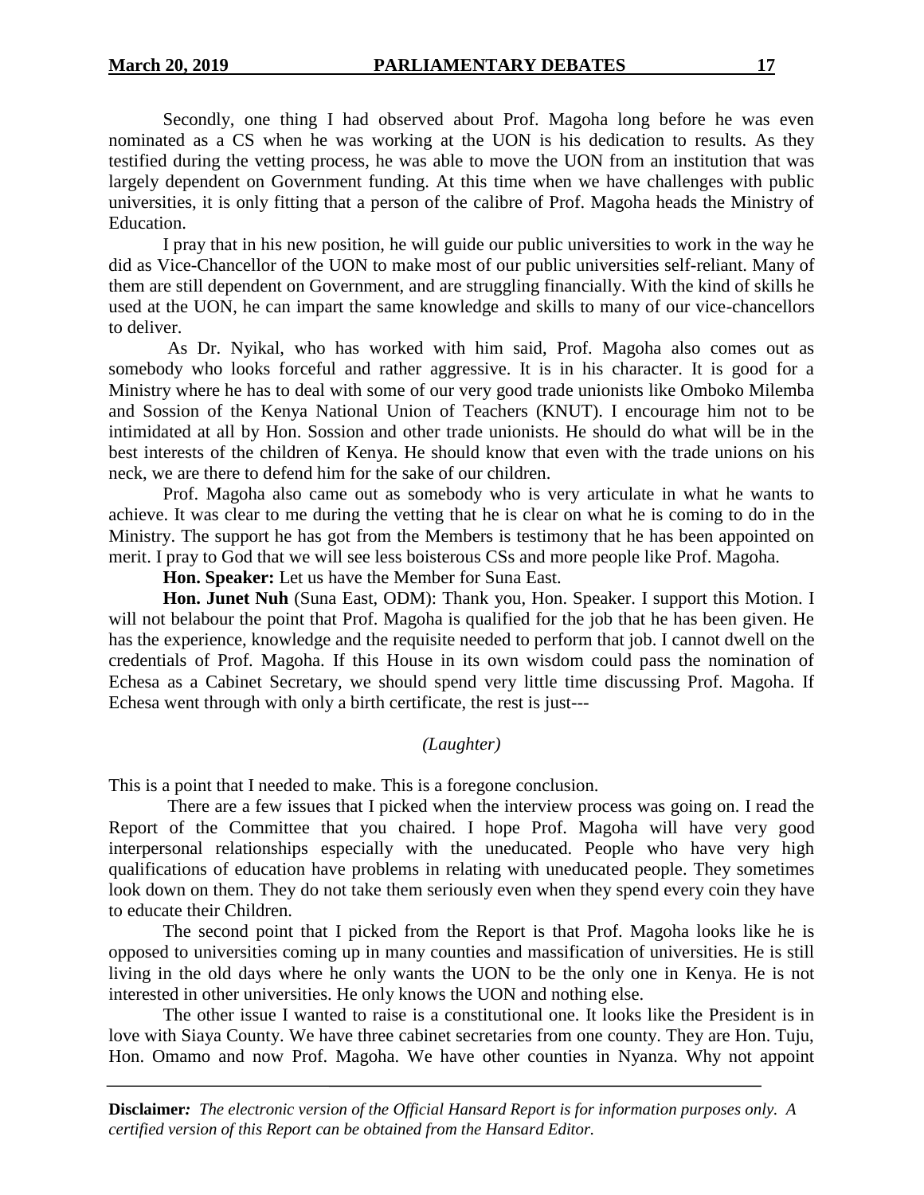Secondly, one thing I had observed about Prof. Magoha long before he was even nominated as a CS when he was working at the UON is his dedication to results. As they testified during the vetting process, he was able to move the UON from an institution that was largely dependent on Government funding. At this time when we have challenges with public universities, it is only fitting that a person of the calibre of Prof. Magoha heads the Ministry of Education.

I pray that in his new position, he will guide our public universities to work in the way he did as Vice-Chancellor of the UON to make most of our public universities self-reliant. Many of them are still dependent on Government, and are struggling financially. With the kind of skills he used at the UON, he can impart the same knowledge and skills to many of our vice-chancellors to deliver.

As Dr. Nyikal, who has worked with him said, Prof. Magoha also comes out as somebody who looks forceful and rather aggressive. It is in his character. It is good for a Ministry where he has to deal with some of our very good trade unionists like Omboko Milemba and Sossion of the Kenya National Union of Teachers (KNUT). I encourage him not to be intimidated at all by Hon. Sossion and other trade unionists. He should do what will be in the best interests of the children of Kenya. He should know that even with the trade unions on his neck, we are there to defend him for the sake of our children.

Prof. Magoha also came out as somebody who is very articulate in what he wants to achieve. It was clear to me during the vetting that he is clear on what he is coming to do in the Ministry. The support he has got from the Members is testimony that he has been appointed on merit. I pray to God that we will see less boisterous CSs and more people like Prof. Magoha.

**Hon. Speaker:** Let us have the Member for Suna East.

**Hon. Junet Nuh** (Suna East, ODM): Thank you, Hon. Speaker. I support this Motion. I will not belabour the point that Prof. Magoha is qualified for the job that he has been given. He has the experience, knowledge and the requisite needed to perform that job. I cannot dwell on the credentials of Prof. Magoha. If this House in its own wisdom could pass the nomination of Echesa as a Cabinet Secretary, we should spend very little time discussing Prof. Magoha. If Echesa went through with only a birth certificate, the rest is just---

*(Laughter)*

This is a point that I needed to make. This is a foregone conclusion.

There are a few issues that I picked when the interview process was going on. I read the Report of the Committee that you chaired. I hope Prof. Magoha will have very good interpersonal relationships especially with the uneducated. People who have very high qualifications of education have problems in relating with uneducated people. They sometimes look down on them. They do not take them seriously even when they spend every coin they have to educate their Children.

The second point that I picked from the Report is that Prof. Magoha looks like he is opposed to universities coming up in many counties and massification of universities. He is still living in the old days where he only wants the UON to be the only one in Kenya. He is not interested in other universities. He only knows the UON and nothing else.

The other issue I wanted to raise is a constitutional one. It looks like the President is in love with Siaya County. We have three cabinet secretaries from one county. They are Hon. Tuju, Hon. Omamo and now Prof. Magoha. We have other counties in Nyanza. Why not appoint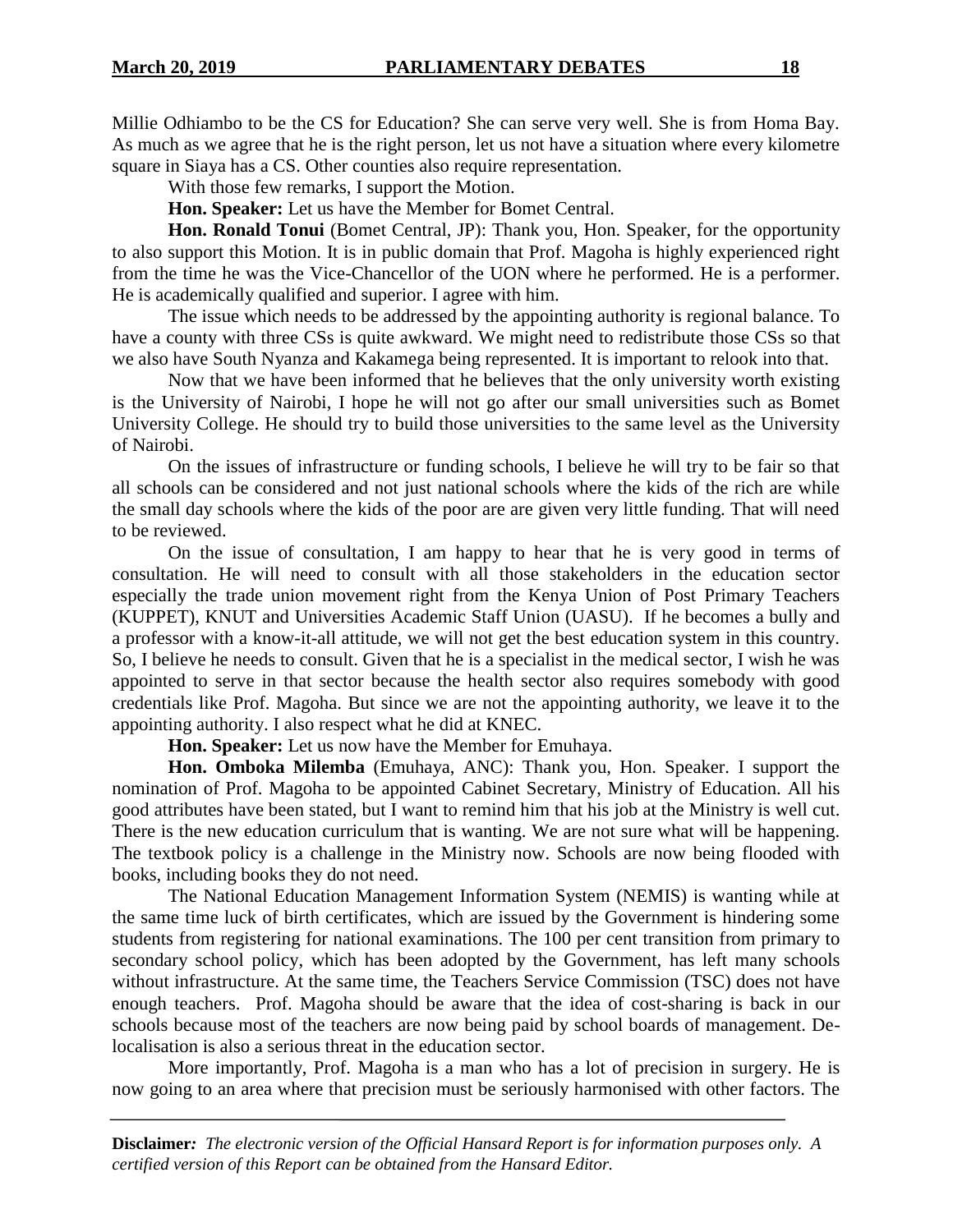Millie Odhiambo to be the CS for Education? She can serve very well. She is from Homa Bay. As much as we agree that he is the right person, let us not have a situation where every kilometre square in Siaya has a CS. Other counties also require representation.

With those few remarks, I support the Motion.

**Hon. Speaker:** Let us have the Member for Bomet Central.

**Hon. Ronald Tonui** (Bomet Central, JP): Thank you, Hon. Speaker, for the opportunity to also support this Motion. It is in public domain that Prof. Magoha is highly experienced right from the time he was the Vice-Chancellor of the UON where he performed. He is a performer. He is academically qualified and superior. I agree with him.

The issue which needs to be addressed by the appointing authority is regional balance. To have a county with three CSs is quite awkward. We might need to redistribute those CSs so that we also have South Nyanza and Kakamega being represented. It is important to relook into that.

Now that we have been informed that he believes that the only university worth existing is the University of Nairobi, I hope he will not go after our small universities such as Bomet University College. He should try to build those universities to the same level as the University of Nairobi.

On the issues of infrastructure or funding schools, I believe he will try to be fair so that all schools can be considered and not just national schools where the kids of the rich are while the small day schools where the kids of the poor are are given very little funding. That will need to be reviewed.

On the issue of consultation, I am happy to hear that he is very good in terms of consultation. He will need to consult with all those stakeholders in the education sector especially the trade union movement right from the Kenya Union of Post Primary Teachers (KUPPET), KNUT and Universities Academic Staff Union (UASU). If he becomes a bully and a professor with a know-it-all attitude, we will not get the best education system in this country. So, I believe he needs to consult. Given that he is a specialist in the medical sector, I wish he was appointed to serve in that sector because the health sector also requires somebody with good credentials like Prof. Magoha. But since we are not the appointing authority, we leave it to the appointing authority. I also respect what he did at KNEC.

**Hon. Speaker:** Let us now have the Member for Emuhaya.

**Hon. Omboka Milemba** (Emuhaya, ANC): Thank you, Hon. Speaker. I support the nomination of Prof. Magoha to be appointed Cabinet Secretary, Ministry of Education. All his good attributes have been stated, but I want to remind him that his job at the Ministry is well cut. There is the new education curriculum that is wanting. We are not sure what will be happening. The textbook policy is a challenge in the Ministry now. Schools are now being flooded with books, including books they do not need.

The National Education Management Information System (NEMIS) is wanting while at the same time luck of birth certificates, which are issued by the Government is hindering some students from registering for national examinations. The 100 per cent transition from primary to secondary school policy, which has been adopted by the Government, has left many schools without infrastructure. At the same time, the Teachers Service Commission (TSC) does not have enough teachers. Prof. Magoha should be aware that the idea of cost-sharing is back in our schools because most of the teachers are now being paid by school boards of management. De-localisation is also a serious threat in the education sector.

More importantly, Prof. Magoha is a man who has a lot of precision in surgery. He is now going to an area where that precision must be seriously harmonised with other factors. The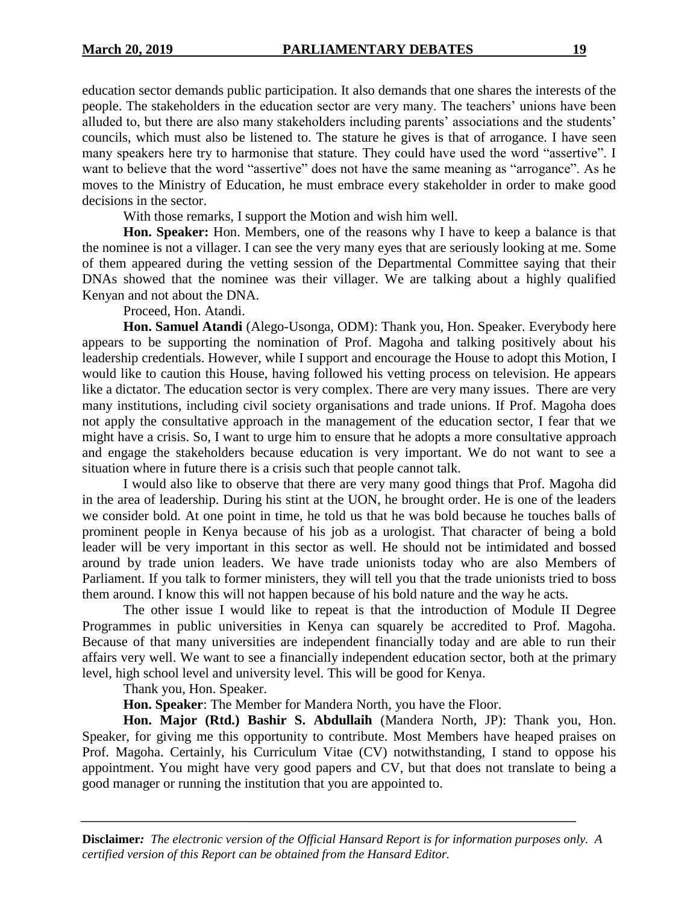education sector demands public participation. It also demands that one shares the interests of the people. The stakeholders in the education sector are very many. The teachers' unions have been alluded to, but there are also many stakeholders including parents' associations and the students' councils, which must also be listened to. The stature he gives is that of arrogance. I have seen many speakers here try to harmonise that stature. They could have used the word "assertive". I want to believe that the word "assertive" does not have the same meaning as "arrogance". As he moves to the Ministry of Education, he must embrace every stakeholder in order to make good decisions in the sector.

With those remarks, I support the Motion and wish him well.

**Hon. Speaker:** Hon. Members, one of the reasons why I have to keep a balance is that the nominee is not a villager. I can see the very many eyes that are seriously looking at me. Some of them appeared during the vetting session of the Departmental Committee saying that their DNAs showed that the nominee was their villager. We are talking about a highly qualified Kenyan and not about the DNA.

Proceed, Hon. Atandi.

**Hon. Samuel Atandi** (Alego-Usonga, ODM): Thank you, Hon. Speaker. Everybody here appears to be supporting the nomination of Prof. Magoha and talking positively about his leadership credentials. However, while I support and encourage the House to adopt this Motion, I would like to caution this House, having followed his vetting process on television. He appears like a dictator. The education sector is very complex. There are very many issues. There are very many institutions, including civil society organisations and trade unions. If Prof. Magoha does not apply the consultative approach in the management of the education sector, I fear that we might have a crisis. So, I want to urge him to ensure that he adopts a more consultative approach and engage the stakeholders because education is very important. We do not want to see a situation where in future there is a crisis such that people cannot talk.

I would also like to observe that there are very many good things that Prof. Magoha did in the area of leadership. During his stint at the UON, he brought order. He is one of the leaders we consider bold. At one point in time, he told us that he was bold because he touches balls of prominent people in Kenya because of his job as a urologist. That character of being a bold leader will be very important in this sector as well. He should not be intimidated and bossed around by trade union leaders. We have trade unionists today who are also Members of Parliament. If you talk to former ministers, they will tell you that the trade unionists tried to boss them around. I know this will not happen because of his bold nature and the way he acts.

The other issue I would like to repeat is that the introduction of Module II Degree Programmes in public universities in Kenya can squarely be accredited to Prof. Magoha. Because of that many universities are independent financially today and are able to run their affairs very well. We want to see a financially independent education sector, both at the primary level, high school level and university level. This will be good for Kenya.

Thank you, Hon. Speaker.

**Hon. Speaker**: The Member for Mandera North, you have the Floor.

**Hon. Major (Rtd.) Bashir S. Abdullaih** (Mandera North, JP): Thank you, Hon. Speaker, for giving me this opportunity to contribute. Most Members have heaped praises on Prof. Magoha. Certainly, his Curriculum Vitae (CV) notwithstanding, I stand to oppose his appointment. You might have very good papers and CV, but that does not translate to being a good manager or running the institution that you are appointed to.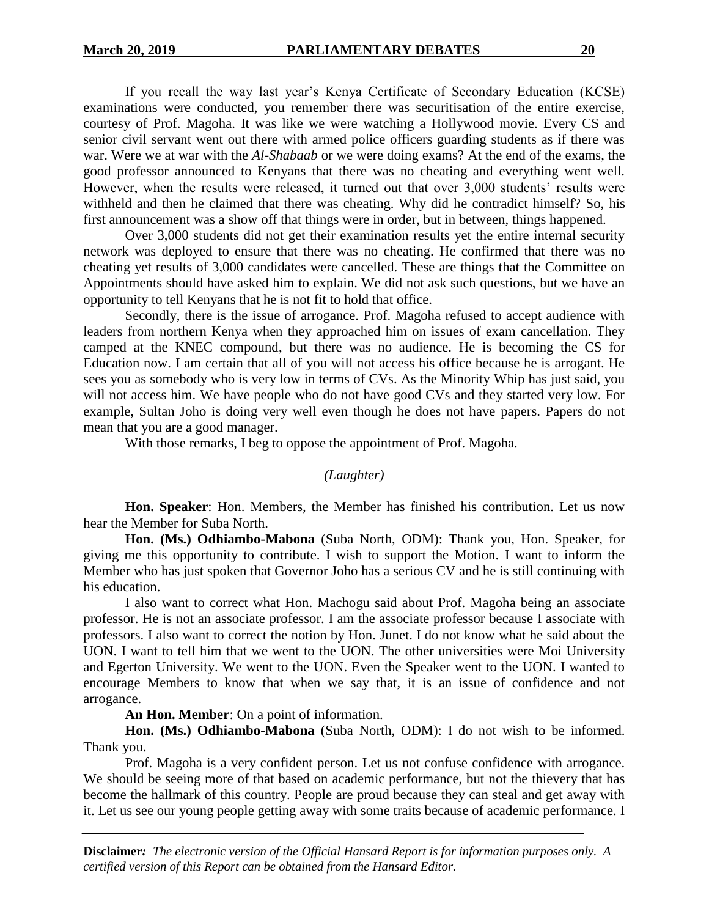If you recall the way last year's Kenya Certificate of Secondary Education (KCSE) examinations were conducted, you remember there was securitisation of the entire exercise, courtesy of Prof. Magoha. It was like we were watching a Hollywood movie. Every CS and senior civil servant went out there with armed police officers guarding students as if there was war. Were we at war with the *Al-Shabaab* or we were doing exams? At the end of the exams, the good professor announced to Kenyans that there was no cheating and everything went well. However, when the results were released, it turned out that over 3,000 students' results were withheld and then he claimed that there was cheating. Why did he contradict himself? So, his first announcement was a show off that things were in order, but in between, things happened.

Over 3,000 students did not get their examination results yet the entire internal security network was deployed to ensure that there was no cheating. He confirmed that there was no cheating yet results of 3,000 candidates were cancelled. These are things that the Committee on Appointments should have asked him to explain. We did not ask such questions, but we have an opportunity to tell Kenyans that he is not fit to hold that office.

Secondly, there is the issue of arrogance. Prof. Magoha refused to accept audience with leaders from northern Kenya when they approached him on issues of exam cancellation. They camped at the KNEC compound, but there was no audience. He is becoming the CS for Education now. I am certain that all of you will not access his office because he is arrogant. He sees you as somebody who is very low in terms of CVs. As the Minority Whip has just said, you will not access him. We have people who do not have good CVs and they started very low. For example, Sultan Joho is doing very well even though he does not have papers. Papers do not mean that you are a good manager.

With those remarks, I beg to oppose the appointment of Prof. Magoha.

*(Laughter)*

**Hon. Speaker**: Hon. Members, the Member has finished his contribution. Let us now hear the Member for Suba North.

**Hon. (Ms.) Odhiambo-Mabona** (Suba North, ODM): Thank you, Hon. Speaker, for giving me this opportunity to contribute. I wish to support the Motion. I want to inform the Member who has just spoken that Governor Joho has a serious CV and he is still continuing with his education.

I also want to correct what Hon. Machogu said about Prof. Magoha being an associate professor. He is not an associate professor. I am the associate professor because I associate with professors. I also want to correct the notion by Hon. Junet. I do not know what he said about the UON. I want to tell him that we went to the UON. The other universities were Moi University and Egerton University. We went to the UON. Even the Speaker went to the UON. I wanted to encourage Members to know that when we say that, it is an issue of confidence and not arrogance.

**An Hon. Member**: On a point of information.

**Hon. (Ms.) Odhiambo-Mabona** (Suba North, ODM): I do not wish to be informed. Thank you.

Prof. Magoha is a very confident person. Let us not confuse confidence with arrogance. We should be seeing more of that based on academic performance, but not the thievery that has become the hallmark of this country. People are proud because they can steal and get away with it. Let us see our young people getting away with some traits because of academic performance. I

**Disclaimer***: The electronic version of the Official Hansard Report is for information purposes only. A certified version of this Report can be obtained from the Hansard Editor.*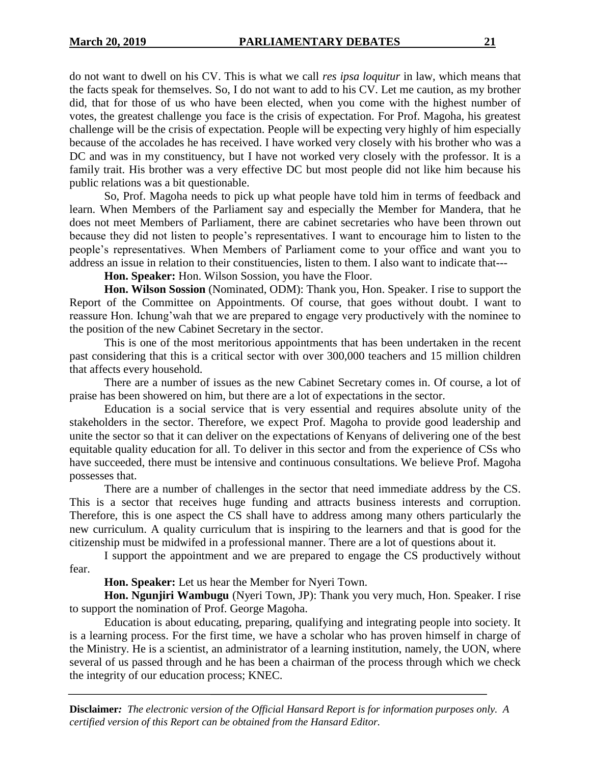do not want to dwell on his CV. This is what we call *res ipsa loquitur* in law, which means that the facts speak for themselves. So, I do not want to add to his CV. Let me caution, as my brother did, that for those of us who have been elected, when you come with the highest number of votes, the greatest challenge you face is the crisis of expectation. For Prof. Magoha, his greatest challenge will be the crisis of expectation. People will be expecting very highly of him especially because of the accolades he has received. I have worked very closely with his brother who was a DC and was in my constituency, but I have not worked very closely with the professor. It is a family trait. His brother was a very effective DC but most people did not like him because his public relations was a bit questionable.

So, Prof. Magoha needs to pick up what people have told him in terms of feedback and learn. When Members of the Parliament say and especially the Member for Mandera, that he does not meet Members of Parliament, there are cabinet secretaries who have been thrown out because they did not listen to people's representatives. I want to encourage him to listen to the people's representatives. When Members of Parliament come to your office and want you to address an issue in relation to their constituencies, listen to them. I also want to indicate that---

**Hon. Speaker:** Hon. Wilson Sossion, you have the Floor.

**Hon. Wilson Sossion** (Nominated, ODM): Thank you, Hon. Speaker. I rise to support the Report of the Committee on Appointments. Of course, that goes without doubt. I want to reassure Hon. Ichung'wah that we are prepared to engage very productively with the nominee to the position of the new Cabinet Secretary in the sector.

This is one of the most meritorious appointments that has been undertaken in the recent past considering that this is a critical sector with over 300,000 teachers and 15 million children that affects every household.

There are a number of issues as the new Cabinet Secretary comes in. Of course, a lot of praise has been showered on him, but there are a lot of expectations in the sector.

Education is a social service that is very essential and requires absolute unity of the stakeholders in the sector. Therefore, we expect Prof. Magoha to provide good leadership and unite the sector so that it can deliver on the expectations of Kenyans of delivering one of the best equitable quality education for all. To deliver in this sector and from the experience of CSs who have succeeded, there must be intensive and continuous consultations. We believe Prof. Magoha possesses that.

There are a number of challenges in the sector that need immediate address by the CS. This is a sector that receives huge funding and attracts business interests and corruption. Therefore, this is one aspect the CS shall have to address among many others particularly the new curriculum. A quality curriculum that is inspiring to the learners and that is good for the citizenship must be midwifed in a professional manner. There are a lot of questions about it.

I support the appointment and we are prepared to engage the CS productively without fear.

**Hon. Speaker:** Let us hear the Member for Nyeri Town.

**Hon. Ngunjiri Wambugu** (Nyeri Town, JP): Thank you very much, Hon. Speaker. I rise to support the nomination of Prof. George Magoha.

Education is about educating, preparing, qualifying and integrating people into society. It is a learning process. For the first time, we have a scholar who has proven himself in charge of the Ministry. He is a scientist, an administrator of a learning institution, namely, the UON, where several of us passed through and he has been a chairman of the process through which we check the integrity of our education process; KNEC.

**Disclaimer***:* *The electronic version of the Official Hansard Report is for information purposes only. A certified version of this Report can be obtained from the Hansard Editor.*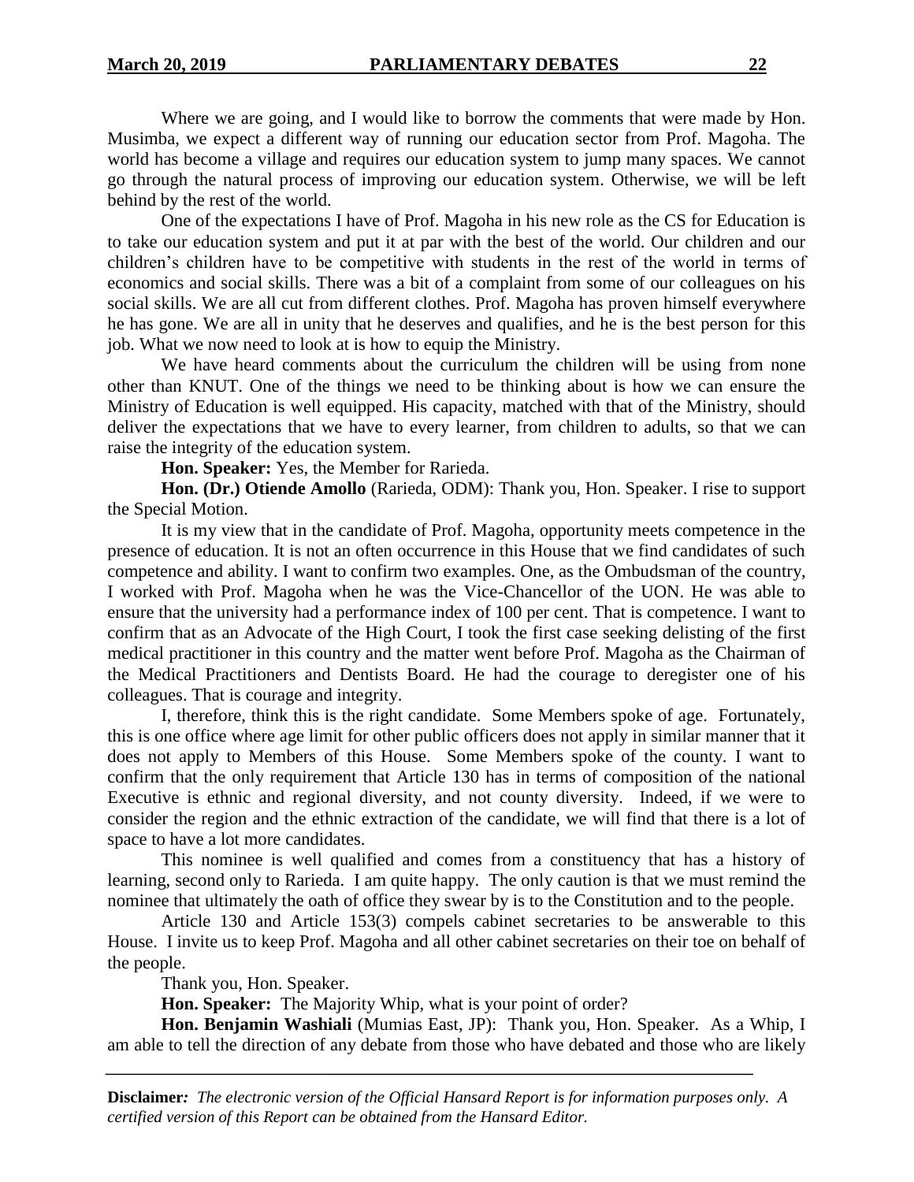Where we are going, and I would like to borrow the comments that were made by Hon. Musimba, we expect a different way of running our education sector from Prof. Magoha. The world has become a village and requires our education system to jump many spaces. We cannot go through the natural process of improving our education system. Otherwise, we will be left behind by the rest of the world.

One of the expectations I have of Prof. Magoha in his new role as the CS for Education is to take our education system and put it at par with the best of the world. Our children and our children's children have to be competitive with students in the rest of the world in terms of economics and social skills. There was a bit of a complaint from some of our colleagues on his social skills. We are all cut from different clothes. Prof. Magoha has proven himself everywhere he has gone. We are all in unity that he deserves and qualifies, and he is the best person for this job. What we now need to look at is how to equip the Ministry.

We have heard comments about the curriculum the children will be using from none other than KNUT. One of the things we need to be thinking about is how we can ensure the Ministry of Education is well equipped. His capacity, matched with that of the Ministry, should deliver the expectations that we have to every learner, from children to adults, so that we can raise the integrity of the education system.

**Hon. Speaker:** Yes, the Member for Rarieda.

**Hon. (Dr.) Otiende Amollo** (Rarieda, ODM): Thank you, Hon. Speaker. I rise to support the Special Motion.

It is my view that in the candidate of Prof. Magoha, opportunity meets competence in the presence of education. It is not an often occurrence in this House that we find candidates of such competence and ability. I want to confirm two examples. One, as the Ombudsman of the country, I worked with Prof. Magoha when he was the Vice-Chancellor of the UON. He was able to ensure that the university had a performance index of 100 per cent. That is competence. I want to confirm that as an Advocate of the High Court, I took the first case seeking delisting of the first medical practitioner in this country and the matter went before Prof. Magoha as the Chairman of the Medical Practitioners and Dentists Board. He had the courage to deregister one of his colleagues. That is courage and integrity.

I, therefore, think this is the right candidate. Some Members spoke of age. Fortunately, this is one office where age limit for other public officers does not apply in similar manner that it does not apply to Members of this House. Some Members spoke of the county. I want to confirm that the only requirement that Article 130 has in terms of composition of the national Executive is ethnic and regional diversity, and not county diversity. Indeed, if we were to consider the region and the ethnic extraction of the candidate, we will find that there is a lot of space to have a lot more candidates.

This nominee is well qualified and comes from a constituency that has a history of learning, second only to Rarieda. I am quite happy. The only caution is that we must remind the nominee that ultimately the oath of office they swear by is to the Constitution and to the people.

Article 130 and Article 153(3) compels cabinet secretaries to be answerable to this House. I invite us to keep Prof. Magoha and all other cabinet secretaries on their toe on behalf of the people.

Thank you, Hon. Speaker.

**Hon. Speaker:** The Majority Whip, what is your point of order?

**Hon. Benjamin Washiali** (Mumias East, JP): Thank you, Hon. Speaker. As a Whip, I am able to tell the direction of any debate from those who have debated and those who are likely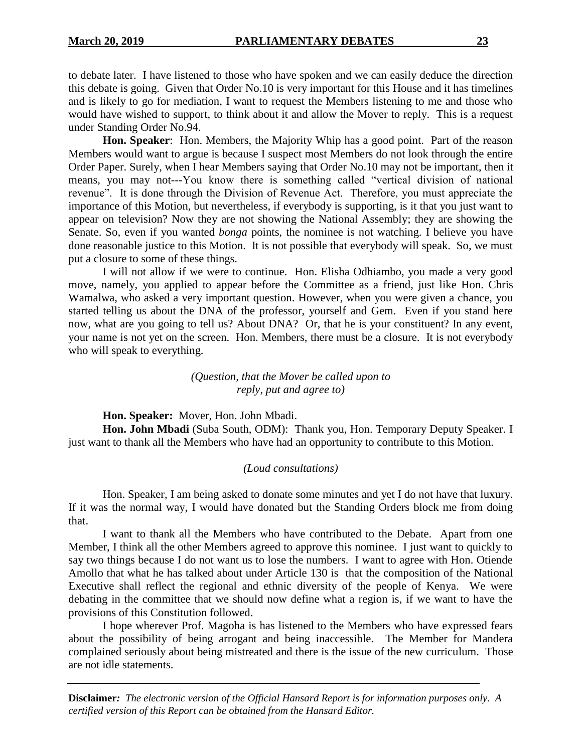to debate later. I have listened to those who have spoken and we can easily deduce the direction this debate is going. Given that Order No.10 is very important for this House and it has timelines and is likely to go for mediation, I want to request the Members listening to me and those who would have wished to support, to think about it and allow the Mover to reply. This is a request under Standing Order No.94.

**Hon. Speaker**: Hon. Members, the Majority Whip has a good point. Part of the reason Members would want to argue is because I suspect most Members do not look through the entire Order Paper. Surely, when I hear Members saying that Order No.10 may not be important, then it means, you may not---You know there is something called "vertical division of national revenue". It is done through the Division of Revenue Act. Therefore, you must appreciate the importance of this Motion, but nevertheless, if everybody is supporting, is it that you just want to appear on television? Now they are not showing the National Assembly; they are showing the Senate. So, even if you wanted *bonga* points, the nominee is not watching. I believe you have done reasonable justice to this Motion. It is not possible that everybody will speak. So, we must put a closure to some of these things.

I will not allow if we were to continue. Hon. Elisha Odhiambo, you made a very good move, namely, you applied to appear before the Committee as a friend, just like Hon. Chris Wamalwa, who asked a very important question. However, when you were given a chance, you started telling us about the DNA of the professor, yourself and Gem. Even if you stand here now, what are you going to tell us? About DNA? Or, that he is your constituent? In any event, your name is not yet on the screen. Hon. Members, there must be a closure. It is not everybody who will speak to everything.

*(Question, that the Mover be called upon to reply, put and agree to)*

**Hon. Speaker:** Mover, Hon. John Mbadi.

**Hon. John Mbadi** (Suba South, ODM): Thank you, Hon. Temporary Deputy Speaker. I just want to thank all the Members who have had an opportunity to contribute to this Motion.

*(Loud consultations)*

Hon. Speaker, I am being asked to donate some minutes and yet I do not have that luxury. If it was the normal way, I would have donated but the Standing Orders block me from doing that.

I want to thank all the Members who have contributed to the Debate. Apart from one Member, I think all the other Members agreed to approve this nominee. I just want to quickly to say two things because I do not want us to lose the numbers. I want to agree with Hon. Otiende Amollo that what he has talked about under Article 130 is that the composition of the National Executive shall reflect the regional and ethnic diversity of the people of Kenya. We were debating in the committee that we should now define what a region is, if we want to have the provisions of this Constitution followed.

I hope wherever Prof. Magoha is has listened to the Members who have expressed fears about the possibility of being arrogant and being inaccessible. The Member for Mandera complained seriously about being mistreated and there is the issue of the new curriculum. Those are not idle statements.

**Disclaimer***:* *The electronic version of the Official Hansard Report is for information purposes only. A certified version of this Report can be obtained from the Hansard Editor.*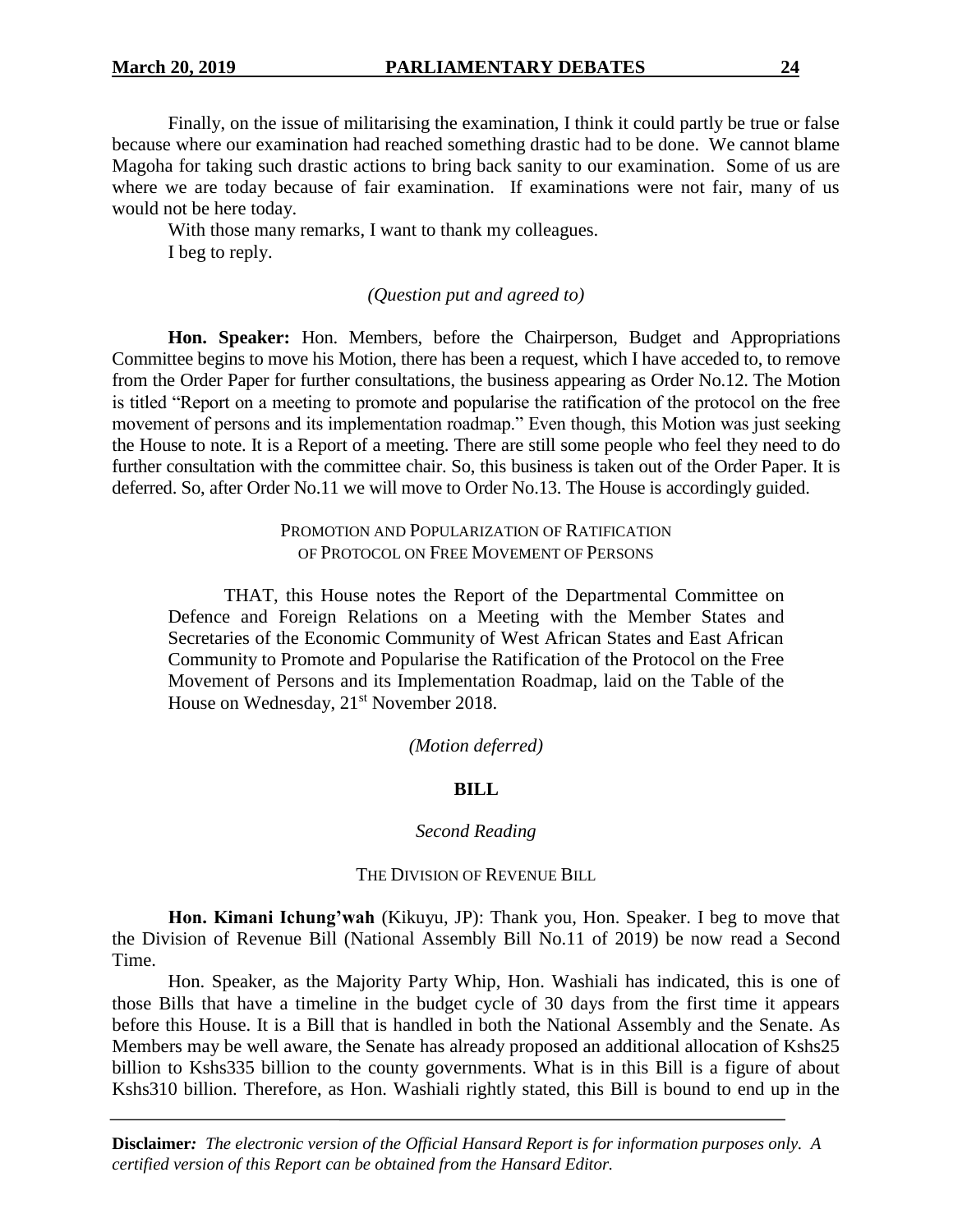Finally, on the issue of militarising the examination, I think it could partly be true or false because where our examination had reached something drastic had to be done. We cannot blame Magoha for taking such drastic actions to bring back sanity to our examination. Some of us are where we are today because of fair examination. If examinations were not fair, many of us would not be here today.

With those many remarks, I want to thank my colleagues.

I beg to reply.

*(Question put and agreed to)*

**Hon. Speaker:** Hon. Members, before the Chairperson, Budget and Appropriations Committee begins to move his Motion, there has been a request, which I have acceded to, to remove from the Order Paper for further consultations, the business appearing as Order No.12. The Motion is titled "Report on a meeting to promote and popularise the ratification of the protocol on the free movement of persons and its implementation roadmap." Even though, this Motion was just seeking the House to note. It is a Report of a meeting. There are still some people who feel they need to do further consultation with the committee chair. So, this business is taken out of the Order Paper. It is deferred. So, after Order No.11 we will move to Order No.13. The House is accordingly guided.

PROMOTION AND POPULARIZATION OF RATIFICATION OF PROTOCOL ON FREE MOVEMENT OF PERSONS

THAT, this House notes the Report of the Departmental Committee on Defence and Foreign Relations on a Meeting with the Member States and Secretaries of the Economic Community of West African States and East African Community to Promote and Popularise the Ratification of the Protocol on the Free Movement of Persons and its Implementation Roadmap, laid on the Table of the House on Wednesday, 21st November 2018.

*(Motion deferred)*

**BILL**

*Second Reading*

THE DIVISION OF REVENUE BILL

**Hon. Kimani Ichung'wah** (Kikuyu, JP): Thank you, Hon. Speaker. I beg to move that the Division of Revenue Bill (National Assembly Bill No.11 of 2019) be now read a Second Time.

Hon. Speaker, as the Majority Party Whip, Hon. Washiali has indicated, this is one of those Bills that have a timeline in the budget cycle of 30 days from the first time it appears before this House. It is a Bill that is handled in both the National Assembly and the Senate. As Members may be well aware, the Senate has already proposed an additional allocation of Kshs25 billion to Kshs335 billion to the county governments. What is in this Bill is a figure of about Kshs310 billion. Therefore, as Hon. Washiali rightly stated, this Bill is bound to end up in the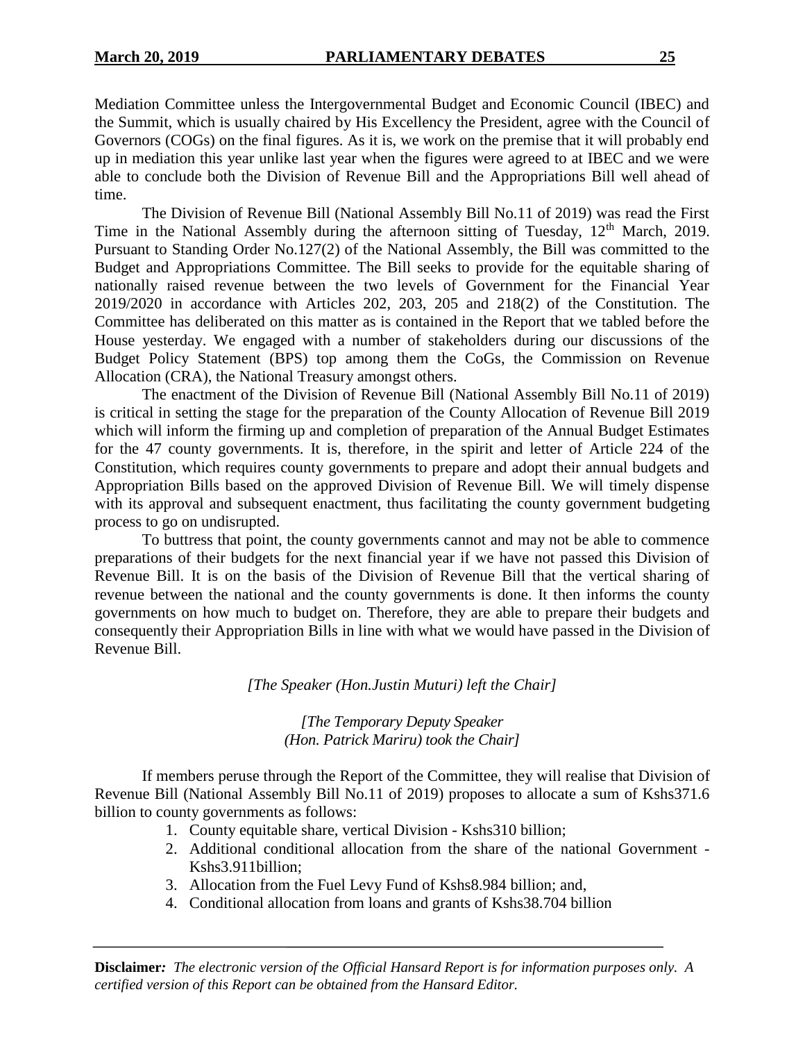Mediation Committee unless the Intergovernmental Budget and Economic Council (IBEC) and the Summit, which is usually chaired by His Excellency the President, agree with the Council of Governors (COGs) on the final figures. As it is, we work on the premise that it will probably end up in mediation this year unlike last year when the figures were agreed to at IBEC and we were able to conclude both the Division of Revenue Bill and the Appropriations Bill well ahead of time.

The Division of Revenue Bill (National Assembly Bill No.11 of 2019) was read the First Time in the National Assembly during the afternoon sitting of Tuesday, 12th March, 2019. Pursuant to Standing Order No.127(2) of the National Assembly, the Bill was committed to the Budget and Appropriations Committee. The Bill seeks to provide for the equitable sharing of nationally raised revenue between the two levels of Government for the Financial Year 2019/2020 in accordance with Articles 202, 203, 205 and 218(2) of the Constitution. The Committee has deliberated on this matter as is contained in the Report that we tabled before the House yesterday. We engaged with a number of stakeholders during our discussions of the Budget Policy Statement (BPS) top among them the CoGs, the Commission on Revenue Allocation (CRA), the National Treasury amongst others.

The enactment of the Division of Revenue Bill (National Assembly Bill No.11 of 2019) is critical in setting the stage for the preparation of the County Allocation of Revenue Bill 2019 which will inform the firming up and completion of preparation of the Annual Budget Estimates for the 47 county governments. It is, therefore, in the spirit and letter of Article 224 of the Constitution, which requires county governments to prepare and adopt their annual budgets and Appropriation Bills based on the approved Division of Revenue Bill. We will timely dispense with its approval and subsequent enactment, thus facilitating the county government budgeting process to go on undisrupted.

To buttress that point, the county governments cannot and may not be able to commence preparations of their budgets for the next financial year if we have not passed this Division of Revenue Bill. It is on the basis of the Division of Revenue Bill that the vertical sharing of revenue between the national and the county governments is done. It then informs the county governments on how much to budget on. Therefore, they are able to prepare their budgets and consequently their Appropriation Bills in line with what we would have passed in the Division of Revenue Bill.

*[The Speaker (Hon.Justin Muturi) left the Chair]*

*[The Temporary Deputy Speaker (Hon. Patrick Mariru) took the Chair]*

If members peruse through the Report of the Committee, they will realise that Division of Revenue Bill (National Assembly Bill No.11 of 2019) proposes to allocate a sum of Kshs371.6 billion to county governments as follows:

1. County equitable share, vertical Division - Kshs310 billion;
2. Additional conditional allocation from the share of the national Government - Kshs3.911billion;
3. Allocation from the Fuel Levy Fund of Kshs8.984 billion; and,
4. Conditional allocation from loans and grants of Kshs38.704 billion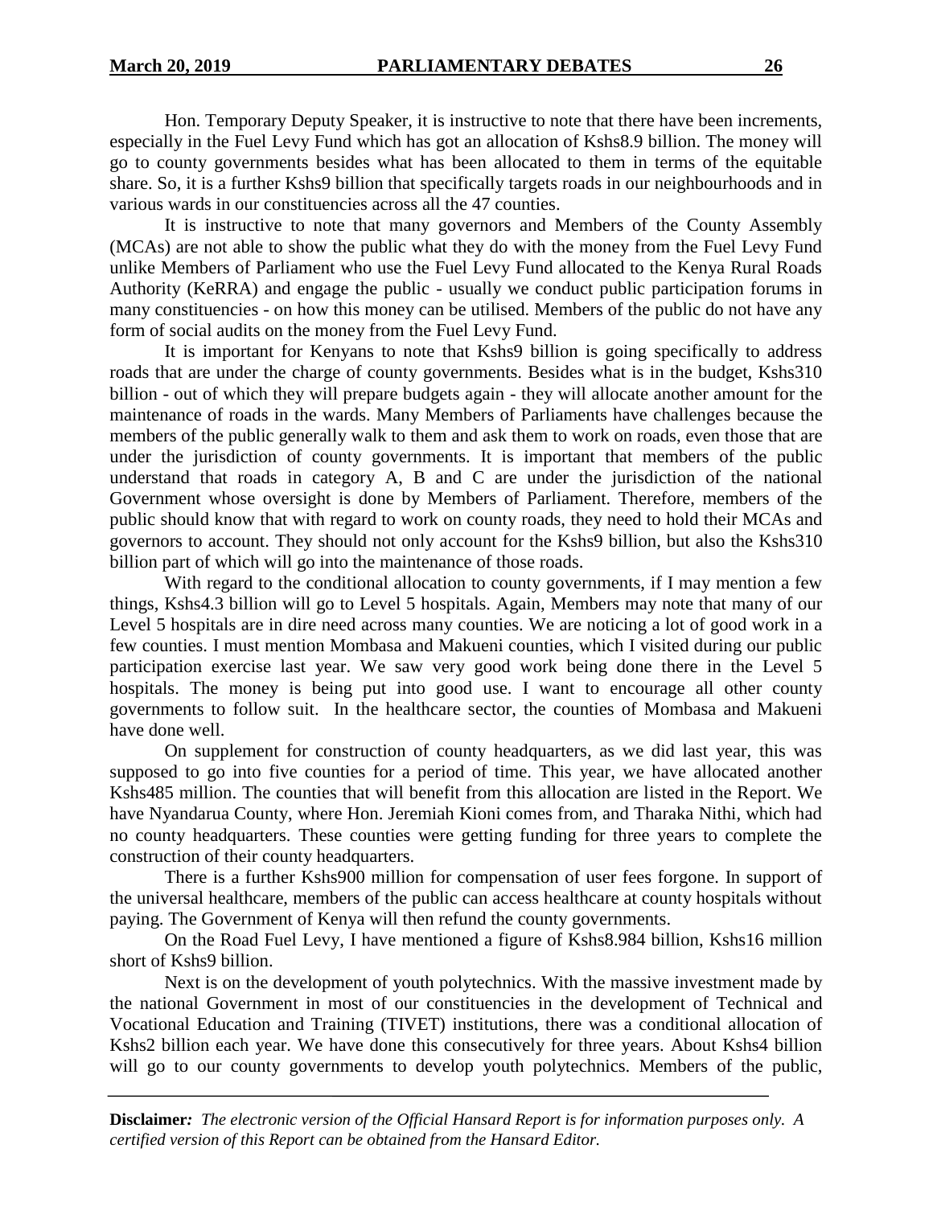Hon. Temporary Deputy Speaker, it is instructive to note that there have been increments, especially in the Fuel Levy Fund which has got an allocation of Kshs8.9 billion. The money will go to county governments besides what has been allocated to them in terms of the equitable share. So, it is a further Kshs9 billion that specifically targets roads in our neighbourhoods and in various wards in our constituencies across all the 47 counties.

It is instructive to note that many governors and Members of the County Assembly (MCAs) are not able to show the public what they do with the money from the Fuel Levy Fund unlike Members of Parliament who use the Fuel Levy Fund allocated to the Kenya Rural Roads Authority (KeRRA) and engage the public - usually we conduct public participation forums in many constituencies - on how this money can be utilised. Members of the public do not have any form of social audits on the money from the Fuel Levy Fund.

It is important for Kenyans to note that Kshs9 billion is going specifically to address roads that are under the charge of county governments. Besides what is in the budget, Kshs310 billion - out of which they will prepare budgets again - they will allocate another amount for the maintenance of roads in the wards. Many Members of Parliaments have challenges because the members of the public generally walk to them and ask them to work on roads, even those that are under the jurisdiction of county governments. It is important that members of the public understand that roads in category A, B and C are under the jurisdiction of the national Government whose oversight is done by Members of Parliament. Therefore, members of the public should know that with regard to work on county roads, they need to hold their MCAs and governors to account. They should not only account for the Kshs9 billion, but also the Kshs310 billion part of which will go into the maintenance of those roads.

With regard to the conditional allocation to county governments, if I may mention a few things, Kshs4.3 billion will go to Level 5 hospitals. Again, Members may note that many of our Level 5 hospitals are in dire need across many counties. We are noticing a lot of good work in a few counties. I must mention Mombasa and Makueni counties, which I visited during our public participation exercise last year. We saw very good work being done there in the Level 5 hospitals. The money is being put into good use. I want to encourage all other county governments to follow suit. In the healthcare sector, the counties of Mombasa and Makueni have done well.

On supplement for construction of county headquarters, as we did last year, this was supposed to go into five counties for a period of time. This year, we have allocated another Kshs485 million. The counties that will benefit from this allocation are listed in the Report. We have Nyandarua County, where Hon. Jeremiah Kioni comes from, and Tharaka Nithi, which had no county headquarters. These counties were getting funding for three years to complete the construction of their county headquarters.

There is a further Kshs900 million for compensation of user fees forgone. In support of the universal healthcare, members of the public can access healthcare at county hospitals without paying. The Government of Kenya will then refund the county governments.

On the Road Fuel Levy, I have mentioned a figure of Kshs8.984 billion, Kshs16 million short of Kshs9 billion.

Next is on the development of youth polytechnics. With the massive investment made by the national Government in most of our constituencies in the development of Technical and Vocational Education and Training (TIVET) institutions, there was a conditional allocation of Kshs2 billion each year. We have done this consecutively for three years. About Kshs4 billion will go to our county governments to develop youth polytechnics. Members of the public,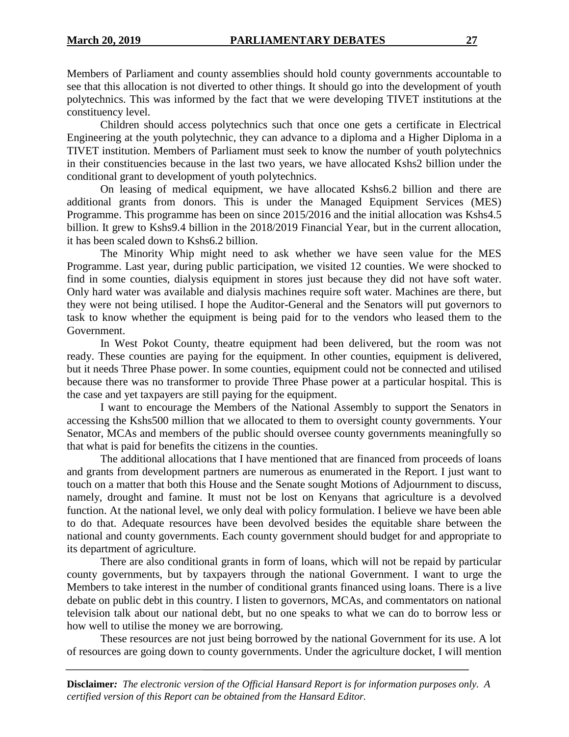Members of Parliament and county assemblies should hold county governments accountable to see that this allocation is not diverted to other things. It should go into the development of youth polytechnics. This was informed by the fact that we were developing TIVET institutions at the constituency level.

Children should access polytechnics such that once one gets a certificate in Electrical Engineering at the youth polytechnic, they can advance to a diploma and a Higher Diploma in a TIVET institution. Members of Parliament must seek to know the number of youth polytechnics in their constituencies because in the last two years, we have allocated Kshs2 billion under the conditional grant to development of youth polytechnics.

On leasing of medical equipment, we have allocated Kshs6.2 billion and there are additional grants from donors. This is under the Managed Equipment Services (MES) Programme. This programme has been on since 2015/2016 and the initial allocation was Kshs4.5 billion. It grew to Kshs9.4 billion in the 2018/2019 Financial Year, but in the current allocation, it has been scaled down to Kshs6.2 billion.

The Minority Whip might need to ask whether we have seen value for the MES Programme. Last year, during public participation, we visited 12 counties. We were shocked to find in some counties, dialysis equipment in stores just because they did not have soft water. Only hard water was available and dialysis machines require soft water. Machines are there, but they were not being utilised. I hope the Auditor-General and the Senators will put governors to task to know whether the equipment is being paid for to the vendors who leased them to the Government.

In West Pokot County, theatre equipment had been delivered, but the room was not ready. These counties are paying for the equipment. In other counties, equipment is delivered, but it needs Three Phase power. In some counties, equipment could not be connected and utilised because there was no transformer to provide Three Phase power at a particular hospital. This is the case and yet taxpayers are still paying for the equipment.

I want to encourage the Members of the National Assembly to support the Senators in accessing the Kshs500 million that we allocated to them to oversight county governments. Your Senator, MCAs and members of the public should oversee county governments meaningfully so that what is paid for benefits the citizens in the counties.

The additional allocations that I have mentioned that are financed from proceeds of loans and grants from development partners are numerous as enumerated in the Report. I just want to touch on a matter that both this House and the Senate sought Motions of Adjournment to discuss, namely, drought and famine. It must not be lost on Kenyans that agriculture is a devolved function. At the national level, we only deal with policy formulation. I believe we have been able to do that. Adequate resources have been devolved besides the equitable share between the national and county governments. Each county government should budget for and appropriate to its department of agriculture.

There are also conditional grants in form of loans, which will not be repaid by particular county governments, but by taxpayers through the national Government. I want to urge the Members to take interest in the number of conditional grants financed using loans. There is a live debate on public debt in this country. I listen to governors, MCAs, and commentators on national television talk about our national debt, but no one speaks to what we can do to borrow less or how well to utilise the money we are borrowing.

These resources are not just being borrowed by the national Government for its use. A lot of resources are going down to county governments. Under the agriculture docket, I will mention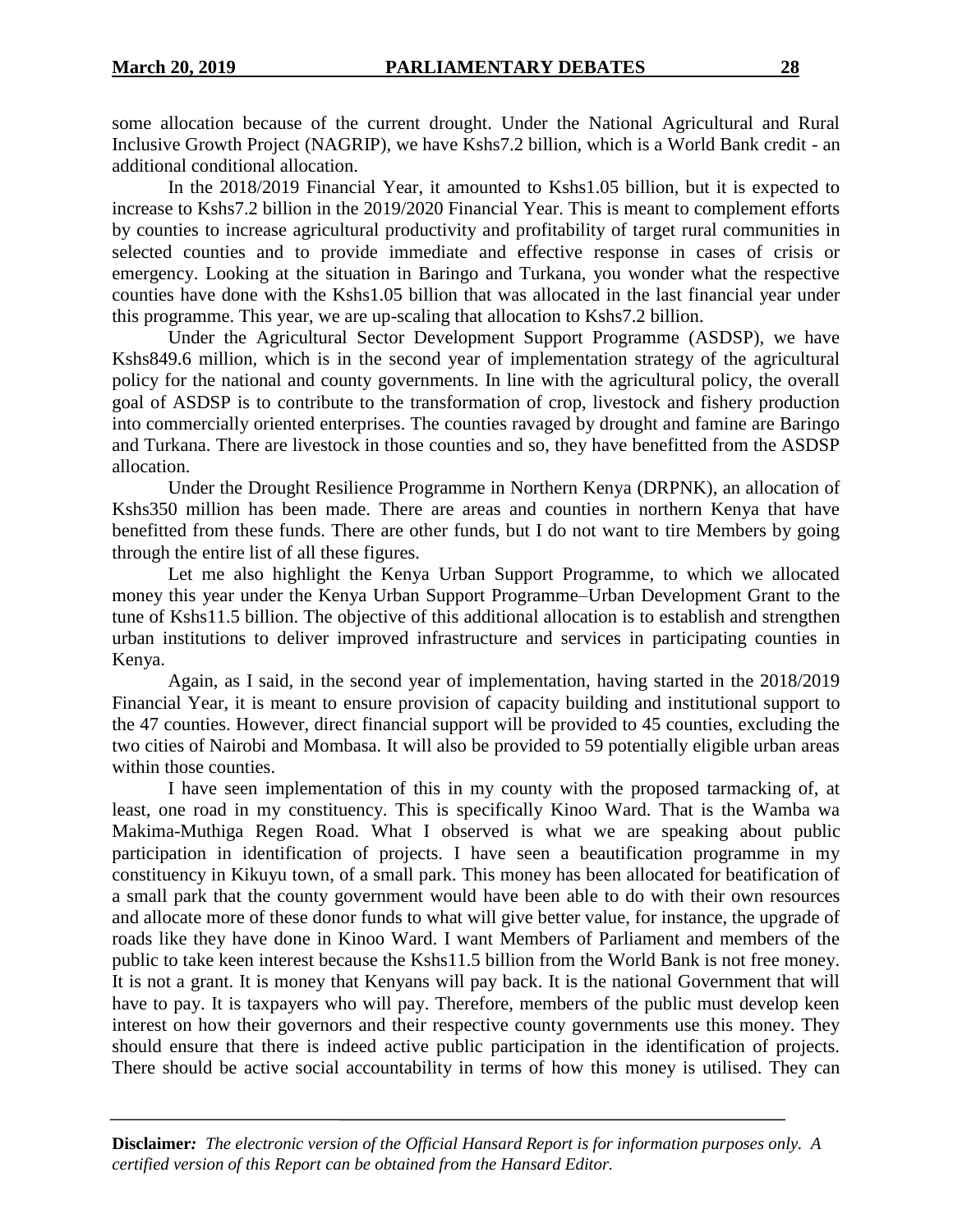some allocation because of the current drought. Under the National Agricultural and Rural Inclusive Growth Project (NAGRIP), we have Kshs7.2 billion, which is a World Bank credit - an additional conditional allocation.

In the 2018/2019 Financial Year, it amounted to Kshs1.05 billion, but it is expected to increase to Kshs7.2 billion in the 2019/2020 Financial Year. This is meant to complement efforts by counties to increase agricultural productivity and profitability of target rural communities in selected counties and to provide immediate and effective response in cases of crisis or emergency. Looking at the situation in Baringo and Turkana, you wonder what the respective counties have done with the Kshs1.05 billion that was allocated in the last financial year under this programme. This year, we are up-scaling that allocation to Kshs7.2 billion.

Under the Agricultural Sector Development Support Programme (ASDSP), we have Kshs849.6 million, which is in the second year of implementation strategy of the agricultural policy for the national and county governments. In line with the agricultural policy, the overall goal of ASDSP is to contribute to the transformation of crop, livestock and fishery production into commercially oriented enterprises. The counties ravaged by drought and famine are Baringo and Turkana. There are livestock in those counties and so, they have benefitted from the ASDSP allocation.

Under the Drought Resilience Programme in Northern Kenya (DRPNK), an allocation of Kshs350 million has been made. There are areas and counties in northern Kenya that have benefitted from these funds. There are other funds, but I do not want to tire Members by going through the entire list of all these figures.

Let me also highlight the Kenya Urban Support Programme, to which we allocated money this year under the Kenya Urban Support Programme–Urban Development Grant to the tune of Kshs11.5 billion. The objective of this additional allocation is to establish and strengthen urban institutions to deliver improved infrastructure and services in participating counties in Kenya.

Again, as I said, in the second year of implementation, having started in the 2018/2019 Financial Year, it is meant to ensure provision of capacity building and institutional support to the 47 counties. However, direct financial support will be provided to 45 counties, excluding the two cities of Nairobi and Mombasa. It will also be provided to 59 potentially eligible urban areas within those counties.

I have seen implementation of this in my county with the proposed tarmacking of, at least, one road in my constituency. This is specifically Kinoo Ward. That is the Wamba wa Makima-Muthiga Regen Road. What I observed is what we are speaking about public participation in identification of projects. I have seen a beautification programme in my constituency in Kikuyu town, of a small park. This money has been allocated for beatification of a small park that the county government would have been able to do with their own resources and allocate more of these donor funds to what will give better value, for instance, the upgrade of roads like they have done in Kinoo Ward. I want Members of Parliament and members of the public to take keen interest because the Kshs11.5 billion from the World Bank is not free money. It is not a grant. It is money that Kenyans will pay back. It is the national Government that will have to pay. It is taxpayers who will pay. Therefore, members of the public must develop keen interest on how their governors and their respective county governments use this money. They should ensure that there is indeed active public participation in the identification of projects. There should be active social accountability in terms of how this money is utilised. They can

**Disclaimer***:* *The electronic version of the Official Hansard Report is for information purposes only. A certified version of this Report can be obtained from the Hansard Editor.*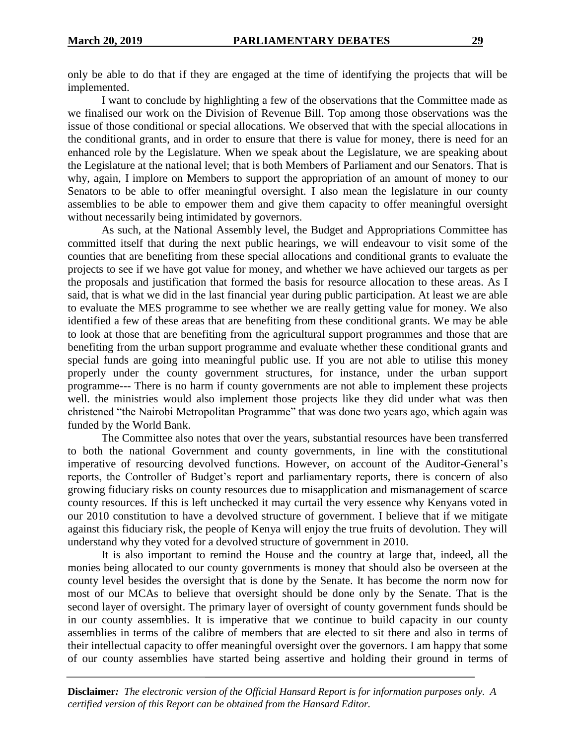only be able to do that if they are engaged at the time of identifying the projects that will be implemented.

I want to conclude by highlighting a few of the observations that the Committee made as we finalised our work on the Division of Revenue Bill. Top among those observations was the issue of those conditional or special allocations. We observed that with the special allocations in the conditional grants, and in order to ensure that there is value for money, there is need for an enhanced role by the Legislature. When we speak about the Legislature, we are speaking about the Legislature at the national level; that is both Members of Parliament and our Senators. That is why, again, I implore on Members to support the appropriation of an amount of money to our Senators to be able to offer meaningful oversight. I also mean the legislature in our county assemblies to be able to empower them and give them capacity to offer meaningful oversight without necessarily being intimidated by governors.

As such, at the National Assembly level, the Budget and Appropriations Committee has committed itself that during the next public hearings, we will endeavour to visit some of the counties that are benefiting from these special allocations and conditional grants to evaluate the projects to see if we have got value for money, and whether we have achieved our targets as per the proposals and justification that formed the basis for resource allocation to these areas. As I said, that is what we did in the last financial year during public participation. At least we are able to evaluate the MES programme to see whether we are really getting value for money. We also identified a few of these areas that are benefiting from these conditional grants. We may be able to look at those that are benefiting from the agricultural support programmes and those that are benefiting from the urban support programme and evaluate whether these conditional grants and special funds are going into meaningful public use. If you are not able to utilise this money properly under the county government structures, for instance, under the urban support programme--- There is no harm if county governments are not able to implement these projects well. the ministries would also implement those projects like they did under what was then christened "the Nairobi Metropolitan Programme" that was done two years ago, which again was funded by the World Bank.

The Committee also notes that over the years, substantial resources have been transferred to both the national Government and county governments, in line with the constitutional imperative of resourcing devolved functions. However, on account of the Auditor-General's reports, the Controller of Budget's report and parliamentary reports, there is concern of also growing fiduciary risks on county resources due to misapplication and mismanagement of scarce county resources. If this is left unchecked it may curtail the very essence why Kenyans voted in our 2010 constitution to have a devolved structure of government. I believe that if we mitigate against this fiduciary risk, the people of Kenya will enjoy the true fruits of devolution. They will understand why they voted for a devolved structure of government in 2010.

It is also important to remind the House and the country at large that, indeed, all the monies being allocated to our county governments is money that should also be overseen at the county level besides the oversight that is done by the Senate. It has become the norm now for most of our MCAs to believe that oversight should be done only by the Senate. That is the second layer of oversight. The primary layer of oversight of county government funds should be in our county assemblies. It is imperative that we continue to build capacity in our county assemblies in terms of the calibre of members that are elected to sit there and also in terms of their intellectual capacity to offer meaningful oversight over the governors. I am happy that some of our county assemblies have started being assertive and holding their ground in terms of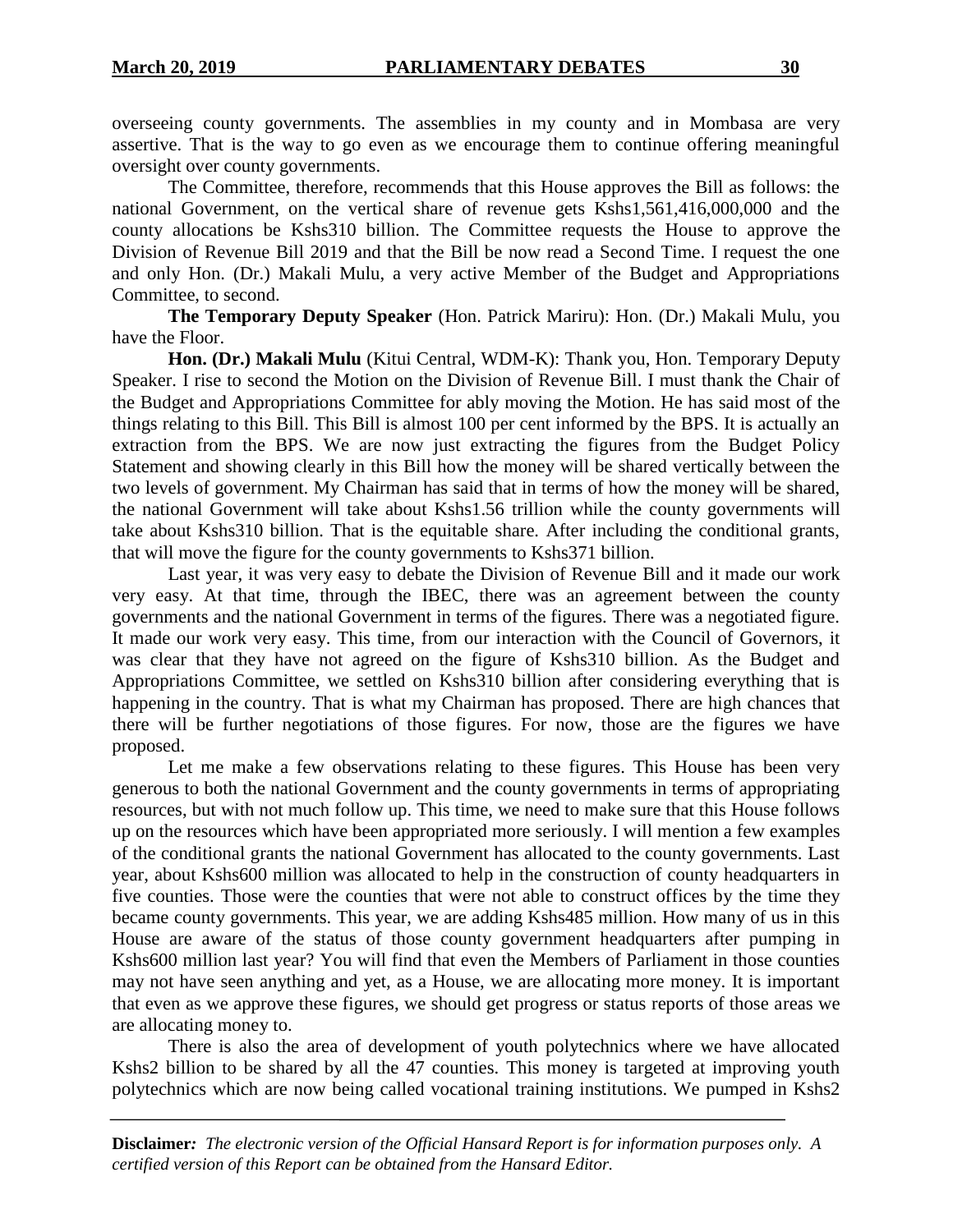overseeing county governments. The assemblies in my county and in Mombasa are very assertive. That is the way to go even as we encourage them to continue offering meaningful oversight over county governments.

The Committee, therefore, recommends that this House approves the Bill as follows: the national Government, on the vertical share of revenue gets Kshs1,561,416,000,000 and the county allocations be Kshs310 billion. The Committee requests the House to approve the Division of Revenue Bill 2019 and that the Bill be now read a Second Time. I request the one and only Hon. (Dr.) Makali Mulu, a very active Member of the Budget and Appropriations Committee, to second.

**The Temporary Deputy Speaker** (Hon. Patrick Mariru): Hon. (Dr.) Makali Mulu, you have the Floor.

**Hon. (Dr.) Makali Mulu** (Kitui Central, WDM-K): Thank you, Hon. Temporary Deputy Speaker. I rise to second the Motion on the Division of Revenue Bill. I must thank the Chair of the Budget and Appropriations Committee for ably moving the Motion. He has said most of the things relating to this Bill. This Bill is almost 100 per cent informed by the BPS. It is actually an extraction from the BPS. We are now just extracting the figures from the Budget Policy Statement and showing clearly in this Bill how the money will be shared vertically between the two levels of government. My Chairman has said that in terms of how the money will be shared, the national Government will take about Kshs1.56 trillion while the county governments will take about Kshs310 billion. That is the equitable share. After including the conditional grants, that will move the figure for the county governments to Kshs371 billion.

Last year, it was very easy to debate the Division of Revenue Bill and it made our work very easy. At that time, through the IBEC, there was an agreement between the county governments and the national Government in terms of the figures. There was a negotiated figure. It made our work very easy. This time, from our interaction with the Council of Governors, it was clear that they have not agreed on the figure of Kshs310 billion. As the Budget and Appropriations Committee, we settled on Kshs310 billion after considering everything that is happening in the country. That is what my Chairman has proposed. There are high chances that there will be further negotiations of those figures. For now, those are the figures we have proposed.

Let me make a few observations relating to these figures. This House has been very generous to both the national Government and the county governments in terms of appropriating resources, but with not much follow up. This time, we need to make sure that this House follows up on the resources which have been appropriated more seriously. I will mention a few examples of the conditional grants the national Government has allocated to the county governments. Last year, about Kshs600 million was allocated to help in the construction of county headquarters in five counties. Those were the counties that were not able to construct offices by the time they became county governments. This year, we are adding Kshs485 million. How many of us in this House are aware of the status of those county government headquarters after pumping in Kshs600 million last year? You will find that even the Members of Parliament in those counties may not have seen anything and yet, as a House, we are allocating more money. It is important that even as we approve these figures, we should get progress or status reports of those areas we are allocating money to.

There is also the area of development of youth polytechnics where we have allocated Kshs2 billion to be shared by all the 47 counties. This money is targeted at improving youth polytechnics which are now being called vocational training institutions. We pumped in Kshs2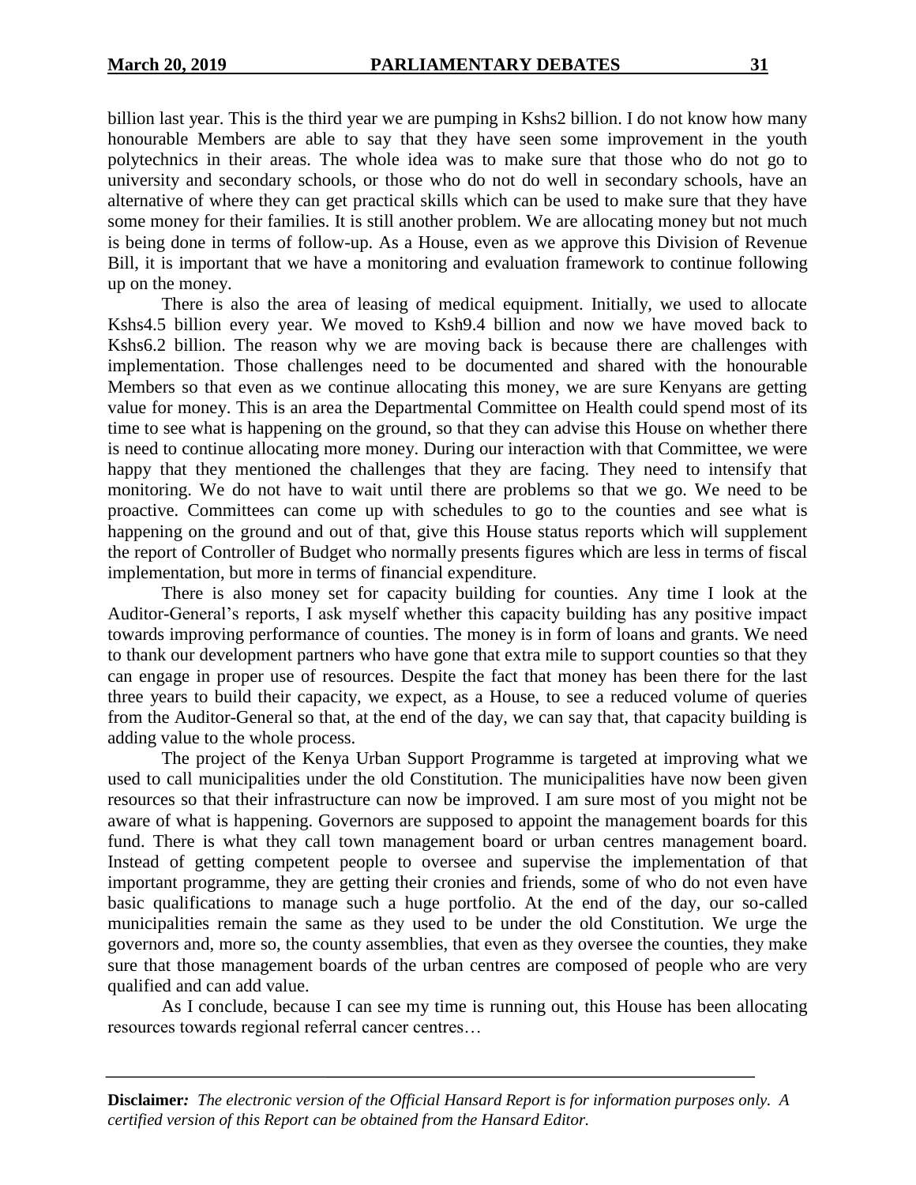billion last year. This is the third year we are pumping in Kshs2 billion. I do not know how many honourable Members are able to say that they have seen some improvement in the youth polytechnics in their areas. The whole idea was to make sure that those who do not go to university and secondary schools, or those who do not do well in secondary schools, have an alternative of where they can get practical skills which can be used to make sure that they have some money for their families. It is still another problem. We are allocating money but not much is being done in terms of follow-up. As a House, even as we approve this Division of Revenue Bill, it is important that we have a monitoring and evaluation framework to continue following up on the money.

There is also the area of leasing of medical equipment. Initially, we used to allocate Kshs4.5 billion every year. We moved to Ksh9.4 billion and now we have moved back to Kshs6.2 billion. The reason why we are moving back is because there are challenges with implementation. Those challenges need to be documented and shared with the honourable Members so that even as we continue allocating this money, we are sure Kenyans are getting value for money. This is an area the Departmental Committee on Health could spend most of its time to see what is happening on the ground, so that they can advise this House on whether there is need to continue allocating more money. During our interaction with that Committee, we were happy that they mentioned the challenges that they are facing. They need to intensify that monitoring. We do not have to wait until there are problems so that we go. We need to be proactive. Committees can come up with schedules to go to the counties and see what is happening on the ground and out of that, give this House status reports which will supplement the report of Controller of Budget who normally presents figures which are less in terms of fiscal implementation, but more in terms of financial expenditure.

There is also money set for capacity building for counties. Any time I look at the Auditor-General's reports, I ask myself whether this capacity building has any positive impact towards improving performance of counties. The money is in form of loans and grants. We need to thank our development partners who have gone that extra mile to support counties so that they can engage in proper use of resources. Despite the fact that money has been there for the last three years to build their capacity, we expect, as a House, to see a reduced volume of queries from the Auditor-General so that, at the end of the day, we can say that, that capacity building is adding value to the whole process.

The project of the Kenya Urban Support Programme is targeted at improving what we used to call municipalities under the old Constitution. The municipalities have now been given resources so that their infrastructure can now be improved. I am sure most of you might not be aware of what is happening. Governors are supposed to appoint the management boards for this fund. There is what they call town management board or urban centres management board. Instead of getting competent people to oversee and supervise the implementation of that important programme, they are getting their cronies and friends, some of who do not even have basic qualifications to manage such a huge portfolio. At the end of the day, our so-called municipalities remain the same as they used to be under the old Constitution. We urge the governors and, more so, the county assemblies, that even as they oversee the counties, they make sure that those management boards of the urban centres are composed of people who are very qualified and can add value.

As I conclude, because I can see my time is running out, this House has been allocating resources towards regional referral cancer centres…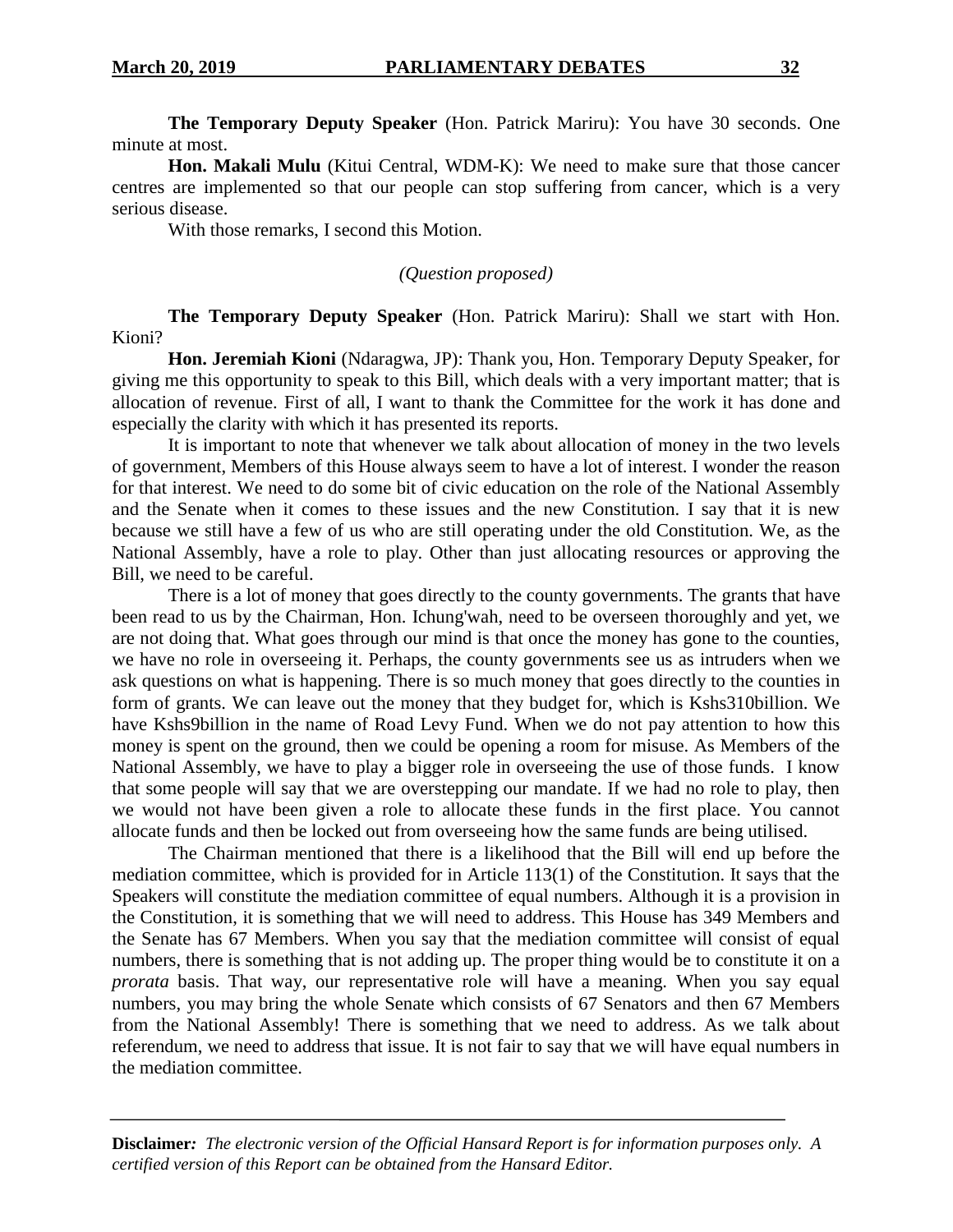**The Temporary Deputy Speaker** (Hon. Patrick Mariru): You have 30 seconds. One minute at most.

**Hon. Makali Mulu** (Kitui Central, WDM-K): We need to make sure that those cancer centres are implemented so that our people can stop suffering from cancer, which is a very serious disease.

With those remarks, I second this Motion.

*(Question proposed)*

**The Temporary Deputy Speaker** (Hon. Patrick Mariru): Shall we start with Hon. Kioni?

**Hon. Jeremiah Kioni** (Ndaragwa, JP): Thank you, Hon. Temporary Deputy Speaker, for giving me this opportunity to speak to this Bill, which deals with a very important matter; that is allocation of revenue. First of all, I want to thank the Committee for the work it has done and especially the clarity with which it has presented its reports.

It is important to note that whenever we talk about allocation of money in the two levels of government, Members of this House always seem to have a lot of interest. I wonder the reason for that interest. We need to do some bit of civic education on the role of the National Assembly and the Senate when it comes to these issues and the new Constitution. I say that it is new because we still have a few of us who are still operating under the old Constitution. We, as the National Assembly, have a role to play. Other than just allocating resources or approving the Bill, we need to be careful.

There is a lot of money that goes directly to the county governments. The grants that have been read to us by the Chairman, Hon. Ichung'wah, need to be overseen thoroughly and yet, we are not doing that. What goes through our mind is that once the money has gone to the counties, we have no role in overseeing it. Perhaps, the county governments see us as intruders when we ask questions on what is happening. There is so much money that goes directly to the counties in form of grants. We can leave out the money that they budget for, which is Kshs310billion. We have Kshs9billion in the name of Road Levy Fund. When we do not pay attention to how this money is spent on the ground, then we could be opening a room for misuse. As Members of the National Assembly, we have to play a bigger role in overseeing the use of those funds. I know that some people will say that we are overstepping our mandate. If we had no role to play, then we would not have been given a role to allocate these funds in the first place. You cannot allocate funds and then be locked out from overseeing how the same funds are being utilised.

The Chairman mentioned that there is a likelihood that the Bill will end up before the mediation committee, which is provided for in Article 113(1) of the Constitution. It says that the Speakers will constitute the mediation committee of equal numbers. Although it is a provision in the Constitution, it is something that we will need to address. This House has 349 Members and the Senate has 67 Members. When you say that the mediation committee will consist of equal numbers, there is something that is not adding up. The proper thing would be to constitute it on a *prorata* basis. That way, our representative role will have a meaning. When you say equal numbers, you may bring the whole Senate which consists of 67 Senators and then 67 Members from the National Assembly! There is something that we need to address. As we talk about referendum, we need to address that issue. It is not fair to say that we will have equal numbers in the mediation committee.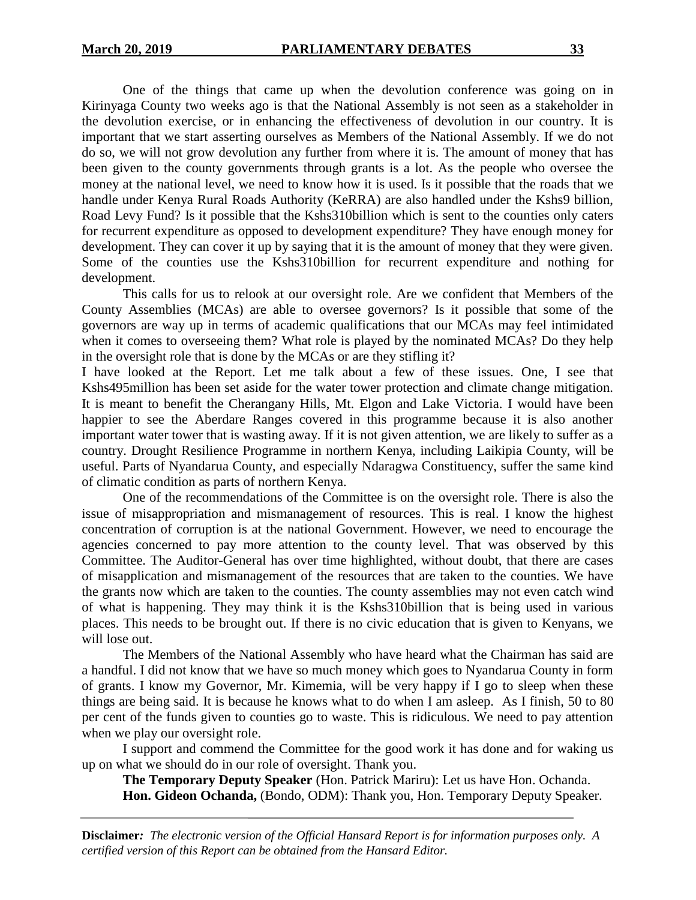One of the things that came up when the devolution conference was going on in Kirinyaga County two weeks ago is that the National Assembly is not seen as a stakeholder in the devolution exercise, or in enhancing the effectiveness of devolution in our country. It is important that we start asserting ourselves as Members of the National Assembly. If we do not do so, we will not grow devolution any further from where it is. The amount of money that has been given to the county governments through grants is a lot. As the people who oversee the money at the national level, we need to know how it is used. Is it possible that the roads that we handle under Kenya Rural Roads Authority (KeRRA) are also handled under the Kshs9 billion, Road Levy Fund? Is it possible that the Kshs310billion which is sent to the counties only caters for recurrent expenditure as opposed to development expenditure? They have enough money for development. They can cover it up by saying that it is the amount of money that they were given. Some of the counties use the Kshs310billion for recurrent expenditure and nothing for development.

This calls for us to relook at our oversight role. Are we confident that Members of the County Assemblies (MCAs) are able to oversee governors? Is it possible that some of the governors are way up in terms of academic qualifications that our MCAs may feel intimidated when it comes to overseeing them? What role is played by the nominated MCAs? Do they help in the oversight role that is done by the MCAs or are they stifling it?

I have looked at the Report. Let me talk about a few of these issues. One, I see that Kshs495million has been set aside for the water tower protection and climate change mitigation. It is meant to benefit the Cherangany Hills, Mt. Elgon and Lake Victoria. I would have been happier to see the Aberdare Ranges covered in this programme because it is also another important water tower that is wasting away. If it is not given attention, we are likely to suffer as a country. Drought Resilience Programme in northern Kenya, including Laikipia County, will be useful. Parts of Nyandarua County, and especially Ndaragwa Constituency, suffer the same kind of climatic condition as parts of northern Kenya.

One of the recommendations of the Committee is on the oversight role. There is also the issue of misappropriation and mismanagement of resources. This is real. I know the highest concentration of corruption is at the national Government. However, we need to encourage the agencies concerned to pay more attention to the county level. That was observed by this Committee. The Auditor-General has over time highlighted, without doubt, that there are cases of misapplication and mismanagement of the resources that are taken to the counties. We have the grants now which are taken to the counties. The county assemblies may not even catch wind of what is happening. They may think it is the Kshs310billion that is being used in various places. This needs to be brought out. If there is no civic education that is given to Kenyans, we will lose out.

The Members of the National Assembly who have heard what the Chairman has said are a handful. I did not know that we have so much money which goes to Nyandarua County in form of grants. I know my Governor, Mr. Kimemia, will be very happy if I go to sleep when these things are being said. It is because he knows what to do when I am asleep. As I finish, 50 to 80 per cent of the funds given to counties go to waste. This is ridiculous. We need to pay attention when we play our oversight role.

I support and commend the Committee for the good work it has done and for waking us up on what we should do in our role of oversight. Thank you.

**The Temporary Deputy Speaker** (Hon. Patrick Mariru): Let us have Hon. Ochanda.

**Hon. Gideon Ochanda,** (Bondo, ODM): Thank you, Hon. Temporary Deputy Speaker.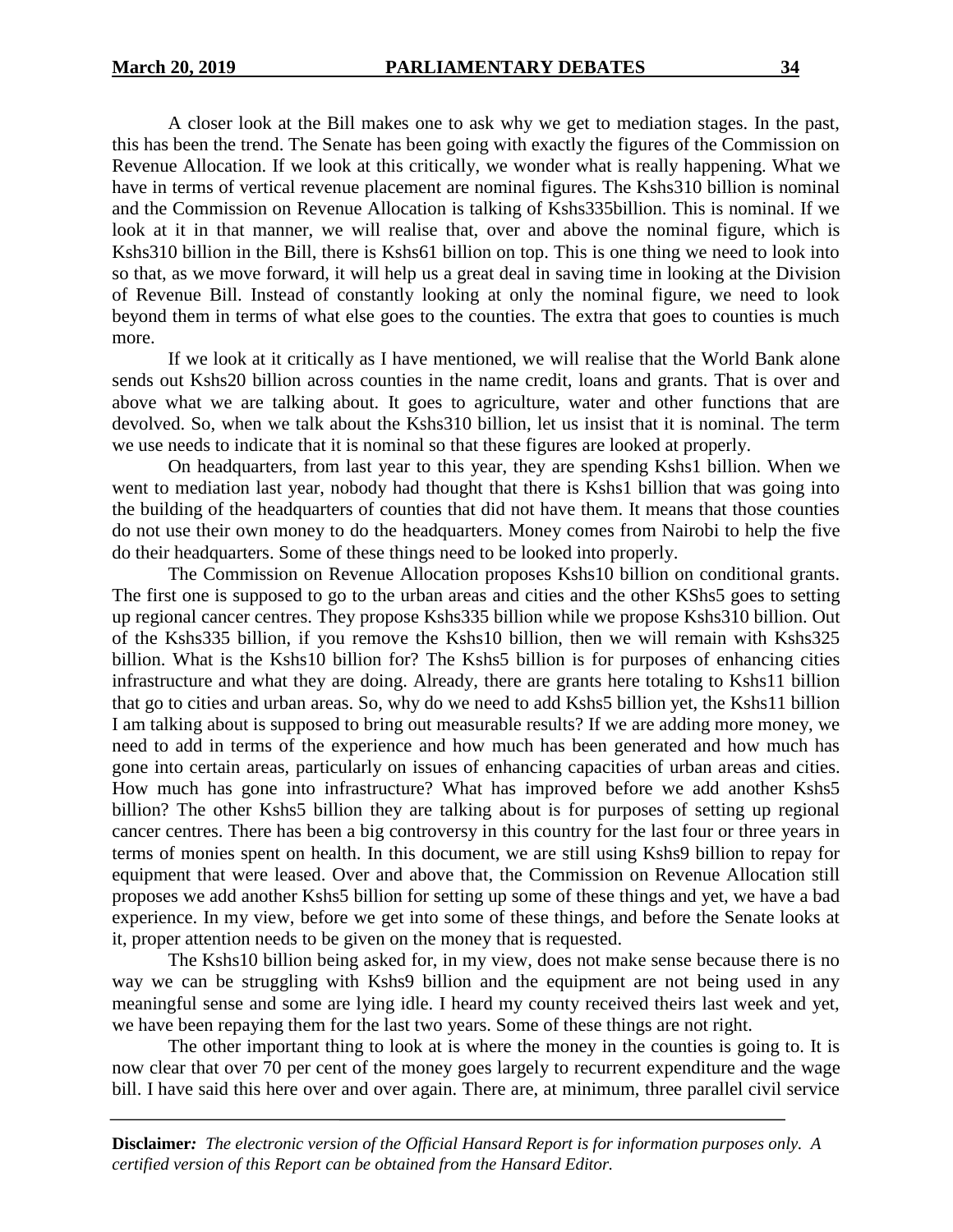A closer look at the Bill makes one to ask why we get to mediation stages. In the past, this has been the trend. The Senate has been going with exactly the figures of the Commission on Revenue Allocation. If we look at this critically, we wonder what is really happening. What we have in terms of vertical revenue placement are nominal figures. The Kshs310 billion is nominal and the Commission on Revenue Allocation is talking of Kshs335billion. This is nominal. If we look at it in that manner, we will realise that, over and above the nominal figure, which is Kshs310 billion in the Bill, there is Kshs61 billion on top. This is one thing we need to look into so that, as we move forward, it will help us a great deal in saving time in looking at the Division of Revenue Bill. Instead of constantly looking at only the nominal figure, we need to look beyond them in terms of what else goes to the counties. The extra that goes to counties is much more.

If we look at it critically as I have mentioned, we will realise that the World Bank alone sends out Kshs20 billion across counties in the name credit, loans and grants. That is over and above what we are talking about. It goes to agriculture, water and other functions that are devolved. So, when we talk about the Kshs310 billion, let us insist that it is nominal. The term we use needs to indicate that it is nominal so that these figures are looked at properly.

On headquarters, from last year to this year, they are spending Kshs1 billion. When we went to mediation last year, nobody had thought that there is Kshs1 billion that was going into the building of the headquarters of counties that did not have them. It means that those counties do not use their own money to do the headquarters. Money comes from Nairobi to help the five do their headquarters. Some of these things need to be looked into properly.

The Commission on Revenue Allocation proposes Kshs10 billion on conditional grants. The first one is supposed to go to the urban areas and cities and the other KShs5 goes to setting up regional cancer centres. They propose Kshs335 billion while we propose Kshs310 billion. Out of the Kshs335 billion, if you remove the Kshs10 billion, then we will remain with Kshs325 billion. What is the Kshs10 billion for? The Kshs5 billion is for purposes of enhancing cities infrastructure and what they are doing. Already, there are grants here totaling to Kshs11 billion that go to cities and urban areas. So, why do we need to add Kshs5 billion yet, the Kshs11 billion I am talking about is supposed to bring out measurable results? If we are adding more money, we need to add in terms of the experience and how much has been generated and how much has gone into certain areas, particularly on issues of enhancing capacities of urban areas and cities. How much has gone into infrastructure? What has improved before we add another Kshs5 billion? The other Kshs5 billion they are talking about is for purposes of setting up regional cancer centres. There has been a big controversy in this country for the last four or three years in terms of monies spent on health. In this document, we are still using Kshs9 billion to repay for equipment that were leased. Over and above that, the Commission on Revenue Allocation still proposes we add another Kshs5 billion for setting up some of these things and yet, we have a bad experience. In my view, before we get into some of these things, and before the Senate looks at it, proper attention needs to be given on the money that is requested.

The Kshs10 billion being asked for, in my view, does not make sense because there is no way we can be struggling with Kshs9 billion and the equipment are not being used in any meaningful sense and some are lying idle. I heard my county received theirs last week and yet, we have been repaying them for the last two years. Some of these things are not right.

The other important thing to look at is where the money in the counties is going to. It is now clear that over 70 per cent of the money goes largely to recurrent expenditure and the wage bill. I have said this here over and over again. There are, at minimum, three parallel civil service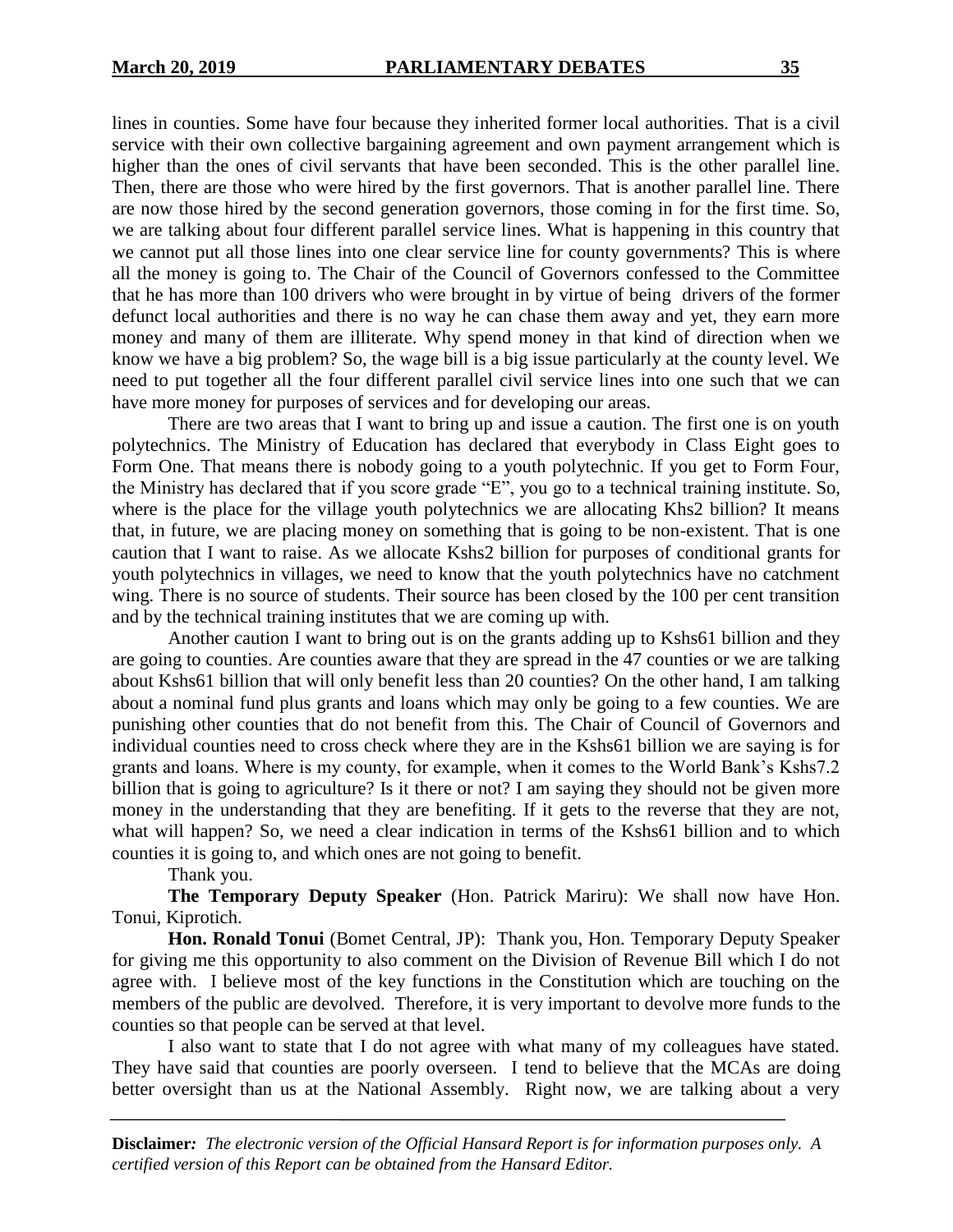lines in counties. Some have four because they inherited former local authorities. That is a civil service with their own collective bargaining agreement and own payment arrangement which is higher than the ones of civil servants that have been seconded. This is the other parallel line. Then, there are those who were hired by the first governors. That is another parallel line. There are now those hired by the second generation governors, those coming in for the first time. So, we are talking about four different parallel service lines. What is happening in this country that we cannot put all those lines into one clear service line for county governments? This is where all the money is going to. The Chair of the Council of Governors confessed to the Committee that he has more than 100 drivers who were brought in by virtue of being drivers of the former defunct local authorities and there is no way he can chase them away and yet, they earn more money and many of them are illiterate. Why spend money in that kind of direction when we know we have a big problem? So, the wage bill is a big issue particularly at the county level. We need to put together all the four different parallel civil service lines into one such that we can have more money for purposes of services and for developing our areas.

There are two areas that I want to bring up and issue a caution. The first one is on youth polytechnics. The Ministry of Education has declared that everybody in Class Eight goes to Form One. That means there is nobody going to a youth polytechnic. If you get to Form Four, the Ministry has declared that if you score grade "E", you go to a technical training institute. So, where is the place for the village youth polytechnics we are allocating Khs2 billion? It means that, in future, we are placing money on something that is going to be non-existent. That is one caution that I want to raise. As we allocate Kshs2 billion for purposes of conditional grants for youth polytechnics in villages, we need to know that the youth polytechnics have no catchment wing. There is no source of students. Their source has been closed by the 100 per cent transition and by the technical training institutes that we are coming up with.

Another caution I want to bring out is on the grants adding up to Kshs61 billion and they are going to counties. Are counties aware that they are spread in the 47 counties or we are talking about Kshs61 billion that will only benefit less than 20 counties? On the other hand, I am talking about a nominal fund plus grants and loans which may only be going to a few counties. We are punishing other counties that do not benefit from this. The Chair of Council of Governors and individual counties need to cross check where they are in the Kshs61 billion we are saying is for grants and loans. Where is my county, for example, when it comes to the World Bank's Kshs7.2 billion that is going to agriculture? Is it there or not? I am saying they should not be given more money in the understanding that they are benefiting. If it gets to the reverse that they are not, what will happen? So, we need a clear indication in terms of the Kshs61 billion and to which counties it is going to, and which ones are not going to benefit.

Thank you.

**The Temporary Deputy Speaker** (Hon. Patrick Mariru): We shall now have Hon. Tonui, Kiprotich.

**Hon. Ronald Tonui** (Bomet Central, JP): Thank you, Hon. Temporary Deputy Speaker for giving me this opportunity to also comment on the Division of Revenue Bill which I do not agree with. I believe most of the key functions in the Constitution which are touching on the members of the public are devolved. Therefore, it is very important to devolve more funds to the counties so that people can be served at that level.

I also want to state that I do not agree with what many of my colleagues have stated. They have said that counties are poorly overseen. I tend to believe that the MCAs are doing better oversight than us at the National Assembly. Right now, we are talking about a very

**Disclaimer***: The electronic version of the Official Hansard Report is for information purposes only. A certified version of this Report can be obtained from the Hansard Editor.*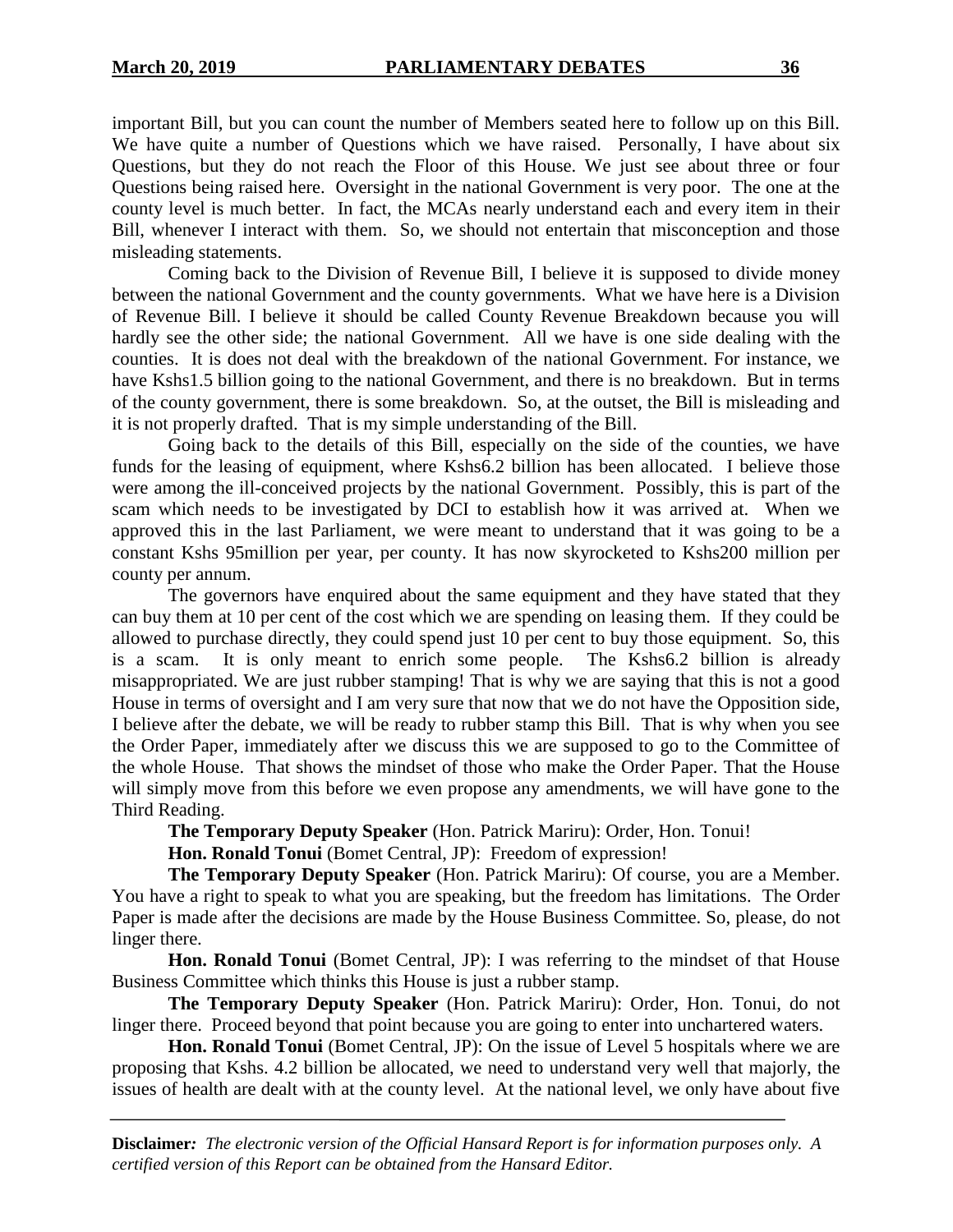important Bill, but you can count the number of Members seated here to follow up on this Bill. We have quite a number of Questions which we have raised. Personally, I have about six Questions, but they do not reach the Floor of this House. We just see about three or four Questions being raised here. Oversight in the national Government is very poor. The one at the county level is much better. In fact, the MCAs nearly understand each and every item in their Bill, whenever I interact with them. So, we should not entertain that misconception and those misleading statements.

Coming back to the Division of Revenue Bill, I believe it is supposed to divide money between the national Government and the county governments. What we have here is a Division of Revenue Bill. I believe it should be called County Revenue Breakdown because you will hardly see the other side; the national Government. All we have is one side dealing with the counties. It is does not deal with the breakdown of the national Government. For instance, we have Kshs1.5 billion going to the national Government, and there is no breakdown. But in terms of the county government, there is some breakdown. So, at the outset, the Bill is misleading and it is not properly drafted. That is my simple understanding of the Bill.

Going back to the details of this Bill, especially on the side of the counties, we have funds for the leasing of equipment, where Kshs6.2 billion has been allocated. I believe those were among the ill-conceived projects by the national Government. Possibly, this is part of the scam which needs to be investigated by DCI to establish how it was arrived at. When we approved this in the last Parliament, we were meant to understand that it was going to be a constant Kshs 95million per year, per county. It has now skyrocketed to Kshs200 million per county per annum.

The governors have enquired about the same equipment and they have stated that they can buy them at 10 per cent of the cost which we are spending on leasing them. If they could be allowed to purchase directly, they could spend just 10 per cent to buy those equipment. So, this is a scam. It is only meant to enrich some people. The Kshs6.2 billion is already misappropriated. We are just rubber stamping! That is why we are saying that this is not a good House in terms of oversight and I am very sure that now that we do not have the Opposition side, I believe after the debate, we will be ready to rubber stamp this Bill. That is why when you see the Order Paper, immediately after we discuss this we are supposed to go to the Committee of the whole House. That shows the mindset of those who make the Order Paper. That the House will simply move from this before we even propose any amendments, we will have gone to the Third Reading.

**The Temporary Deputy Speaker** (Hon. Patrick Mariru): Order, Hon. Tonui!

**Hon. Ronald Tonui** (Bomet Central, JP): Freedom of expression!

**The Temporary Deputy Speaker** (Hon. Patrick Mariru): Of course, you are a Member. You have a right to speak to what you are speaking, but the freedom has limitations. The Order Paper is made after the decisions are made by the House Business Committee. So, please, do not linger there.

**Hon. Ronald Tonui** (Bomet Central, JP): I was referring to the mindset of that House Business Committee which thinks this House is just a rubber stamp.

**The Temporary Deputy Speaker** (Hon. Patrick Mariru): Order, Hon. Tonui, do not linger there. Proceed beyond that point because you are going to enter into unchartered waters.

**Hon. Ronald Tonui** (Bomet Central, JP): On the issue of Level 5 hospitals where we are proposing that Kshs. 4.2 billion be allocated, we need to understand very well that majorly, the issues of health are dealt with at the county level. At the national level, we only have about five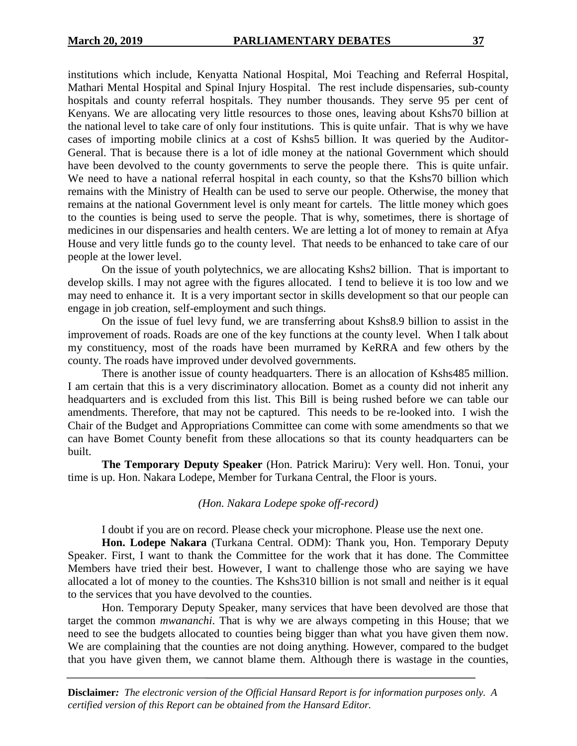institutions which include, Kenyatta National Hospital, Moi Teaching and Referral Hospital, Mathari Mental Hospital and Spinal Injury Hospital. The rest include dispensaries, sub-county hospitals and county referral hospitals. They number thousands. They serve 95 per cent of Kenyans. We are allocating very little resources to those ones, leaving about Kshs70 billion at the national level to take care of only four institutions. This is quite unfair. That is why we have cases of importing mobile clinics at a cost of Kshs5 billion. It was queried by the Auditor-General. That is because there is a lot of idle money at the national Government which should have been devolved to the county governments to serve the people there. This is quite unfair. We need to have a national referral hospital in each county, so that the Kshs70 billion which remains with the Ministry of Health can be used to serve our people. Otherwise, the money that remains at the national Government level is only meant for cartels. The little money which goes to the counties is being used to serve the people. That is why, sometimes, there is shortage of medicines in our dispensaries and health centers. We are letting a lot of money to remain at Afya House and very little funds go to the county level. That needs to be enhanced to take care of our people at the lower level.

On the issue of youth polytechnics, we are allocating Kshs2 billion. That is important to develop skills. I may not agree with the figures allocated. I tend to believe it is too low and we may need to enhance it. It is a very important sector in skills development so that our people can engage in job creation, self-employment and such things.

On the issue of fuel levy fund, we are transferring about Kshs8.9 billion to assist in the improvement of roads. Roads are one of the key functions at the county level. When I talk about my constituency, most of the roads have been murramed by KeRRA and few others by the county. The roads have improved under devolved governments.

There is another issue of county headquarters. There is an allocation of Kshs485 million. I am certain that this is a very discriminatory allocation. Bomet as a county did not inherit any headquarters and is excluded from this list. This Bill is being rushed before we can table our amendments. Therefore, that may not be captured. This needs to be re-looked into. I wish the Chair of the Budget and Appropriations Committee can come with some amendments so that we can have Bomet County benefit from these allocations so that its county headquarters can be built.

**The Temporary Deputy Speaker** (Hon. Patrick Mariru): Very well. Hon. Tonui, your time is up. Hon. Nakara Lodepe, Member for Turkana Central, the Floor is yours.

*(Hon. Nakara Lodepe spoke off-record)*

I doubt if you are on record. Please check your microphone. Please use the next one.

**Hon. Lodepe Nakara** (Turkana Central. ODM): Thank you, Hon. Temporary Deputy Speaker. First, I want to thank the Committee for the work that it has done. The Committee Members have tried their best. However, I want to challenge those who are saying we have allocated a lot of money to the counties. The Kshs310 billion is not small and neither is it equal to the services that you have devolved to the counties.

Hon. Temporary Deputy Speaker, many services that have been devolved are those that target the common *mwananchi*. That is why we are always competing in this House; that we need to see the budgets allocated to counties being bigger than what you have given them now. We are complaining that the counties are not doing anything. However, compared to the budget that you have given them, we cannot blame them. Although there is wastage in the counties,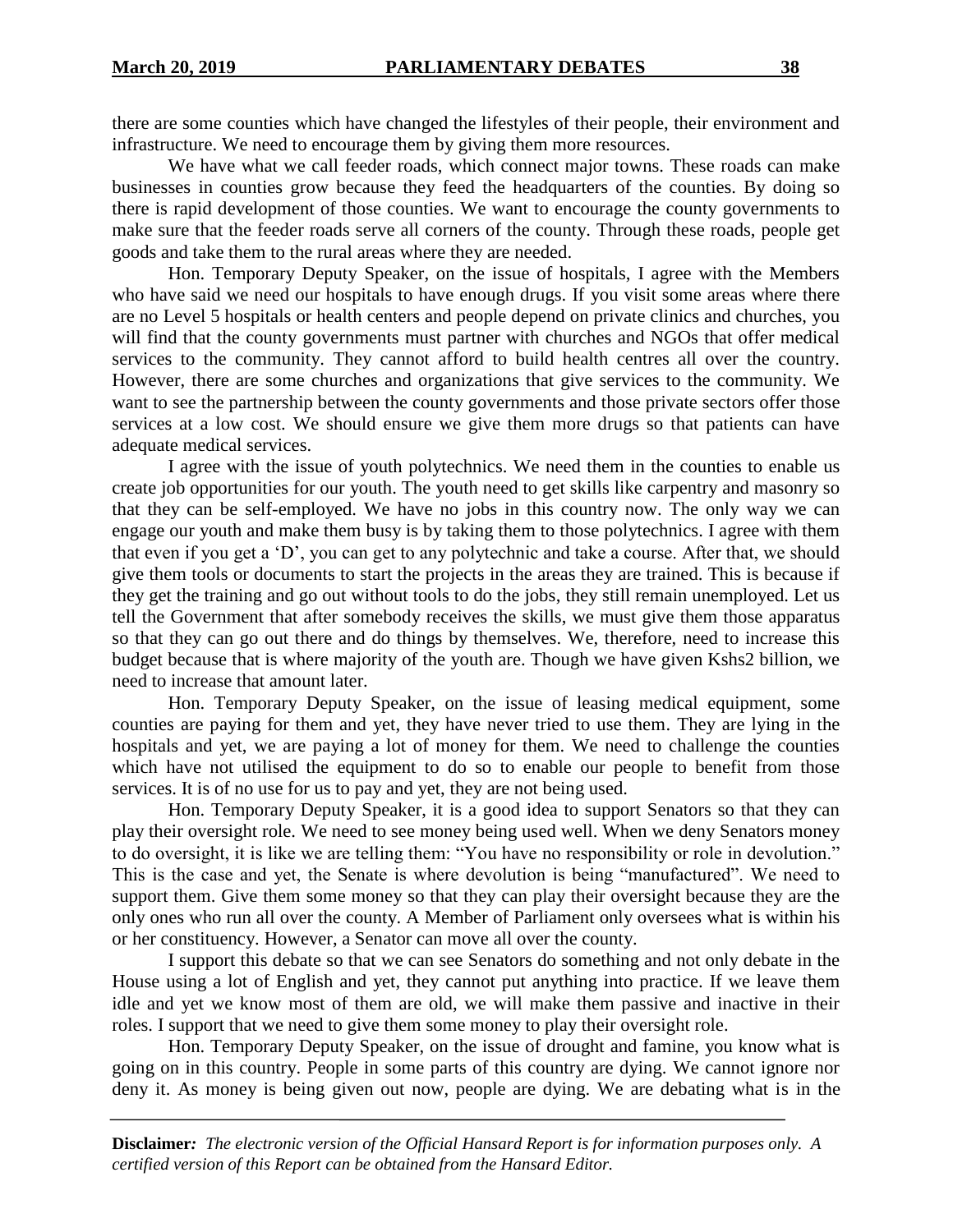there are some counties which have changed the lifestyles of their people, their environment and infrastructure. We need to encourage them by giving them more resources.

We have what we call feeder roads, which connect major towns. These roads can make businesses in counties grow because they feed the headquarters of the counties. By doing so there is rapid development of those counties. We want to encourage the county governments to make sure that the feeder roads serve all corners of the county. Through these roads, people get goods and take them to the rural areas where they are needed.

Hon. Temporary Deputy Speaker, on the issue of hospitals, I agree with the Members who have said we need our hospitals to have enough drugs. If you visit some areas where there are no Level 5 hospitals or health centers and people depend on private clinics and churches, you will find that the county governments must partner with churches and NGOs that offer medical services to the community. They cannot afford to build health centres all over the country. However, there are some churches and organizations that give services to the community. We want to see the partnership between the county governments and those private sectors offer those services at a low cost. We should ensure we give them more drugs so that patients can have adequate medical services.

I agree with the issue of youth polytechnics. We need them in the counties to enable us create job opportunities for our youth. The youth need to get skills like carpentry and masonry so that they can be self-employed. We have no jobs in this country now. The only way we can engage our youth and make them busy is by taking them to those polytechnics. I agree with them that even if you get a 'D', you can get to any polytechnic and take a course. After that, we should give them tools or documents to start the projects in the areas they are trained. This is because if they get the training and go out without tools to do the jobs, they still remain unemployed. Let us tell the Government that after somebody receives the skills, we must give them those apparatus so that they can go out there and do things by themselves. We, therefore, need to increase this budget because that is where majority of the youth are. Though we have given Kshs2 billion, we need to increase that amount later.

Hon. Temporary Deputy Speaker, on the issue of leasing medical equipment, some counties are paying for them and yet, they have never tried to use them. They are lying in the hospitals and yet, we are paying a lot of money for them. We need to challenge the counties which have not utilised the equipment to do so to enable our people to benefit from those services. It is of no use for us to pay and yet, they are not being used.

Hon. Temporary Deputy Speaker, it is a good idea to support Senators so that they can play their oversight role. We need to see money being used well. When we deny Senators money to do oversight, it is like we are telling them: "You have no responsibility or role in devolution." This is the case and yet, the Senate is where devolution is being "manufactured". We need to support them. Give them some money so that they can play their oversight because they are the only ones who run all over the county. A Member of Parliament only oversees what is within his or her constituency. However, a Senator can move all over the county.

I support this debate so that we can see Senators do something and not only debate in the House using a lot of English and yet, they cannot put anything into practice. If we leave them idle and yet we know most of them are old, we will make them passive and inactive in their roles. I support that we need to give them some money to play their oversight role.

Hon. Temporary Deputy Speaker, on the issue of drought and famine, you know what is going on in this country. People in some parts of this country are dying. We cannot ignore nor deny it. As money is being given out now, people are dying. We are debating what is in the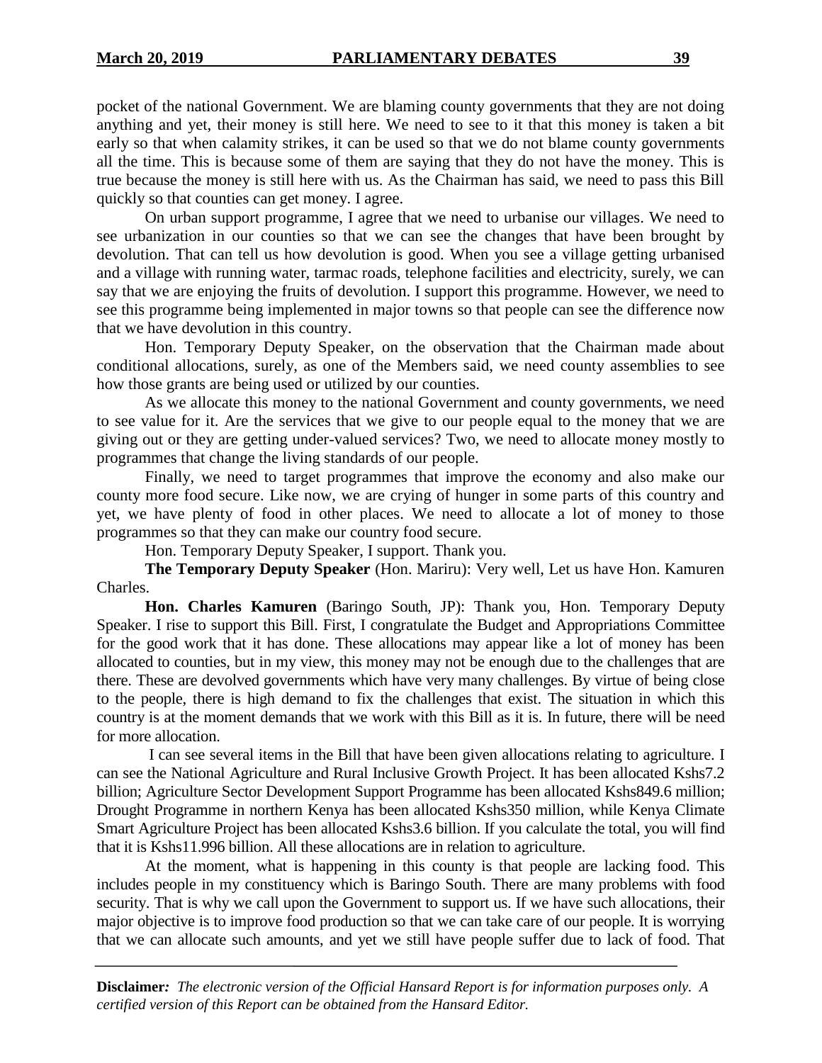pocket of the national Government. We are blaming county governments that they are not doing anything and yet, their money is still here. We need to see to it that this money is taken a bit early so that when calamity strikes, it can be used so that we do not blame county governments all the time. This is because some of them are saying that they do not have the money. This is true because the money is still here with us. As the Chairman has said, we need to pass this Bill quickly so that counties can get money. I agree.

On urban support programme, I agree that we need to urbanise our villages. We need to see urbanization in our counties so that we can see the changes that have been brought by devolution. That can tell us how devolution is good. When you see a village getting urbanised and a village with running water, tarmac roads, telephone facilities and electricity, surely, we can say that we are enjoying the fruits of devolution. I support this programme. However, we need to see this programme being implemented in major towns so that people can see the difference now that we have devolution in this country.

Hon. Temporary Deputy Speaker, on the observation that the Chairman made about conditional allocations, surely, as one of the Members said, we need county assemblies to see how those grants are being used or utilized by our counties.

As we allocate this money to the national Government and county governments, we need to see value for it. Are the services that we give to our people equal to the money that we are giving out or they are getting under-valued services? Two, we need to allocate money mostly to programmes that change the living standards of our people.

Finally, we need to target programmes that improve the economy and also make our county more food secure. Like now, we are crying of hunger in some parts of this country and yet, we have plenty of food in other places. We need to allocate a lot of money to those programmes so that they can make our country food secure.

Hon. Temporary Deputy Speaker, I support. Thank you.

**The Temporary Deputy Speaker** (Hon. Mariru): Very well, Let us have Hon. Kamuren Charles.

**Hon. Charles Kamuren** (Baringo South, JP): Thank you, Hon. Temporary Deputy Speaker. I rise to support this Bill. First, I congratulate the Budget and Appropriations Committee for the good work that it has done. These allocations may appear like a lot of money has been allocated to counties, but in my view, this money may not be enough due to the challenges that are there. These are devolved governments which have very many challenges. By virtue of being close to the people, there is high demand to fix the challenges that exist. The situation in which this country is at the moment demands that we work with this Bill as it is. In future, there will be need for more allocation.

I can see several items in the Bill that have been given allocations relating to agriculture. I can see the National Agriculture and Rural Inclusive Growth Project. It has been allocated Kshs7.2 billion; Agriculture Sector Development Support Programme has been allocated Kshs849.6 million; Drought Programme in northern Kenya has been allocated Kshs350 million, while Kenya Climate Smart Agriculture Project has been allocated Kshs3.6 billion. If you calculate the total, you will find that it is Kshs11.996 billion. All these allocations are in relation to agriculture.

At the moment, what is happening in this county is that people are lacking food. This includes people in my constituency which is Baringo South. There are many problems with food security. That is why we call upon the Government to support us. If we have such allocations, their major objective is to improve food production so that we can take care of our people. It is worrying that we can allocate such amounts, and yet we still have people suffer due to lack of food. That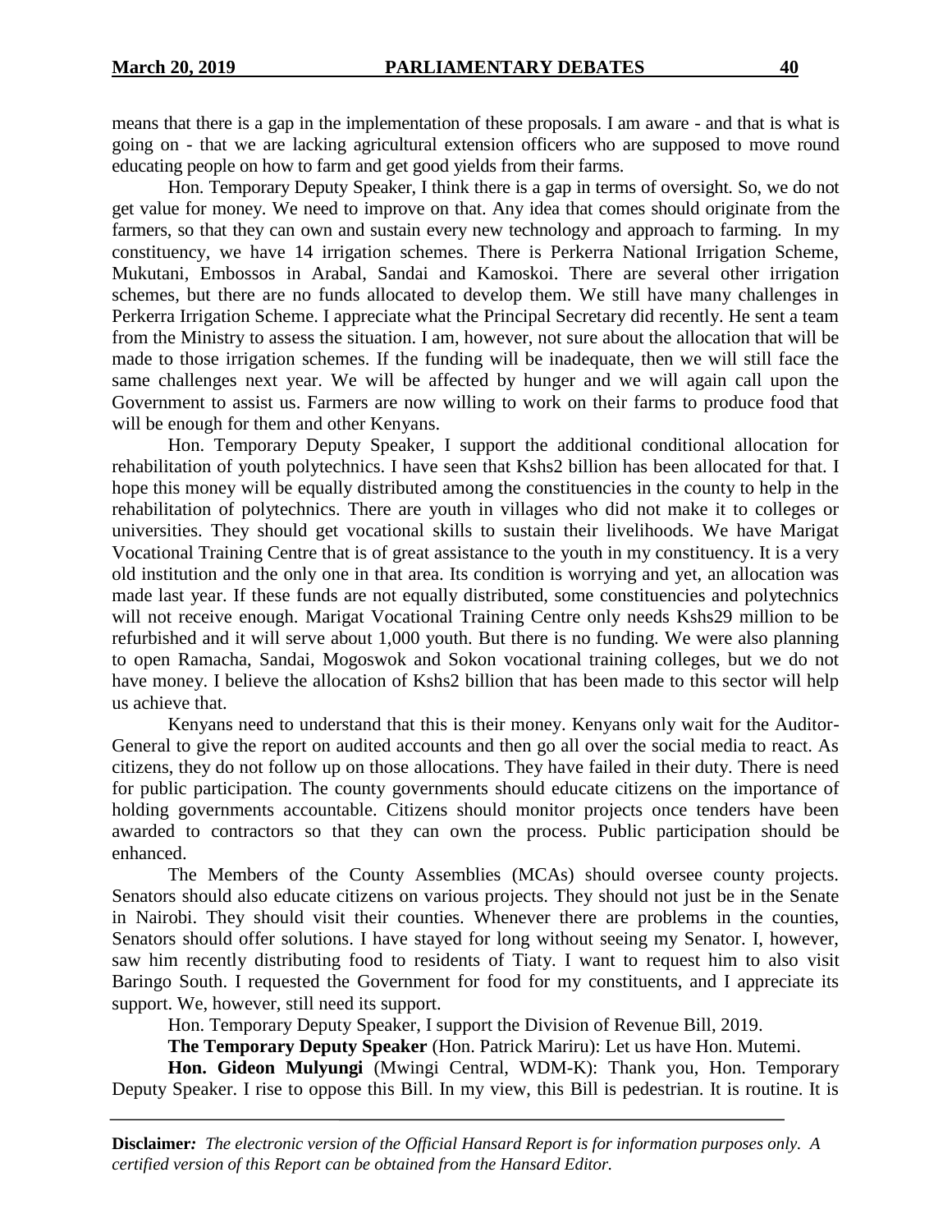means that there is a gap in the implementation of these proposals. I am aware - and that is what is going on - that we are lacking agricultural extension officers who are supposed to move round educating people on how to farm and get good yields from their farms.

Hon. Temporary Deputy Speaker, I think there is a gap in terms of oversight. So, we do not get value for money. We need to improve on that. Any idea that comes should originate from the farmers, so that they can own and sustain every new technology and approach to farming. In my constituency, we have 14 irrigation schemes. There is Perkerra National Irrigation Scheme, Mukutani, Embossos in Arabal, Sandai and Kamoskoi. There are several other irrigation schemes, but there are no funds allocated to develop them. We still have many challenges in Perkerra Irrigation Scheme. I appreciate what the Principal Secretary did recently. He sent a team from the Ministry to assess the situation. I am, however, not sure about the allocation that will be made to those irrigation schemes. If the funding will be inadequate, then we will still face the same challenges next year. We will be affected by hunger and we will again call upon the Government to assist us. Farmers are now willing to work on their farms to produce food that will be enough for them and other Kenyans.

Hon. Temporary Deputy Speaker, I support the additional conditional allocation for rehabilitation of youth polytechnics. I have seen that Kshs2 billion has been allocated for that. I hope this money will be equally distributed among the constituencies in the county to help in the rehabilitation of polytechnics. There are youth in villages who did not make it to colleges or universities. They should get vocational skills to sustain their livelihoods. We have Marigat Vocational Training Centre that is of great assistance to the youth in my constituency. It is a very old institution and the only one in that area. Its condition is worrying and yet, an allocation was made last year. If these funds are not equally distributed, some constituencies and polytechnics will not receive enough. Marigat Vocational Training Centre only needs Kshs29 million to be refurbished and it will serve about 1,000 youth. But there is no funding. We were also planning to open Ramacha, Sandai, Mogoswok and Sokon vocational training colleges, but we do not have money. I believe the allocation of Kshs2 billion that has been made to this sector will help us achieve that.

Kenyans need to understand that this is their money. Kenyans only wait for the Auditor-General to give the report on audited accounts and then go all over the social media to react. As citizens, they do not follow up on those allocations. They have failed in their duty. There is need for public participation. The county governments should educate citizens on the importance of holding governments accountable. Citizens should monitor projects once tenders have been awarded to contractors so that they can own the process. Public participation should be enhanced.

The Members of the County Assemblies (MCAs) should oversee county projects. Senators should also educate citizens on various projects. They should not just be in the Senate in Nairobi. They should visit their counties. Whenever there are problems in the counties, Senators should offer solutions. I have stayed for long without seeing my Senator. I, however, saw him recently distributing food to residents of Tiaty. I want to request him to also visit Baringo South. I requested the Government for food for my constituents, and I appreciate its support. We, however, still need its support.

Hon. Temporary Deputy Speaker, I support the Division of Revenue Bill, 2019.

**The Temporary Deputy Speaker** (Hon. Patrick Mariru): Let us have Hon. Mutemi.

**Hon. Gideon Mulyungi** (Mwingi Central, WDM-K): Thank you, Hon. Temporary Deputy Speaker. I rise to oppose this Bill. In my view, this Bill is pedestrian. It is routine. It is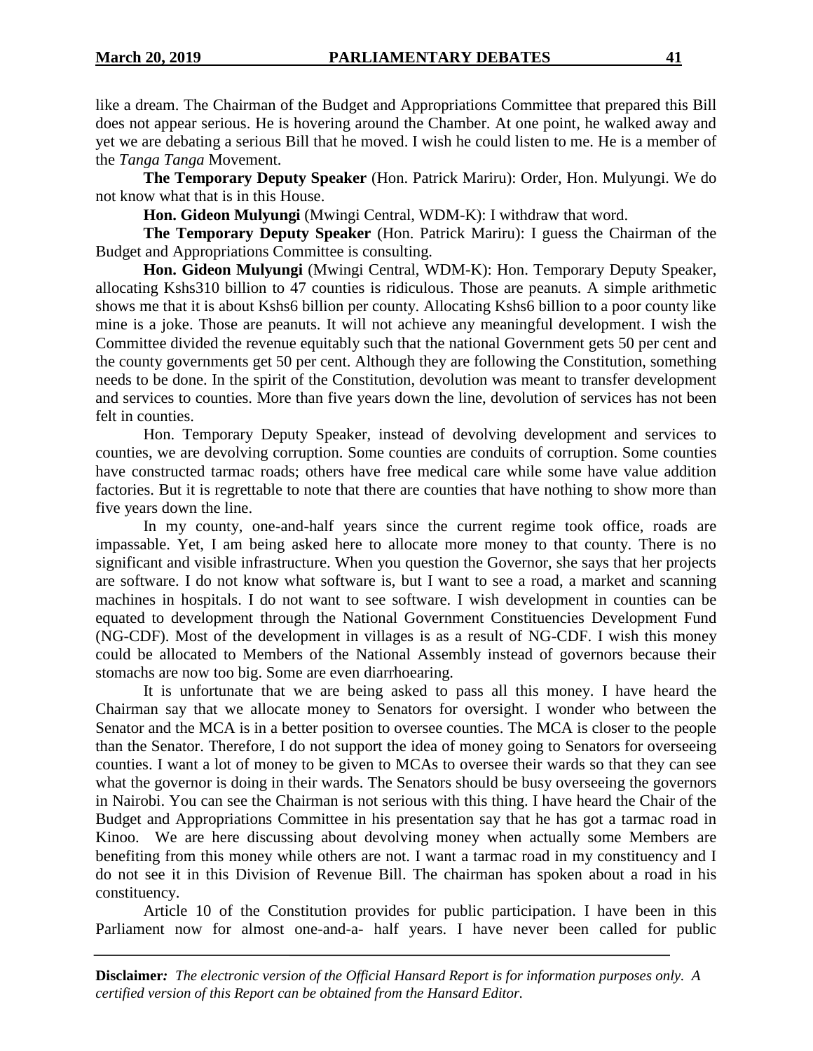like a dream. The Chairman of the Budget and Appropriations Committee that prepared this Bill does not appear serious. He is hovering around the Chamber. At one point, he walked away and yet we are debating a serious Bill that he moved. I wish he could listen to me. He is a member of the *Tanga Tanga* Movement.

**The Temporary Deputy Speaker** (Hon. Patrick Mariru): Order, Hon. Mulyungi. We do not know what that is in this House.

**Hon. Gideon Mulyungi** (Mwingi Central, WDM-K): I withdraw that word.

**The Temporary Deputy Speaker** (Hon. Patrick Mariru): I guess the Chairman of the Budget and Appropriations Committee is consulting.

**Hon. Gideon Mulyungi** (Mwingi Central, WDM-K): Hon. Temporary Deputy Speaker, allocating Kshs310 billion to 47 counties is ridiculous. Those are peanuts. A simple arithmetic shows me that it is about Kshs6 billion per county. Allocating Kshs6 billion to a poor county like mine is a joke. Those are peanuts. It will not achieve any meaningful development. I wish the Committee divided the revenue equitably such that the national Government gets 50 per cent and the county governments get 50 per cent. Although they are following the Constitution, something needs to be done. In the spirit of the Constitution, devolution was meant to transfer development and services to counties. More than five years down the line, devolution of services has not been felt in counties.

Hon. Temporary Deputy Speaker, instead of devolving development and services to counties, we are devolving corruption. Some counties are conduits of corruption. Some counties have constructed tarmac roads; others have free medical care while some have value addition factories. But it is regrettable to note that there are counties that have nothing to show more than five years down the line.

In my county, one-and-half years since the current regime took office, roads are impassable. Yet, I am being asked here to allocate more money to that county. There is no significant and visible infrastructure. When you question the Governor, she says that her projects are software. I do not know what software is, but I want to see a road, a market and scanning machines in hospitals. I do not want to see software. I wish development in counties can be equated to development through the National Government Constituencies Development Fund (NG-CDF). Most of the development in villages is as a result of NG-CDF. I wish this money could be allocated to Members of the National Assembly instead of governors because their stomachs are now too big. Some are even diarrhoearing.

It is unfortunate that we are being asked to pass all this money. I have heard the Chairman say that we allocate money to Senators for oversight. I wonder who between the Senator and the MCA is in a better position to oversee counties. The MCA is closer to the people than the Senator. Therefore, I do not support the idea of money going to Senators for overseeing counties. I want a lot of money to be given to MCAs to oversee their wards so that they can see what the governor is doing in their wards. The Senators should be busy overseeing the governors in Nairobi. You can see the Chairman is not serious with this thing. I have heard the Chair of the Budget and Appropriations Committee in his presentation say that he has got a tarmac road in Kinoo. We are here discussing about devolving money when actually some Members are benefiting from this money while others are not. I want a tarmac road in my constituency and I do not see it in this Division of Revenue Bill. The chairman has spoken about a road in his constituency.

Article 10 of the Constitution provides for public participation. I have been in this Parliament now for almost one-and-a- half years. I have never been called for public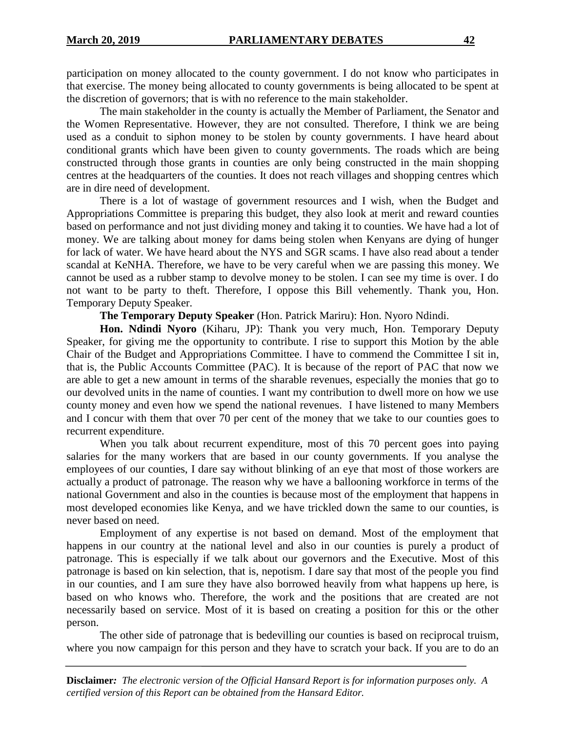participation on money allocated to the county government. I do not know who participates in that exercise. The money being allocated to county governments is being allocated to be spent at the discretion of governors; that is with no reference to the main stakeholder.

The main stakeholder in the county is actually the Member of Parliament, the Senator and the Women Representative. However, they are not consulted. Therefore, I think we are being used as a conduit to siphon money to be stolen by county governments. I have heard about conditional grants which have been given to county governments. The roads which are being constructed through those grants in counties are only being constructed in the main shopping centres at the headquarters of the counties. It does not reach villages and shopping centres which are in dire need of development.

There is a lot of wastage of government resources and I wish, when the Budget and Appropriations Committee is preparing this budget, they also look at merit and reward counties based on performance and not just dividing money and taking it to counties. We have had a lot of money. We are talking about money for dams being stolen when Kenyans are dying of hunger for lack of water. We have heard about the NYS and SGR scams. I have also read about a tender scandal at KeNHA. Therefore, we have to be very careful when we are passing this money. We cannot be used as a rubber stamp to devolve money to be stolen. I can see my time is over. I do not want to be party to theft. Therefore, I oppose this Bill vehemently. Thank you, Hon. Temporary Deputy Speaker.

**The Temporary Deputy Speaker** (Hon. Patrick Mariru): Hon. Nyoro Ndindi.

**Hon. Ndindi Nyoro** (Kiharu, JP): Thank you very much, Hon. Temporary Deputy Speaker, for giving me the opportunity to contribute. I rise to support this Motion by the able Chair of the Budget and Appropriations Committee. I have to commend the Committee I sit in, that is, the Public Accounts Committee (PAC). It is because of the report of PAC that now we are able to get a new amount in terms of the sharable revenues, especially the monies that go to our devolved units in the name of counties. I want my contribution to dwell more on how we use county money and even how we spend the national revenues. I have listened to many Members and I concur with them that over 70 per cent of the money that we take to our counties goes to recurrent expenditure.

When you talk about recurrent expenditure, most of this 70 percent goes into paying salaries for the many workers that are based in our county governments. If you analyse the employees of our counties, I dare say without blinking of an eye that most of those workers are actually a product of patronage. The reason why we have a ballooning workforce in terms of the national Government and also in the counties is because most of the employment that happens in most developed economies like Kenya, and we have trickled down the same to our counties, is never based on need.

Employment of any expertise is not based on demand. Most of the employment that happens in our country at the national level and also in our counties is purely a product of patronage. This is especially if we talk about our governors and the Executive. Most of this patronage is based on kin selection, that is, nepotism. I dare say that most of the people you find in our counties, and I am sure they have also borrowed heavily from what happens up here, is based on who knows who. Therefore, the work and the positions that are created are not necessarily based on service. Most of it is based on creating a position for this or the other person.

The other side of patronage that is bedevilling our counties is based on reciprocal truism, where you now campaign for this person and they have to scratch your back. If you are to do an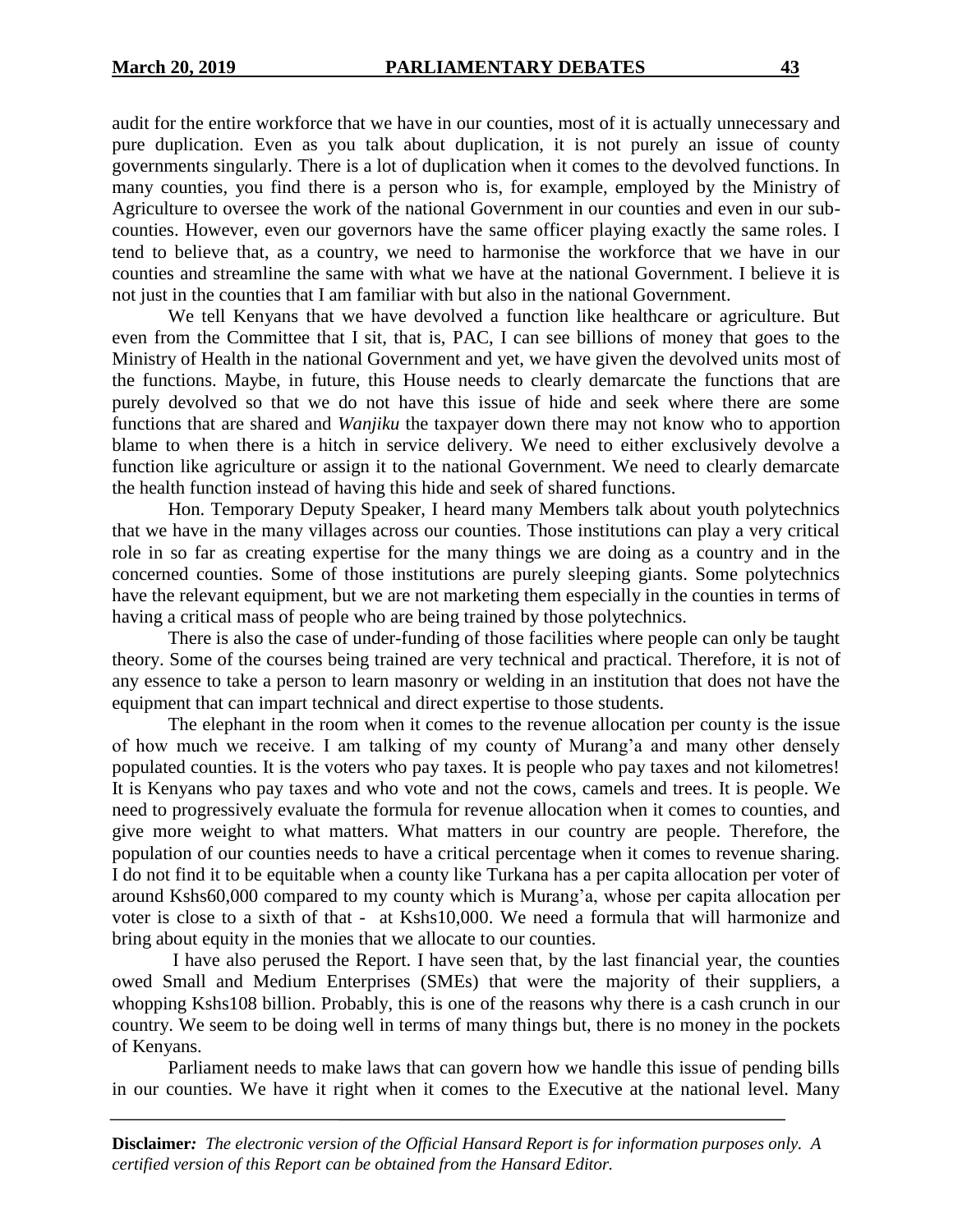audit for the entire workforce that we have in our counties, most of it is actually unnecessary and pure duplication. Even as you talk about duplication, it is not purely an issue of county governments singularly. There is a lot of duplication when it comes to the devolved functions. In many counties, you find there is a person who is, for example, employed by the Ministry of Agriculture to oversee the work of the national Government in our counties and even in our sub-counties. However, even our governors have the same officer playing exactly the same roles. I tend to believe that, as a country, we need to harmonise the workforce that we have in our counties and streamline the same with what we have at the national Government. I believe it is not just in the counties that I am familiar with but also in the national Government.

We tell Kenyans that we have devolved a function like healthcare or agriculture. But even from the Committee that I sit, that is, PAC, I can see billions of money that goes to the Ministry of Health in the national Government and yet, we have given the devolved units most of the functions. Maybe, in future, this House needs to clearly demarcate the functions that are purely devolved so that we do not have this issue of hide and seek where there are some functions that are shared and *Wanjiku* the taxpayer down there may not know who to apportion blame to when there is a hitch in service delivery. We need to either exclusively devolve a function like agriculture or assign it to the national Government. We need to clearly demarcate the health function instead of having this hide and seek of shared functions.

Hon. Temporary Deputy Speaker, I heard many Members talk about youth polytechnics that we have in the many villages across our counties. Those institutions can play a very critical role in so far as creating expertise for the many things we are doing as a country and in the concerned counties. Some of those institutions are purely sleeping giants. Some polytechnics have the relevant equipment, but we are not marketing them especially in the counties in terms of having a critical mass of people who are being trained by those polytechnics.

There is also the case of under-funding of those facilities where people can only be taught theory. Some of the courses being trained are very technical and practical. Therefore, it is not of any essence to take a person to learn masonry or welding in an institution that does not have the equipment that can impart technical and direct expertise to those students.

The elephant in the room when it comes to the revenue allocation per county is the issue of how much we receive. I am talking of my county of Murang'a and many other densely populated counties. It is the voters who pay taxes. It is people who pay taxes and not kilometres! It is Kenyans who pay taxes and who vote and not the cows, camels and trees. It is people. We need to progressively evaluate the formula for revenue allocation when it comes to counties, and give more weight to what matters. What matters in our country are people. Therefore, the population of our counties needs to have a critical percentage when it comes to revenue sharing. I do not find it to be equitable when a county like Turkana has a per capita allocation per voter of around Kshs60,000 compared to my county which is Murang'a, whose per capita allocation per voter is close to a sixth of that - at Kshs10,000. We need a formula that will harmonize and bring about equity in the monies that we allocate to our counties.

I have also perused the Report. I have seen that, by the last financial year, the counties owed Small and Medium Enterprises (SMEs) that were the majority of their suppliers, a whopping Kshs108 billion. Probably, this is one of the reasons why there is a cash crunch in our country. We seem to be doing well in terms of many things but, there is no money in the pockets of Kenyans.

Parliament needs to make laws that can govern how we handle this issue of pending bills in our counties. We have it right when it comes to the Executive at the national level. Many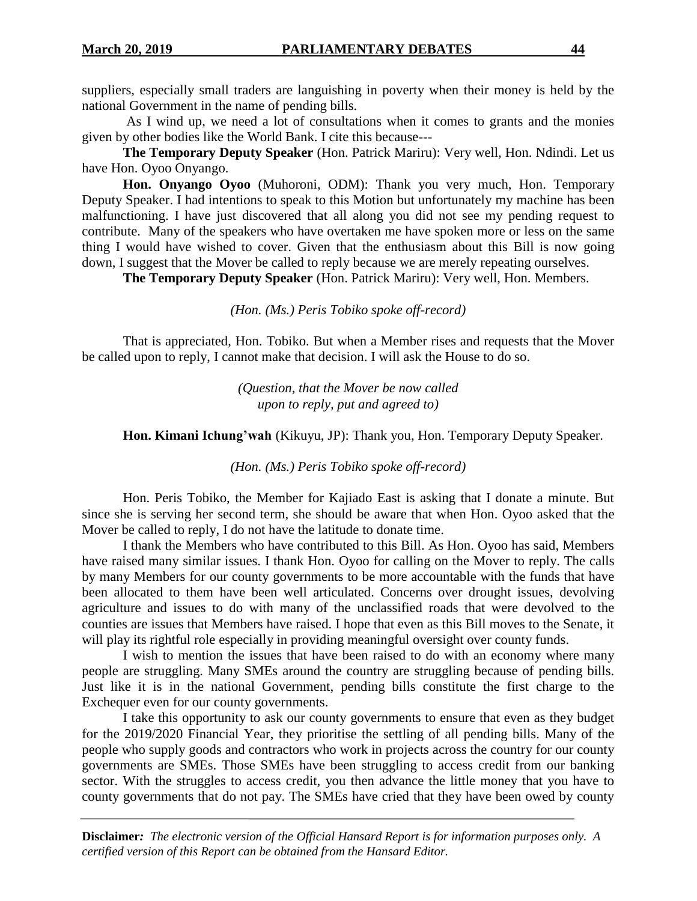suppliers, especially small traders are languishing in poverty when their money is held by the national Government in the name of pending bills.

As I wind up, we need a lot of consultations when it comes to grants and the monies given by other bodies like the World Bank. I cite this because---

**The Temporary Deputy Speaker** (Hon. Patrick Mariru): Very well, Hon. Ndindi. Let us have Hon. Oyoo Onyango.

**Hon. Onyango Oyoo** (Muhoroni, ODM): Thank you very much, Hon. Temporary Deputy Speaker. I had intentions to speak to this Motion but unfortunately my machine has been malfunctioning. I have just discovered that all along you did not see my pending request to contribute. Many of the speakers who have overtaken me have spoken more or less on the same thing I would have wished to cover. Given that the enthusiasm about this Bill is now going down, I suggest that the Mover be called to reply because we are merely repeating ourselves.

**The Temporary Deputy Speaker** (Hon. Patrick Mariru): Very well, Hon. Members.

*(Hon. (Ms.) Peris Tobiko spoke off-record)*

That is appreciated, Hon. Tobiko. But when a Member rises and requests that the Mover be called upon to reply, I cannot make that decision. I will ask the House to do so.

*(Question, that the Mover be now called upon to reply, put and agreed to)*

**Hon. Kimani Ichung'wah** (Kikuyu, JP): Thank you, Hon. Temporary Deputy Speaker.

*(Hon. (Ms.) Peris Tobiko spoke off-record)*

Hon. Peris Tobiko, the Member for Kajiado East is asking that I donate a minute. But since she is serving her second term, she should be aware that when Hon. Oyoo asked that the Mover be called to reply, I do not have the latitude to donate time.

I thank the Members who have contributed to this Bill. As Hon. Oyoo has said, Members have raised many similar issues. I thank Hon. Oyoo for calling on the Mover to reply. The calls by many Members for our county governments to be more accountable with the funds that have been allocated to them have been well articulated. Concerns over drought issues, devolving agriculture and issues to do with many of the unclassified roads that were devolved to the counties are issues that Members have raised. I hope that even as this Bill moves to the Senate, it will play its rightful role especially in providing meaningful oversight over county funds.

I wish to mention the issues that have been raised to do with an economy where many people are struggling. Many SMEs around the country are struggling because of pending bills. Just like it is in the national Government, pending bills constitute the first charge to the Exchequer even for our county governments.

I take this opportunity to ask our county governments to ensure that even as they budget for the 2019/2020 Financial Year, they prioritise the settling of all pending bills. Many of the people who supply goods and contractors who work in projects across the country for our county governments are SMEs. Those SMEs have been struggling to access credit from our banking sector. With the struggles to access credit, you then advance the little money that you have to county governments that do not pay. The SMEs have cried that they have been owed by county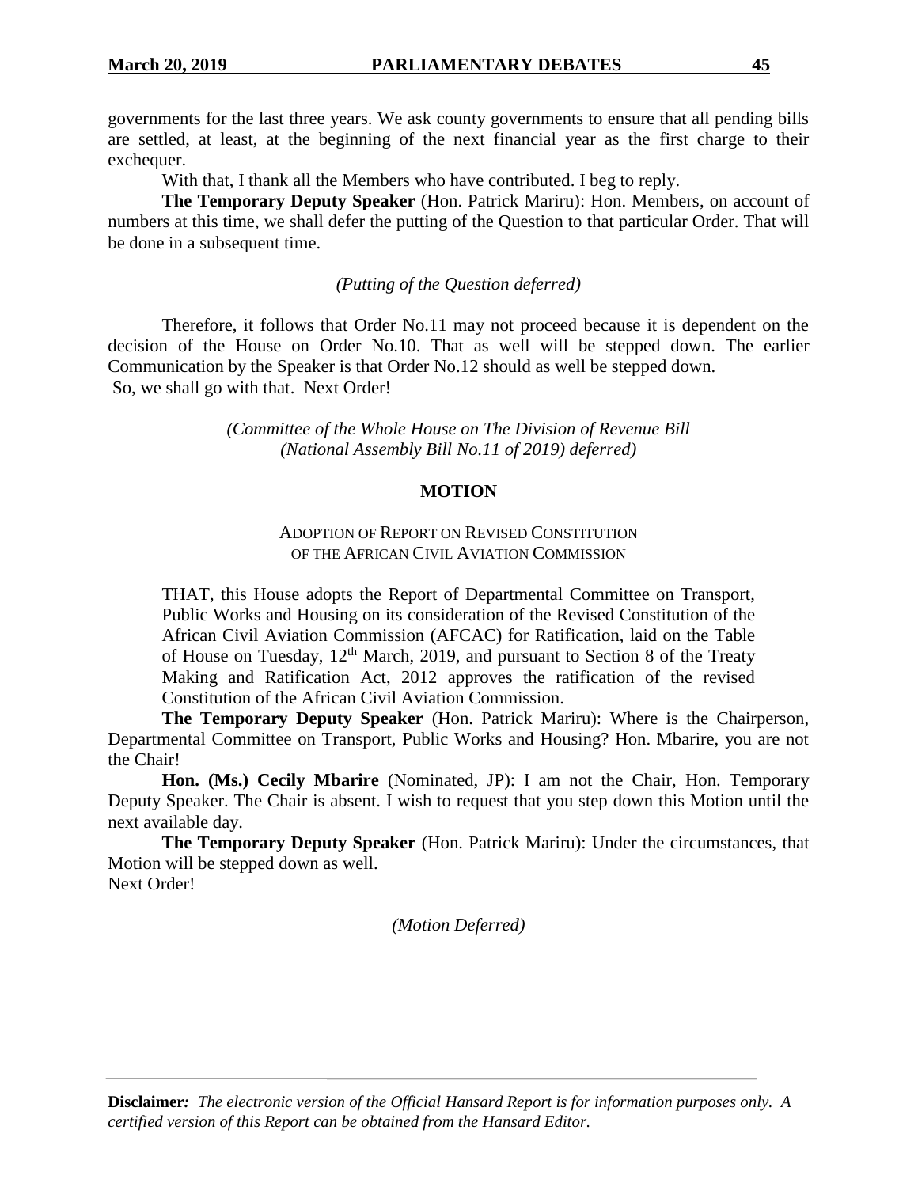governments for the last three years. We ask county governments to ensure that all pending bills are settled, at least, at the beginning of the next financial year as the first charge to their exchequer.

With that, I thank all the Members who have contributed. I beg to reply.

**The Temporary Deputy Speaker** (Hon. Patrick Mariru): Hon. Members, on account of numbers at this time, we shall defer the putting of the Question to that particular Order. That will be done in a subsequent time.

*(Putting of the Question deferred)*

Therefore, it follows that Order No.11 may not proceed because it is dependent on the decision of the House on Order No.10. That as well will be stepped down. The earlier Communication by the Speaker is that Order No.12 should as well be stepped down.

So, we shall go with that. Next Order!

*(Committee of the Whole House on The Division of Revenue Bill (National Assembly Bill No.11 of 2019) deferred)*

## MOTION

### ADOPTION OF REPORT ON REVISED CONSTITUTION OF THE AFRICAN CIVIL AVIATION COMMISSION

THAT, this House adopts the Report of Departmental Committee on Transport, Public Works and Housing on its consideration of the Revised Constitution of the African Civil Aviation Commission (AFCAC) for Ratification, laid on the Table of House on Tuesday, 12th March, 2019, and pursuant to Section 8 of the Treaty Making and Ratification Act, 2012 approves the ratification of the revised Constitution of the African Civil Aviation Commission.

**The Temporary Deputy Speaker** (Hon. Patrick Mariru): Where is the Chairperson, Departmental Committee on Transport, Public Works and Housing? Hon. Mbarire, you are not the Chair!

**Hon. (Ms.) Cecily Mbarire** (Nominated, JP): I am not the Chair, Hon. Temporary Deputy Speaker. The Chair is absent. I wish to request that you step down this Motion until the next available day.

**The Temporary Deputy Speaker** (Hon. Patrick Mariru): Under the circumstances, that Motion will be stepped down as well.

Next Order!

*(Motion Deferred)*

**Disclaimer:** *The electronic version of the Official Hansard Report is for information purposes only. A certified version of this Report can be obtained from the Hansard Editor.*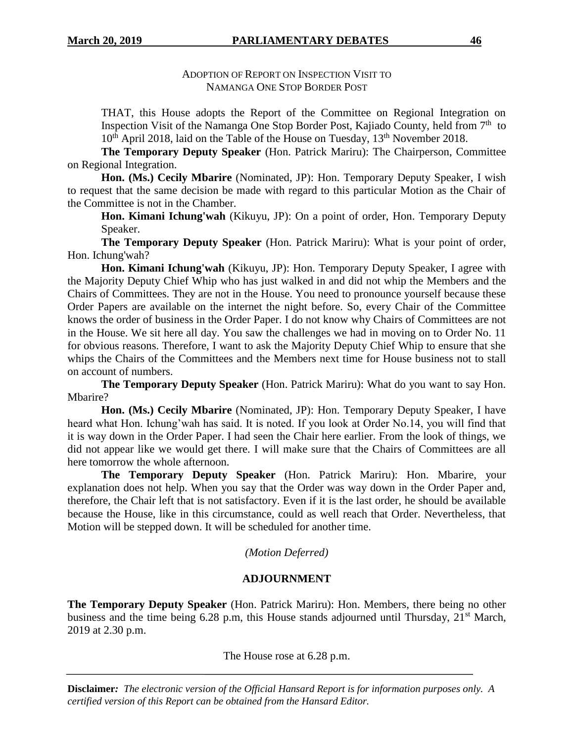ADOPTION OF REPORT ON INSPECTION VISIT TO NAMANGA ONE STOP BORDER POST

THAT, this House adopts the Report of the Committee on Regional Integration on Inspection Visit of the Namanga One Stop Border Post, Kajiado County, held from 7th to 10th April 2018, laid on the Table of the House on Tuesday, 13th November 2018.

**The Temporary Deputy Speaker** (Hon. Patrick Mariru): The Chairperson, Committee on Regional Integration.

**Hon. (Ms.) Cecily Mbarire** (Nominated, JP): Hon. Temporary Deputy Speaker, I wish to request that the same decision be made with regard to this particular Motion as the Chair of the Committee is not in the Chamber.

**Hon. Kimani Ichung'wah** (Kikuyu, JP): On a point of order, Hon. Temporary Deputy Speaker.

**The Temporary Deputy Speaker** (Hon. Patrick Mariru): What is your point of order, Hon. Ichung'wah?

**Hon. Kimani Ichung'wah** (Kikuyu, JP): Hon. Temporary Deputy Speaker, I agree with the Majority Deputy Chief Whip who has just walked in and did not whip the Members and the Chairs of Committees. They are not in the House. You need to pronounce yourself because these Order Papers are available on the internet the night before. So, every Chair of the Committee knows the order of business in the Order Paper. I do not know why Chairs of Committees are not in the House. We sit here all day. You saw the challenges we had in moving on to Order No. 11 for obvious reasons. Therefore, I want to ask the Majority Deputy Chief Whip to ensure that she whips the Chairs of the Committees and the Members next time for House business not to stall on account of numbers.

**The Temporary Deputy Speaker** (Hon. Patrick Mariru): What do you want to say Hon. Mbarire?

**Hon. (Ms.) Cecily Mbarire** (Nominated, JP): Hon. Temporary Deputy Speaker, I have heard what Hon. Ichung'wah has said. It is noted. If you look at Order No.14, you will find that it is way down in the Order Paper. I had seen the Chair here earlier. From the look of things, we did not appear like we would get there. I will make sure that the Chairs of Committees are all here tomorrow the whole afternoon.

**The Temporary Deputy Speaker** (Hon. Patrick Mariru): Hon. Mbarire, your explanation does not help. When you say that the Order was way down in the Order Paper and, therefore, the Chair left that is not satisfactory. Even if it is the last order, he should be available because the House, like in this circumstance, could as well reach that Order. Nevertheless, that Motion will be stepped down. It will be scheduled for another time.

*(Motion Deferred)*

**ADJOURNMENT**

**The Temporary Deputy Speaker** (Hon. Patrick Mariru): Hon. Members, there being no other business and the time being 6.28 p.m, this House stands adjourned until Thursday, 21st March, 2019 at 2.30 p.m.

The House rose at 6.28 p.m.

**Disclaimer***: The electronic version of the Official Hansard Report is for information purposes only. A certified version of this Report can be obtained from the Hansard Editor.*